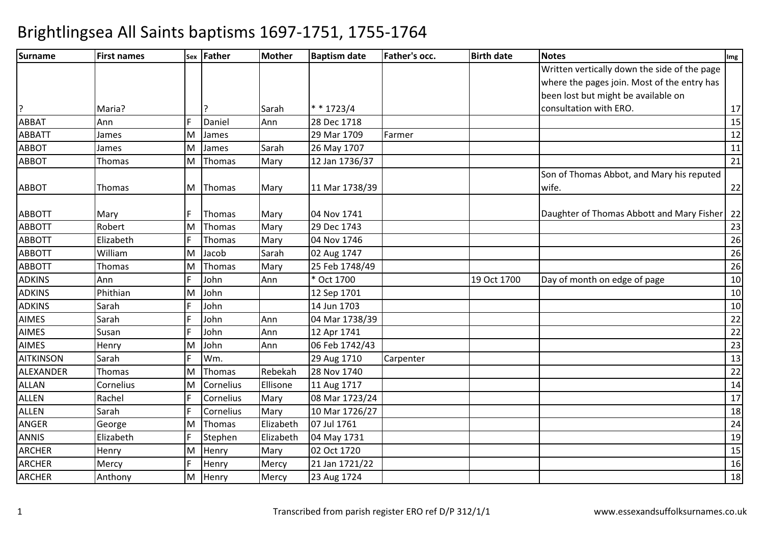# Brightlingsea All Saints baptisms 1697-1751, 1755-1764

| Surname | First names | Sex | Father | Mother | Baptism date | Father's occ. | Birth date | Notes | Img |
|---|---|---|---|---|---|---|---|---|---|
| ? | Maria? | | ? | Sarah | * * 1723/4 | | | Written vertically down the side of the page where the pages join. Most of the entry has been lost but might be available on consultation with ERO. | 17 |
| ABBAT | Ann | F | Daniel | Ann | 28 Dec 1718 | | | | 15 |
| ABBATT | James | M | James | | 29 Mar 1709 | Farmer | | | 12 |
| ABBOT | James | M | James | Sarah | 26 May 1707 | | | | 11 |
| ABBOT | Thomas | M | Thomas | Mary | 12 Jan 1736/37 | | | | 21 |
| ABBOT | Thomas | M | Thomas | Mary | 11 Mar 1738/39 | | | Son of Thomas Abbot, and Mary his reputed wife. | 22 |
| ABBOTT | Mary | F | Thomas | Mary | 04 Nov 1741 | | | Daughter of Thomas Abbott and Mary Fisher | 22 |
| ABBOTT | Robert | M | Thomas | Mary | 29 Dec 1743 | | | | 23 |
| ABBOTT | Elizabeth | F | Thomas | Mary | 04 Nov 1746 | | | | 26 |
| ABBOTT | William | M | Jacob | Sarah | 02 Aug 1747 | | | | 26 |
| ABBOTT | Thomas | M | Thomas | Mary | 25 Feb 1748/49 | | | | 26 |
| ADKINS | Ann | F | John | Ann | * Oct 1700 | | 19 Oct 1700 | Day of month on edge of page | 10 |
| ADKINS | Phithian | M | John | | 12 Sep 1701 | | | | 10 |
| ADKINS | Sarah | F | John | | 14 Jun 1703 | | | | 10 |
| AIMES | Sarah | F | John | Ann | 04 Mar 1738/39 | | | | 22 |
| AIMES | Susan | F | John | Ann | 12 Apr 1741 | | | | 22 |
| AIMES | Henry | M | John | Ann | 06 Feb 1742/43 | | | | 23 |
| AITKINSON | Sarah | F | Wm. | | 29 Aug 1710 | Carpenter | | | 13 |
| ALEXANDER | Thomas | M | Thomas | Rebekah | 28 Nov 1740 | | | | 22 |
| ALLAN | Cornelius | M | Cornelius | Ellisone | 11 Aug 1717 | | | | 14 |
| ALLEN | Rachel | F | Cornelius | Mary | 08 Mar 1723/24 | | | | 17 |
| ALLEN | Sarah | F | Cornelius | Mary | 10 Mar 1726/27 | | | | 18 |
| ANGER | George | M | Thomas | Elizabeth | 07 Jul 1761 | | | | 24 |
| ANNIS | Elizabeth | F | Stephen | Elizabeth | 04 May 1731 | | | | 19 |
| ARCHER | Henry | M | Henry | Mary | 02 Oct 1720 | | | | 15 |
| ARCHER | Mercy | F | Henry | Mercy | 21 Jan 1721/22 | | | | 16 |
| ARCHER | Anthony | M | Henry | Mercy | 23 Aug 1724 | | | | 18 |

Transcribed from parish register ERO ref D/P 312/1/1

www.essexandsuffolksurnames.co.uk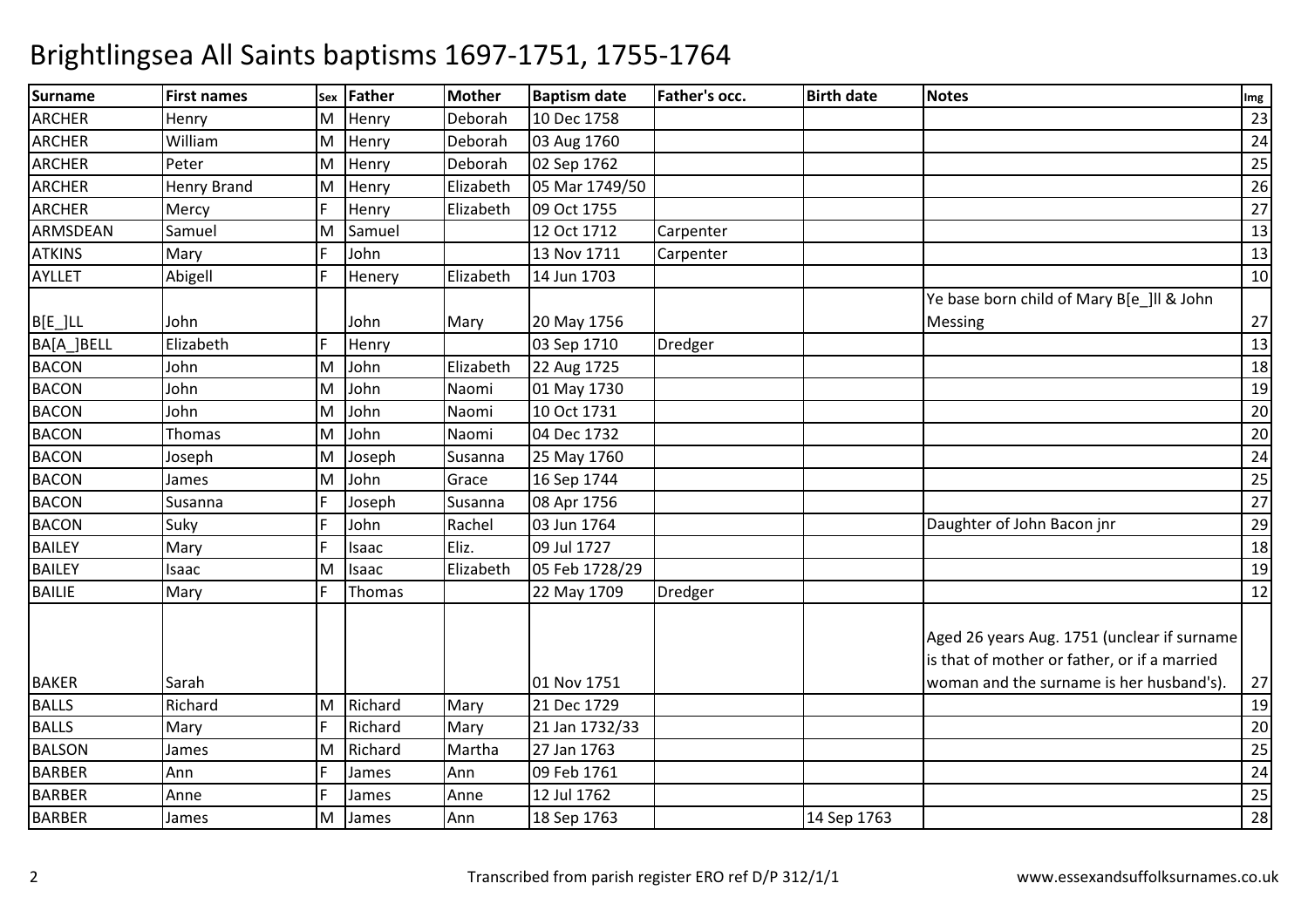# Brightlingsea All Saints baptisms 1697-1751, 1755-1764

| Surname | First names | Sex | Father | Mother | Baptism date | Father's occ. | Birth date | Notes | Img |
|---|---|---|---|---|---|---|---|---|---|
| ARCHER | Henry | M | Henry | Deborah | 10 Dec 1758 | | | | 23 |
| ARCHER | William | M | Henry | Deborah | 03 Aug 1760 | | | | 24 |
| ARCHER | Peter | M | Henry | Deborah | 02 Sep 1762 | | | | 25 |
| ARCHER | Henry Brand | M | Henry | Elizabeth | 05 Mar 1749/50 | | | | 26 |
| ARCHER | Mercy | F | Henry | Elizabeth | 09 Oct 1755 | | | | 27 |
| ARMSDEAN | Samuel | M | Samuel | | 12 Oct 1712 | Carpenter | | | 13 |
| ATKINS | Mary | F | John | | 13 Nov 1711 | Carpenter | | | 13 |
| AYLLET | Abigell | F | Henery | Elizabeth | 14 Jun 1703 | | | | 10 |
| B[E_]LL | John | | John | Mary | 20 May 1756 | | | Ye base born child of Mary B[e_]ll & John Messing | 27 |
| BA[A_]BELL | Elizabeth | F | Henry | | 03 Sep 1710 | Dredger | | | 13 |
| BACON | John | M | John | Elizabeth | 22 Aug 1725 | | | | 18 |
| BACON | John | M | John | Naomi | 01 May 1730 | | | | 19 |
| BACON | John | M | John | Naomi | 10 Oct 1731 | | | | 20 |
| BACON | Thomas | M | John | Naomi | 04 Dec 1732 | | | | 20 |
| BACON | Joseph | M | Joseph | Susanna | 25 May 1760 | | | | 24 |
| BACON | James | M | John | Grace | 16 Sep 1744 | | | | 25 |
| BACON | Susanna | F | Joseph | Susanna | 08 Apr 1756 | | | | 27 |
| BACON | Suky | F | John | Rachel | 03 Jun 1764 | | | Daughter of John Bacon jnr | 29 |
| BAILEY | Mary | F | Isaac | Eliz. | 09 Jul 1727 | | | | 18 |
| BAILEY | Isaac | M | Isaac | Elizabeth | 05 Feb 1728/29 | | | | 19 |
| BAILIE | Mary | F | Thomas | | 22 May 1709 | Dredger | | | 12 |
| BAKER | Sarah | | | | 01 Nov 1751 | | | Aged 26 years Aug. 1751 (unclear if surname is that of mother or father, or if a married woman and the surname is her husband's). | 27 |
| BALLS | Richard | M | Richard | Mary | 21 Dec 1729 | | | | 19 |
| BALLS | Mary | F | Richard | Mary | 21 Jan 1732/33 | | | | 20 |
| BALSON | James | M | Richard | Martha | 27 Jan 1763 | | | | 25 |
| BARBER | Ann | F | James | Ann | 09 Feb 1761 | | | | 24 |
| BARBER | Anne | F | James | Anne | 12 Jul 1762 | | | | 25 |
| BARBER | James | M | James | Ann | 18 Sep 1763 | | 14 Sep 1763 | | 28 |

Transcribed from parish register ERO ref D/P 312/1/1 www.essexandsuffolksurnames.co.uk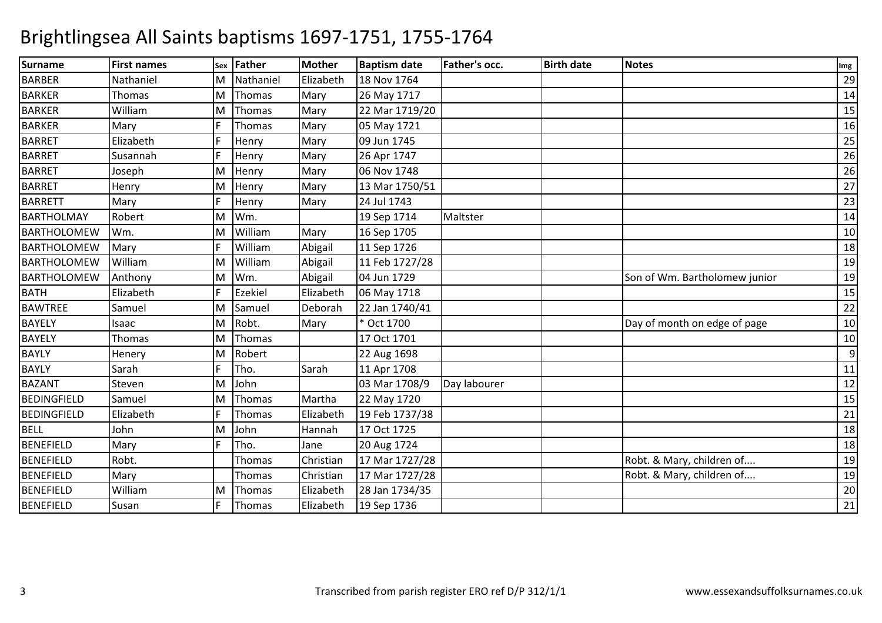# Brightlingsea All Saints baptisms 1697-1751, 1755-1764

| Surname | First names | Sex | Father | Mother | Baptism date | Father's occ. | Birth date | Notes | Img |
|---|---|---|---|---|---|---|---|---|---|
| BARBER | Nathaniel | M | Nathaniel | Elizabeth | 18 Nov 1764 | | | | 29 |
| BARKER | Thomas | M | Thomas | Mary | 26 May 1717 | | | | 14 |
| BARKER | William | M | Thomas | Mary | 22 Mar 1719/20 | | | | 15 |
| BARKER | Mary | F | Thomas | Mary | 05 May 1721 | | | | 16 |
| BARRET | Elizabeth | F | Henry | Mary | 09 Jun 1745 | | | | 25 |
| BARRET | Susannah | F | Henry | Mary | 26 Apr 1747 | | | | 26 |
| BARRET | Joseph | M | Henry | Mary | 06 Nov 1748 | | | | 26 |
| BARRET | Henry | M | Henry | Mary | 13 Mar 1750/51 | | | | 27 |
| BARRETT | Mary | F | Henry | Mary | 24 Jul 1743 | | | | 23 |
| BARTHOLMAY | Robert | M | Wm. | | 19 Sep 1714 | Maltster | | | 14 |
| BARTHOLOMEW | Wm. | M | William | Mary | 16 Sep 1705 | | | | 10 |
| BARTHOLOMEW | Mary | F | William | Abigail | 11 Sep 1726 | | | | 18 |
| BARTHOLOMEW | William | M | William | Abigail | 11 Feb 1727/28 | | | | 19 |
| BARTHOLOMEW | Anthony | M | Wm. | Abigail | 04 Jun 1729 | | | Son of Wm. Bartholomew junior | 19 |
| BATH | Elizabeth | F | Ezekiel | Elizabeth | 06 May 1718 | | | | 15 |
| BAWTREE | Samuel | M | Samuel | Deborah | 22 Jan 1740/41 | | | | 22 |
| BAYELY | Isaac | M | Robt. | Mary | * Oct 1700 | | | Day of month on edge of page | 10 |
| BAYELY | Thomas | M | Thomas | | 17 Oct 1701 | | | | 10 |
| BAYLY | Henery | M | Robert | | 22 Aug 1698 | | | | 9 |
| BAYLY | Sarah | F | Tho. | Sarah | 11 Apr 1708 | | | | 11 |
| BAZANT | Steven | M | John | | 03 Mar 1708/9 | Day labourer | | | 12 |
| BEDINGFIELD | Samuel | M | Thomas | Martha | 22 May 1720 | | | | 15 |
| BEDINGFIELD | Elizabeth | F | Thomas | Elizabeth | 19 Feb 1737/38 | | | | 21 |
| BELL | John | M | John | Hannah | 17 Oct 1725 | | | | 18 |
| BENEFIELD | Mary | F | Tho. | Jane | 20 Aug 1724 | | | | 18 |
| BENEFIELD | Robt. | | Thomas | Christian | 17 Mar 1727/28 | | | Robt. & Mary, children of.... | 19 |
| BENEFIELD | Mary | | Thomas | Christian | 17 Mar 1727/28 | | | Robt. & Mary, children of.... | 19 |
| BENEFIELD | William | M | Thomas | Elizabeth | 28 Jan 1734/35 | | | | 20 |
| BENEFIELD | Susan | F | Thomas | Elizabeth | 19 Sep 1736 | | | | 21 |

Transcribed from parish register ERO ref D/P 312/1/1 — www.essexandsuffolksurnames.co.uk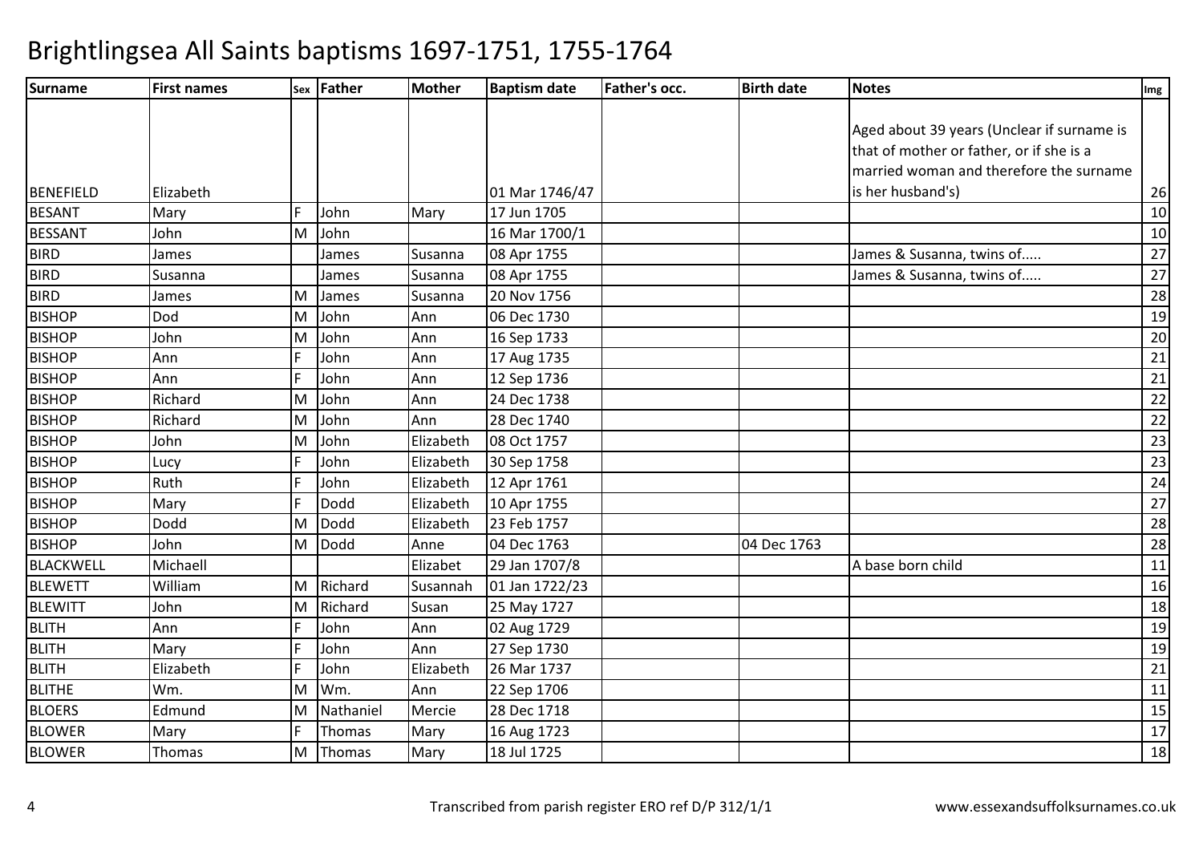# Brightlingsea All Saints baptisms 1697-1751, 1755-1764

| Surname | First names | Sex | Father | Mother | Baptism date | Father's occ. | Birth date | Notes | Img |
|---|---|---|---|---|---|---|---|---|---|
| BENEFIELD | Elizabeth | | | | 01 Mar 1746/47 | | | Aged about 39 years (Unclear if surname is that of mother or father, or if she is a married woman and therefore the surname is her husband's) | 26 |
| BESANT | Mary | F | John | Mary | 17 Jun 1705 | | | | 10 |
| BESSANT | John | M | John | | 16 Mar 1700/1 | | | | 10 |
| BIRD | James | | James | Susanna | 08 Apr 1755 | | | James & Susanna, twins of..... | 27 |
| BIRD | Susanna | | James | Susanna | 08 Apr 1755 | | | James & Susanna, twins of..... | 27 |
| BIRD | James | M | James | Susanna | 20 Nov 1756 | | | | 28 |
| BISHOP | Dod | M | John | Ann | 06 Dec 1730 | | | | 19 |
| BISHOP | John | M | John | Ann | 16 Sep 1733 | | | | 20 |
| BISHOP | Ann | F | John | Ann | 17 Aug 1735 | | | | 21 |
| BISHOP | Ann | F | John | Ann | 12 Sep 1736 | | | | 21 |
| BISHOP | Richard | M | John | Ann | 24 Dec 1738 | | | | 22 |
| BISHOP | Richard | M | John | Ann | 28 Dec 1740 | | | | 22 |
| BISHOP | John | M | John | Elizabeth | 08 Oct 1757 | | | | 23 |
| BISHOP | Lucy | F | John | Elizabeth | 30 Sep 1758 | | | | 23 |
| BISHOP | Ruth | F | John | Elizabeth | 12 Apr 1761 | | | | 24 |
| BISHOP | Mary | F | Dodd | Elizabeth | 10 Apr 1755 | | | | 27 |
| BISHOP | Dodd | M | Dodd | Elizabeth | 23 Feb 1757 | | | | 28 |
| BISHOP | John | M | Dodd | Anne | 04 Dec 1763 | | 04 Dec 1763 | | 28 |
| BLACKWELL | Michaell | | | Elizabet | 29 Jan 1707/8 | | | A base born child | 11 |
| BLEWETT | William | M | Richard | Susannah | 01 Jan 1722/23 | | | | 16 |
| BLEWITT | John | M | Richard | Susan | 25 May 1727 | | | | 18 |
| BLITH | Ann | F | John | Ann | 02 Aug 1729 | | | | 19 |
| BLITH | Mary | F | John | Ann | 27 Sep 1730 | | | | 19 |
| BLITH | Elizabeth | F | John | Elizabeth | 26 Mar 1737 | | | | 21 |
| BLITHE | Wm. | M | Wm. | Ann | 22 Sep 1706 | | | | 11 |
| BLOERS | Edmund | M | Nathaniel | Mercie | 28 Dec 1718 | | | | 15 |
| BLOWER | Mary | F | Thomas | Mary | 16 Aug 1723 | | | | 17 |
| BLOWER | Thomas | M | Thomas | Mary | 18 Jul 1725 | | | | 18 |

Transcribed from parish register ERO ref D/P 312/1/1 www.essexandsuffolksurnames.co.uk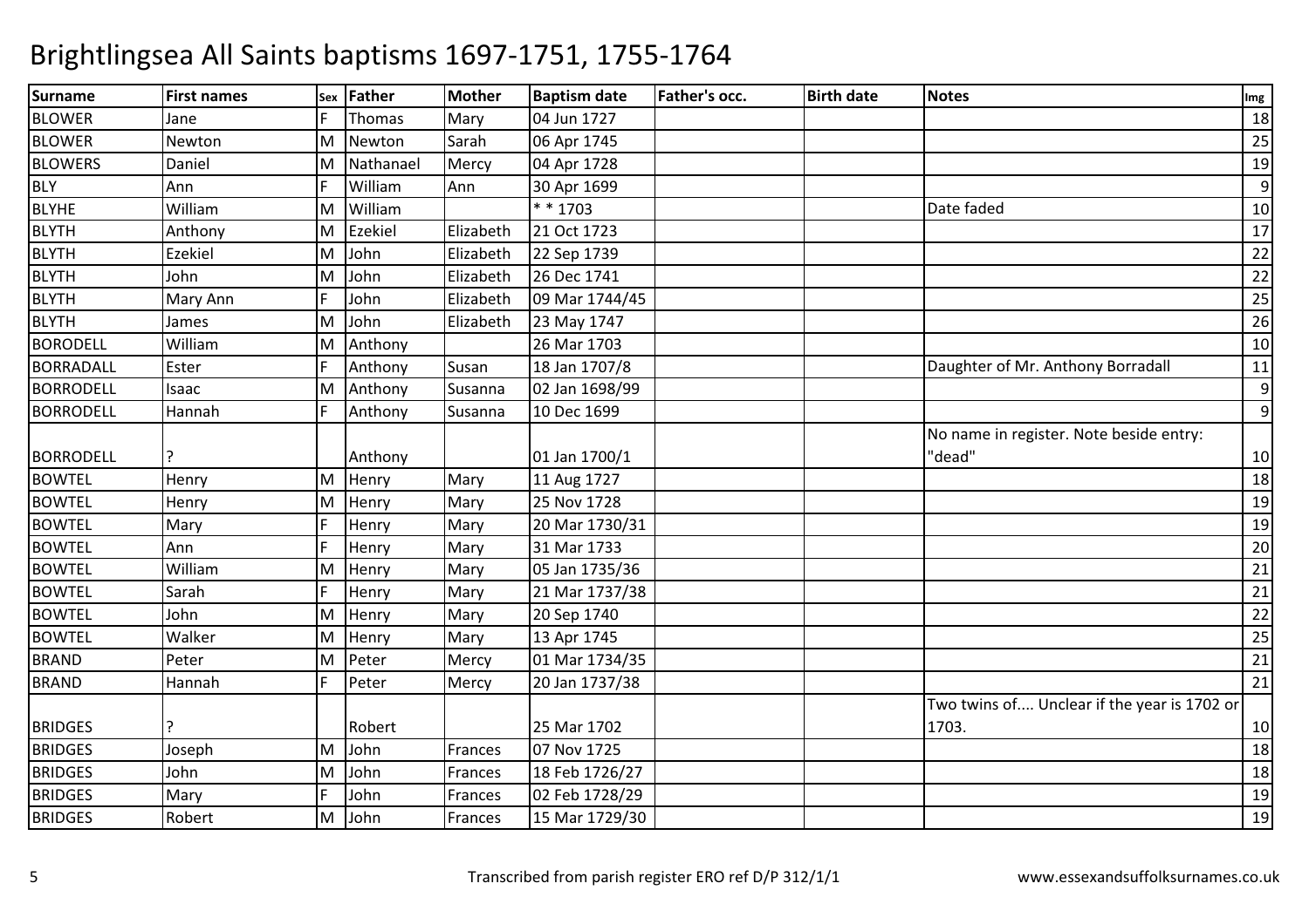# Brightlingsea All Saints baptisms 1697-1751, 1755-1764

| Surname | First names | Sex | Father | Mother | Baptism date | Father's occ. | Birth date | Notes | Img |
|---|---|---|---|---|---|---|---|---|---|
| BLOWER | Jane | F | Thomas | Mary | 04 Jun 1727 | | | | 18 |
| BLOWER | Newton | M | Newton | Sarah | 06 Apr 1745 | | | | 25 |
| BLOWERS | Daniel | M | Nathanael | Mercy | 04 Apr 1728 | | | | 19 |
| BLY | Ann | F | William | Ann | 30 Apr 1699 | | | | 9 |
| BLYHE | William | M | William | | * * 1703 | | | Date faded | 10 |
| BLYTH | Anthony | M | Ezekiel | Elizabeth | 21 Oct 1723 | | | | 17 |
| BLYTH | Ezekiel | M | John | Elizabeth | 22 Sep 1739 | | | | 22 |
| BLYTH | John | M | John | Elizabeth | 26 Dec 1741 | | | | 22 |
| BLYTH | Mary Ann | F | John | Elizabeth | 09 Mar 1744/45 | | | | 25 |
| BLYTH | James | M | John | Elizabeth | 23 May 1747 | | | | 26 |
| BORODELL | William | M | Anthony | | 26 Mar 1703 | | | | 10 |
| BORRADALL | Ester | F | Anthony | Susan | 18 Jan 1707/8 | | | Daughter of Mr. Anthony Borradall | 11 |
| BORRODELL | Isaac | M | Anthony | Susanna | 02 Jan 1698/99 | | | | 9 |
| BORRODELL | Hannah | F | Anthony | Susanna | 10 Dec 1699 | | | | 9 |
| BORRODELL | ? | | Anthony | | 01 Jan 1700/1 | | | No name in register. Note beside entry: "dead" | 10 |
| BOWTEL | Henry | M | Henry | Mary | 11 Aug 1727 | | | | 18 |
| BOWTEL | Henry | M | Henry | Mary | 25 Nov 1728 | | | | 19 |
| BOWTEL | Mary | F | Henry | Mary | 20 Mar 1730/31 | | | | 19 |
| BOWTEL | Ann | F | Henry | Mary | 31 Mar 1733 | | | | 20 |
| BOWTEL | William | M | Henry | Mary | 05 Jan 1735/36 | | | | 21 |
| BOWTEL | Sarah | F | Henry | Mary | 21 Mar 1737/38 | | | | 21 |
| BOWTEL | John | M | Henry | Mary | 20 Sep 1740 | | | | 22 |
| BOWTEL | Walker | M | Henry | Mary | 13 Apr 1745 | | | | 25 |
| BRAND | Peter | M | Peter | Mercy | 01 Mar 1734/35 | | | | 21 |
| BRAND | Hannah | F | Peter | Mercy | 20 Jan 1737/38 | | | | 21 |
| BRIDGES | ? | | Robert | | 25 Mar 1702 | | | Two twins of.... Unclear if the year is 1702 or 1703. | 10 |
| BRIDGES | Joseph | M | John | Frances | 07 Nov 1725 | | | | 18 |
| BRIDGES | John | M | John | Frances | 18 Feb 1726/27 | | | | 18 |
| BRIDGES | Mary | F | John | Frances | 02 Feb 1728/29 | | | | 19 |
| BRIDGES | Robert | M | John | Frances | 15 Mar 1729/30 | | | | 19 |

Transcribed from parish register ERO ref D/P 312/1/1

www.essexandsuffolksurnames.co.uk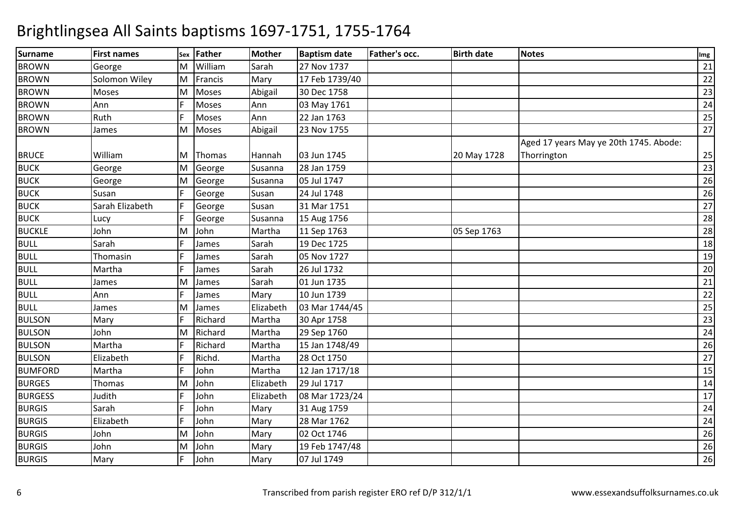# Brightlingsea All Saints baptisms 1697-1751, 1755-1764

| Surname | First names | Sex | Father | Mother | Baptism date | Father's occ. | Birth date | Notes | Img |
|---|---|---|---|---|---|---|---|---|---|
| BROWN | George | M | William | Sarah | 27 Nov 1737 | | | | 21 |
| BROWN | Solomon Wiley | M | Francis | Mary | 17 Feb 1739/40 | | | | 22 |
| BROWN | Moses | M | Moses | Abigail | 30 Dec 1758 | | | | 23 |
| BROWN | Ann | F | Moses | Ann | 03 May 1761 | | | | 24 |
| BROWN | Ruth | F | Moses | Ann | 22 Jan 1763 | | | | 25 |
| BROWN | James | M | Moses | Abigail | 23 Nov 1755 | | | | 27 |
| BRUCE | William | M | Thomas | Hannah | 03 Jun 1745 | | 20 May 1728 | Aged 17 years May ye 20th 1745. Abode: Thorrington | 25 |
| BUCK | George | M | George | Susanna | 28 Jan 1759 | | | | 23 |
| BUCK | George | M | George | Susanna | 05 Jul 1747 | | | | 26 |
| BUCK | Susan | F | George | Susan | 24 Jul 1748 | | | | 26 |
| BUCK | Sarah Elizabeth | F | George | Susan | 31 Mar 1751 | | | | 27 |
| BUCK | Lucy | F | George | Susanna | 15 Aug 1756 | | | | 28 |
| BUCKLE | John | M | John | Martha | 11 Sep 1763 | | 05 Sep 1763 | | 28 |
| BULL | Sarah | F | James | Sarah | 19 Dec 1725 | | | | 18 |
| BULL | Thomasin | F | James | Sarah | 05 Nov 1727 | | | | 19 |
| BULL | Martha | F | James | Sarah | 26 Jul 1732 | | | | 20 |
| BULL | James | M | James | Sarah | 01 Jun 1735 | | | | 21 |
| BULL | Ann | F | James | Mary | 10 Jun 1739 | | | | 22 |
| BULL | James | M | James | Elizabeth | 03 Mar 1744/45 | | | | 25 |
| BULSON | Mary | F | Richard | Martha | 30 Apr 1758 | | | | 23 |
| BULSON | John | M | Richard | Martha | 29 Sep 1760 | | | | 24 |
| BULSON | Martha | F | Richard | Martha | 15 Jan 1748/49 | | | | 26 |
| BULSON | Elizabeth | F | Richd. | Martha | 28 Oct 1750 | | | | 27 |
| BUMFORD | Martha | F | John | Martha | 12 Jan 1717/18 | | | | 15 |
| BURGES | Thomas | M | John | Elizabeth | 29 Jul 1717 | | | | 14 |
| BURGESS | Judith | F | John | Elizabeth | 08 Mar 1723/24 | | | | 17 |
| BURGIS | Sarah | F | John | Mary | 31 Aug 1759 | | | | 24 |
| BURGIS | Elizabeth | F | John | Mary | 28 Mar 1762 | | | | 24 |
| BURGIS | John | M | John | Mary | 02 Oct 1746 | | | | 26 |
| BURGIS | John | M | John | Mary | 19 Feb 1747/48 | | | | 26 |
| BURGIS | Mary | F | John | Mary | 07 Jul 1749 | | | | 26 |

Transcribed from parish register ERO ref D/P 312/1/1 www.essexandsuffolksurnames.co.uk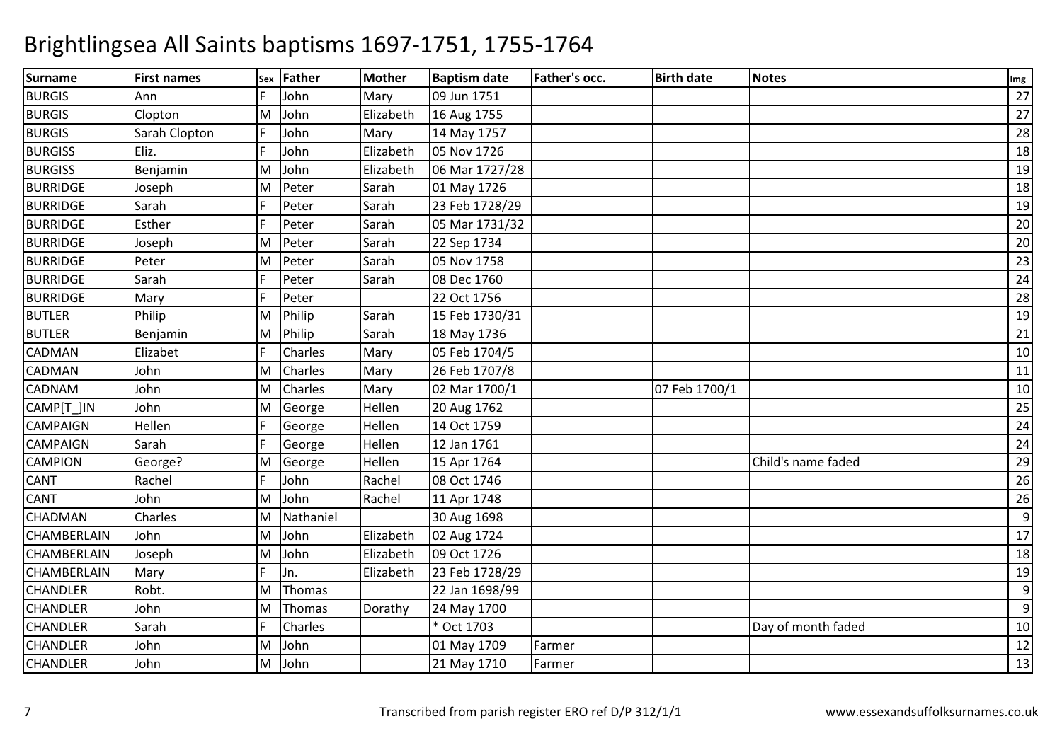# Brightlingsea All Saints baptisms 1697-1751, 1755-1764

| Surname | First names | Sex | Father | Mother | Baptism date | Father's occ. | Birth date | Notes | Img |
|---|---|---|---|---|---|---|---|---|---|
| BURGIS | Ann | F | John | Mary | 09 Jun 1751 | | | | 27 |
| BURGIS | Clopton | M | John | Elizabeth | 16 Aug 1755 | | | | 27 |
| BURGIS | Sarah Clopton | F | John | Mary | 14 May 1757 | | | | 28 |
| BURGISS | Eliz. | F | John | Elizabeth | 05 Nov 1726 | | | | 18 |
| BURGISS | Benjamin | M | John | Elizabeth | 06 Mar 1727/28 | | | | 19 |
| BURRIDGE | Joseph | M | Peter | Sarah | 01 May 1726 | | | | 18 |
| BURRIDGE | Sarah | F | Peter | Sarah | 23 Feb 1728/29 | | | | 19 |
| BURRIDGE | Esther | F | Peter | Sarah | 05 Mar 1731/32 | | | | 20 |
| BURRIDGE | Joseph | M | Peter | Sarah | 22 Sep 1734 | | | | 20 |
| BURRIDGE | Peter | M | Peter | Sarah | 05 Nov 1758 | | | | 23 |
| BURRIDGE | Sarah | F | Peter | Sarah | 08 Dec 1760 | | | | 24 |
| BURRIDGE | Mary | F | Peter | | 22 Oct 1756 | | | | 28 |
| BUTLER | Philip | M | Philip | Sarah | 15 Feb 1730/31 | | | | 19 |
| BUTLER | Benjamin | M | Philip | Sarah | 18 May 1736 | | | | 21 |
| CADMAN | Elizabet | F | Charles | Mary | 05 Feb 1704/5 | | | | 10 |
| CADMAN | John | M | Charles | Mary | 26 Feb 1707/8 | | | | 11 |
| CADNAM | John | M | Charles | Mary | 02 Mar 1700/1 | | 07 Feb 1700/1 | | 10 |
| CAMP[T_]IN | John | M | George | Hellen | 20 Aug 1762 | | | | 25 |
| CAMPAIGN | Hellen | F | George | Hellen | 14 Oct 1759 | | | | 24 |
| CAMPAIGN | Sarah | F | George | Hellen | 12 Jan 1761 | | | | 24 |
| CAMPION | George? | M | George | Hellen | 15 Apr 1764 | | | Child's name faded | 29 |
| CANT | Rachel | F | John | Rachel | 08 Oct 1746 | | | | 26 |
| CANT | John | M | John | Rachel | 11 Apr 1748 | | | | 26 |
| CHADMAN | Charles | M | Nathaniel | | 30 Aug 1698 | | | | 9 |
| CHAMBERLAIN | John | M | John | Elizabeth | 02 Aug 1724 | | | | 17 |
| CHAMBERLAIN | Joseph | M | John | Elizabeth | 09 Oct 1726 | | | | 18 |
| CHAMBERLAIN | Mary | F | Jn. | Elizabeth | 23 Feb 1728/29 | | | | 19 |
| CHANDLER | Robt. | M | Thomas | | 22 Jan 1698/99 | | | | 9 |
| CHANDLER | John | M | Thomas | Dorathy | 24 May 1700 | | | | 9 |
| CHANDLER | Sarah | F | Charles | | * Oct 1703 | | | Day of month faded | 10 |
| CHANDLER | John | M | John | | 01 May 1709 | Farmer | | | 12 |
| CHANDLER | John | M | John | | 21 May 1710 | Farmer | | | 13 |

Transcribed from parish register ERO ref D/P 312/1/1 www.essexandsuffolksurnames.co.uk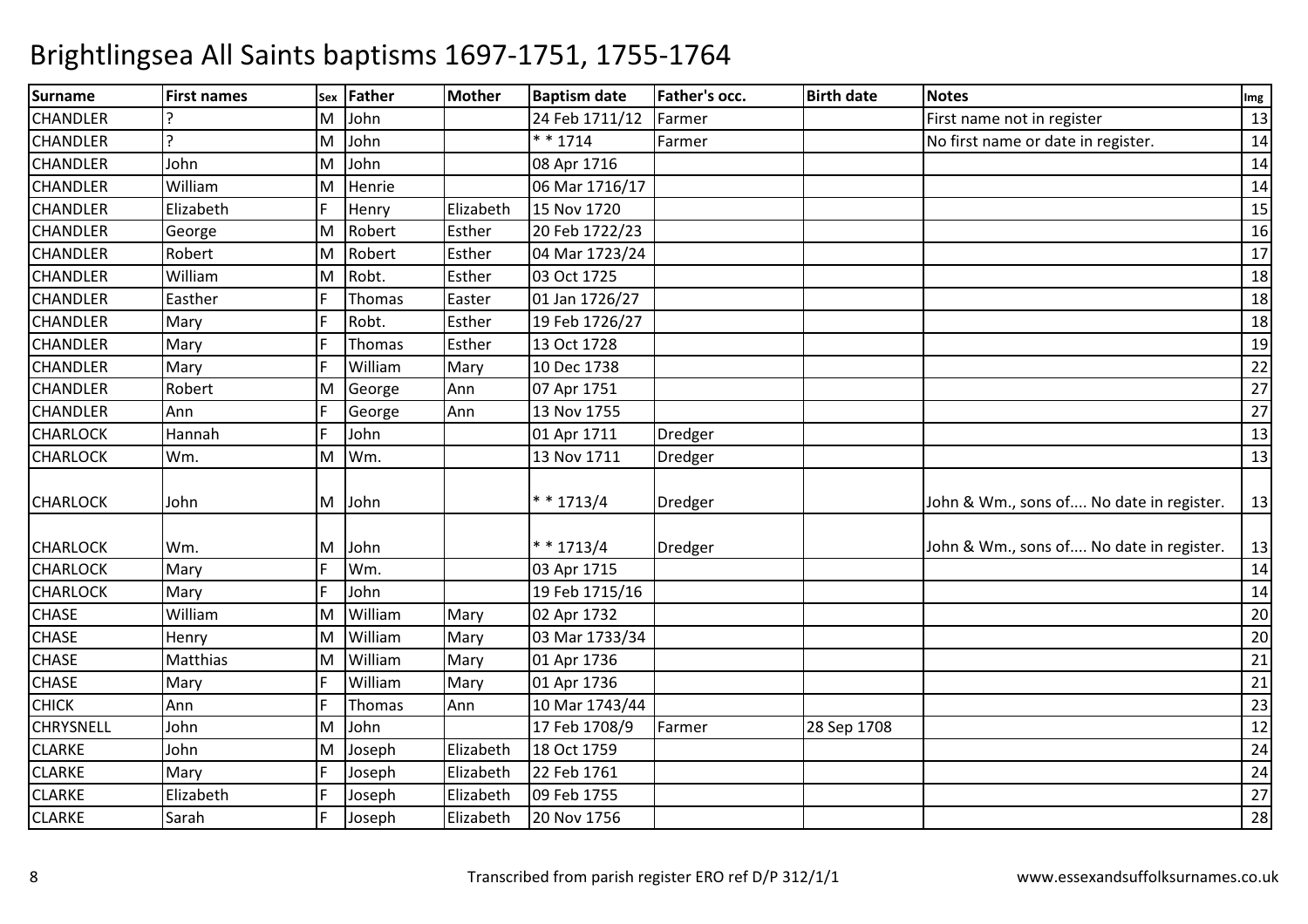# Brightlingsea All Saints baptisms 1697-1751, 1755-1764

| Surname | First names | Sex | Father | Mother | Baptism date | Father's occ. | Birth date | Notes | Img |
|---|---|---|---|---|---|---|---|---|---|
| CHANDLER | ? | M | John | | 24 Feb 1711/12 | Farmer | | First name not in register | 13 |
| CHANDLER | ? | M | John | | * * 1714 | Farmer | | No first name or date in register. | 14 |
| CHANDLER | John | M | John | | 08 Apr 1716 | | | | 14 |
| CHANDLER | William | M | Henrie | | 06 Mar 1716/17 | | | | 14 |
| CHANDLER | Elizabeth | F | Henry | Elizabeth | 15 Nov 1720 | | | | 15 |
| CHANDLER | George | M | Robert | Esther | 20 Feb 1722/23 | | | | 16 |
| CHANDLER | Robert | M | Robert | Esther | 04 Mar 1723/24 | | | | 17 |
| CHANDLER | William | M | Robt. | Esther | 03 Oct 1725 | | | | 18 |
| CHANDLER | Easther | F | Thomas | Easter | 01 Jan 1726/27 | | | | 18 |
| CHANDLER | Mary | F | Robt. | Esther | 19 Feb 1726/27 | | | | 18 |
| CHANDLER | Mary | F | Thomas | Esther | 13 Oct 1728 | | | | 19 |
| CHANDLER | Mary | F | William | Mary | 10 Dec 1738 | | | | 22 |
| CHANDLER | Robert | M | George | Ann | 07 Apr 1751 | | | | 27 |
| CHANDLER | Ann | F | George | Ann | 13 Nov 1755 | | | | 27 |
| CHARLOCK | Hannah | F | John | | 01 Apr 1711 | Dredger | | | 13 |
| CHARLOCK | Wm. | M | Wm. | | 13 Nov 1711 | Dredger | | | 13 |
| CHARLOCK | John | M | John | | * * 1713/4 | Dredger | | John & Wm., sons of.... No date in register. | 13 |
| CHARLOCK | Wm. | M | John | | * * 1713/4 | Dredger | | John & Wm., sons of.... No date in register. | 13 |
| CHARLOCK | Mary | F | Wm. | | 03 Apr 1715 | | | | 14 |
| CHARLOCK | Mary | F | John | | 19 Feb 1715/16 | | | | 14 |
| CHASE | William | M | William | Mary | 02 Apr 1732 | | | | 20 |
| CHASE | Henry | M | William | Mary | 03 Mar 1733/34 | | | | 20 |
| CHASE | Matthias | M | William | Mary | 01 Apr 1736 | | | | 21 |
| CHASE | Mary | F | William | Mary | 01 Apr 1736 | | | | 21 |
| CHICK | Ann | F | Thomas | Ann | 10 Mar 1743/44 | | | | 23 |
| CHRYSNELL | John | M | John | | 17 Feb 1708/9 | Farmer | 28 Sep 1708 | | 12 |
| CLARKE | John | M | Joseph | Elizabeth | 18 Oct 1759 | | | | 24 |
| CLARKE | Mary | F | Joseph | Elizabeth | 22 Feb 1761 | | | | 24 |
| CLARKE | Elizabeth | F | Joseph | Elizabeth | 09 Feb 1755 | | | | 27 |
| CLARKE | Sarah | F | Joseph | Elizabeth | 20 Nov 1756 | | | | 28 |

Transcribed from parish register ERO ref D/P 312/1/1

www.essexandsuffolksurnames.co.uk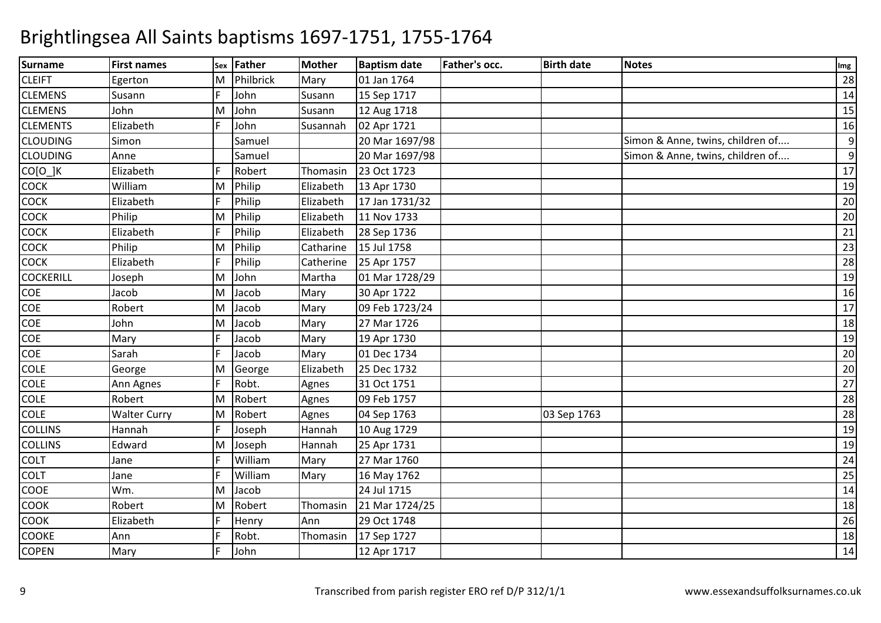# Brightlingsea All Saints baptisms 1697-1751, 1755-1764

| Surname | First names | Sex | Father | Mother | Baptism date | Father's occ. | Birth date | Notes | Img |
|---|---|---|---|---|---|---|---|---|---|
| CLEIFT | Egerton | M | Philbrick | Mary | 01 Jan 1764 | | | | 28 |
| CLEMENS | Susann | F | John | Susann | 15 Sep 1717 | | | | 14 |
| CLEMENS | John | M | John | Susann | 12 Aug 1718 | | | | 15 |
| CLEMENTS | Elizabeth | F | John | Susannah | 02 Apr 1721 | | | | 16 |
| CLOUDING | Simon | | Samuel | | 20 Mar 1697/98 | | | Simon & Anne, twins, children of.... | 9 |
| CLOUDING | Anne | | Samuel | | 20 Mar 1697/98 | | | Simon & Anne, twins, children of.... | 9 |
| CO[O_]K | Elizabeth | F | Robert | Thomasin | 23 Oct 1723 | | | | 17 |
| COCK | William | M | Philip | Elizabeth | 13 Apr 1730 | | | | 19 |
| COCK | Elizabeth | F | Philip | Elizabeth | 17 Jan 1731/32 | | | | 20 |
| COCK | Philip | M | Philip | Elizabeth | 11 Nov 1733 | | | | 20 |
| COCK | Elizabeth | F | Philip | Elizabeth | 28 Sep 1736 | | | | 21 |
| COCK | Philip | M | Philip | Catharine | 15 Jul 1758 | | | | 23 |
| COCK | Elizabeth | F | Philip | Catherine | 25 Apr 1757 | | | | 28 |
| COCKERILL | Joseph | M | John | Martha | 01 Mar 1728/29 | | | | 19 |
| COE | Jacob | M | Jacob | Mary | 30 Apr 1722 | | | | 16 |
| COE | Robert | M | Jacob | Mary | 09 Feb 1723/24 | | | | 17 |
| COE | John | M | Jacob | Mary | 27 Mar 1726 | | | | 18 |
| COE | Mary | F | Jacob | Mary | 19 Apr 1730 | | | | 19 |
| COE | Sarah | F | Jacob | Mary | 01 Dec 1734 | | | | 20 |
| COLE | George | M | George | Elizabeth | 25 Dec 1732 | | | | 20 |
| COLE | Ann Agnes | F | Robt. | Agnes | 31 Oct 1751 | | | | 27 |
| COLE | Robert | M | Robert | Agnes | 09 Feb 1757 | | | | 28 |
| COLE | Walter Curry | M | Robert | Agnes | 04 Sep 1763 | | 03 Sep 1763 | | 28 |
| COLLINS | Hannah | F | Joseph | Hannah | 10 Aug 1729 | | | | 19 |
| COLLINS | Edward | M | Joseph | Hannah | 25 Apr 1731 | | | | 19 |
| COLT | Jane | F | William | Mary | 27 Mar 1760 | | | | 24 |
| COLT | Jane | F | William | Mary | 16 May 1762 | | | | 25 |
| COOE | Wm. | M | Jacob | | 24 Jul 1715 | | | | 14 |
| COOK | Robert | M | Robert | Thomasin | 21 Mar 1724/25 | | | | 18 |
| COOK | Elizabeth | F | Henry | Ann | 29 Oct 1748 | | | | 26 |
| COOKE | Ann | F | Robt. | Thomasin | 17 Sep 1727 | | | | 18 |
| COPEN | Mary | F | John | | 12 Apr 1717 | | | | 14 |

Transcribed from parish register ERO ref D/P 312/1/1 www.essexandsuffolksurnames.co.uk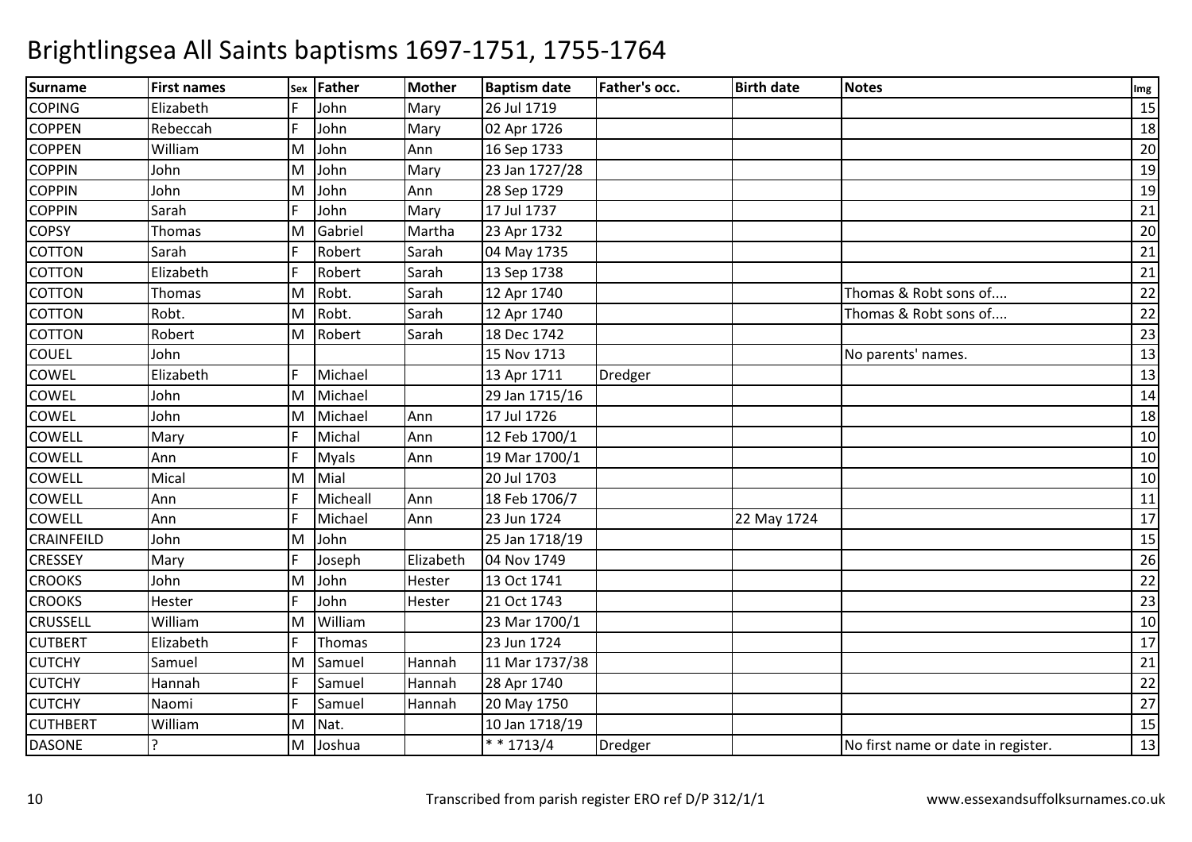# Brightlingsea All Saints baptisms 1697-1751, 1755-1764

| Surname | First names | Sex | Father | Mother | Baptism date | Father's occ. | Birth date | Notes | Img |
|---|---|---|---|---|---|---|---|---|---|
| COPING | Elizabeth | F | John | Mary | 26 Jul 1719 | | | | 15 |
| COPPEN | Rebeccah | F | John | Mary | 02 Apr 1726 | | | | 18 |
| COPPEN | William | M | John | Ann | 16 Sep 1733 | | | | 20 |
| COPPIN | John | M | John | Mary | 23 Jan 1727/28 | | | | 19 |
| COPPIN | John | M | John | Ann | 28 Sep 1729 | | | | 19 |
| COPPIN | Sarah | F | John | Mary | 17 Jul 1737 | | | | 21 |
| COPSY | Thomas | M | Gabriel | Martha | 23 Apr 1732 | | | | 20 |
| COTTON | Sarah | F | Robert | Sarah | 04 May 1735 | | | | 21 |
| COTTON | Elizabeth | F | Robert | Sarah | 13 Sep 1738 | | | | 21 |
| COTTON | Thomas | M | Robt. | Sarah | 12 Apr 1740 | | | Thomas & Robt sons of.... | 22 |
| COTTON | Robt. | M | Robt. | Sarah | 12 Apr 1740 | | | Thomas & Robt sons of.... | 22 |
| COTTON | Robert | M | Robert | Sarah | 18 Dec 1742 | | | | 23 |
| COUEL | John | | | | 15 Nov 1713 | | | No parents' names. | 13 |
| COWEL | Elizabeth | F | Michael | | 13 Apr 1711 | Dredger | | | 13 |
| COWEL | John | M | Michael | | 29 Jan 1715/16 | | | | 14 |
| COWEL | John | M | Michael | Ann | 17 Jul 1726 | | | | 18 |
| COWELL | Mary | F | Michal | Ann | 12 Feb 1700/1 | | | | 10 |
| COWELL | Ann | F | Myals | Ann | 19 Mar 1700/1 | | | | 10 |
| COWELL | Mical | M | Mial | | 20 Jul 1703 | | | | 10 |
| COWELL | Ann | F | Micheall | Ann | 18 Feb 1706/7 | | | | 11 |
| COWELL | Ann | F | Michael | Ann | 23 Jun 1724 | | 22 May 1724 | | 17 |
| CRAINFEILD | John | M | John | | 25 Jan 1718/19 | | | | 15 |
| CRESSEY | Mary | F | Joseph | Elizabeth | 04 Nov 1749 | | | | 26 |
| CROOKS | John | M | John | Hester | 13 Oct 1741 | | | | 22 |
| CROOKS | Hester | F | John | Hester | 21 Oct 1743 | | | | 23 |
| CRUSSELL | William | M | William | | 23 Mar 1700/1 | | | | 10 |
| CUTBERT | Elizabeth | F | Thomas | | 23 Jun 1724 | | | | 17 |
| CUTCHY | Samuel | M | Samuel | Hannah | 11 Mar 1737/38 | | | | 21 |
| CUTCHY | Hannah | F | Samuel | Hannah | 28 Apr 1740 | | | | 22 |
| CUTCHY | Naomi | F | Samuel | Hannah | 20 May 1750 | | | | 27 |
| CUTHBERT | William | M | Nat. | | 10 Jan 1718/19 | | | | 15 |
| DASONE | ? | M | Joshua | | * * 1713/4 | Dredger | | No first name or date in register. | 13 |

Transcribed from parish register ERO ref D/P 312/1/1 www.essexandsuffolksurnames.co.uk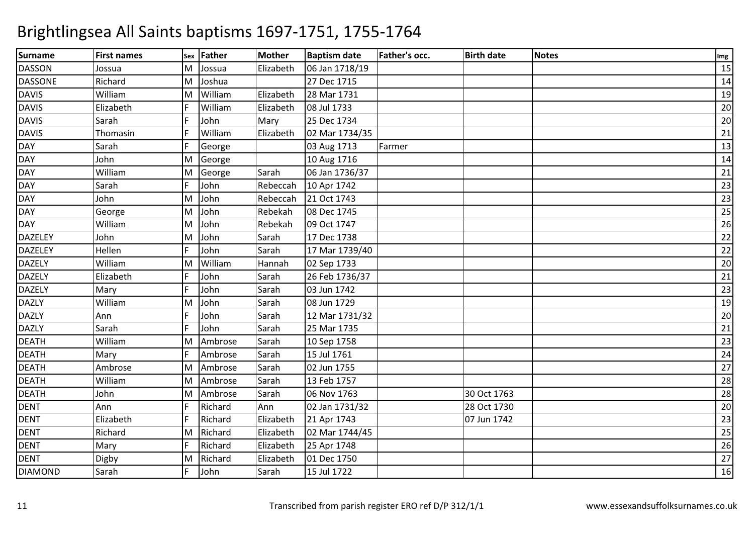# Brightlingsea All Saints baptisms 1697-1751, 1755-1764

| Surname | First names | Sex | Father | Mother | Baptism date | Father's occ. | Birth date | Notes | Img |
|---|---|---|---|---|---|---|---|---|---|
| DASSON | Jossua | M | Jossua | Elizabeth | 06 Jan 1718/19 | | | | 15 |
| DASSONE | Richard | M | Joshua | | 27 Dec 1715 | | | | 14 |
| DAVIS | William | M | William | Elizabeth | 28 Mar 1731 | | | | 19 |
| DAVIS | Elizabeth | F | William | Elizabeth | 08 Jul 1733 | | | | 20 |
| DAVIS | Sarah | F | John | Mary | 25 Dec 1734 | | | | 20 |
| DAVIS | Thomasin | F | William | Elizabeth | 02 Mar 1734/35 | | | | 21 |
| DAY | Sarah | F | George | | 03 Aug 1713 | Farmer | | | 13 |
| DAY | John | M | George | | 10 Aug 1716 | | | | 14 |
| DAY | William | M | George | Sarah | 06 Jan 1736/37 | | | | 21 |
| DAY | Sarah | F | John | Rebeccah | 10 Apr 1742 | | | | 23 |
| DAY | John | M | John | Rebeccah | 21 Oct 1743 | | | | 23 |
| DAY | George | M | John | Rebekah | 08 Dec 1745 | | | | 25 |
| DAY | William | M | John | Rebekah | 09 Oct 1747 | | | | 26 |
| DAZELEY | John | M | John | Sarah | 17 Dec 1738 | | | | 22 |
| DAZELEY | Hellen | F | John | Sarah | 17 Mar 1739/40 | | | | 22 |
| DAZELY | William | M | William | Hannah | 02 Sep 1733 | | | | 20 |
| DAZELY | Elizabeth | F | John | Sarah | 26 Feb 1736/37 | | | | 21 |
| DAZELY | Mary | F | John | Sarah | 03 Jun 1742 | | | | 23 |
| DAZLY | William | M | John | Sarah | 08 Jun 1729 | | | | 19 |
| DAZLY | Ann | F | John | Sarah | 12 Mar 1731/32 | | | | 20 |
| DAZLY | Sarah | F | John | Sarah | 25 Mar 1735 | | | | 21 |
| DEATH | William | M | Ambrose | Sarah | 10 Sep 1758 | | | | 23 |
| DEATH | Mary | F | Ambrose | Sarah | 15 Jul 1761 | | | | 24 |
| DEATH | Ambrose | M | Ambrose | Sarah | 02 Jun 1755 | | | | 27 |
| DEATH | William | M | Ambrose | Sarah | 13 Feb 1757 | | | | 28 |
| DEATH | John | M | Ambrose | Sarah | 06 Nov 1763 | | 30 Oct 1763 | | 28 |
| DENT | Ann | F | Richard | Ann | 02 Jan 1731/32 | | 28 Oct 1730 | | 20 |
| DENT | Elizabeth | F | Richard | Elizabeth | 21 Apr 1743 | | 07 Jun 1742 | | 23 |
| DENT | Richard | M | Richard | Elizabeth | 02 Mar 1744/45 | | | | 25 |
| DENT | Mary | F | Richard | Elizabeth | 25 Apr 1748 | | | | 26 |
| DENT | Digby | M | Richard | Elizabeth | 01 Dec 1750 | | | | 27 |
| DIAMOND | Sarah | F | John | Sarah | 15 Jul 1722 | | | | 16 |

Transcribed from parish register ERO ref D/P 312/1/1

www.essexandsuffolksurnames.co.uk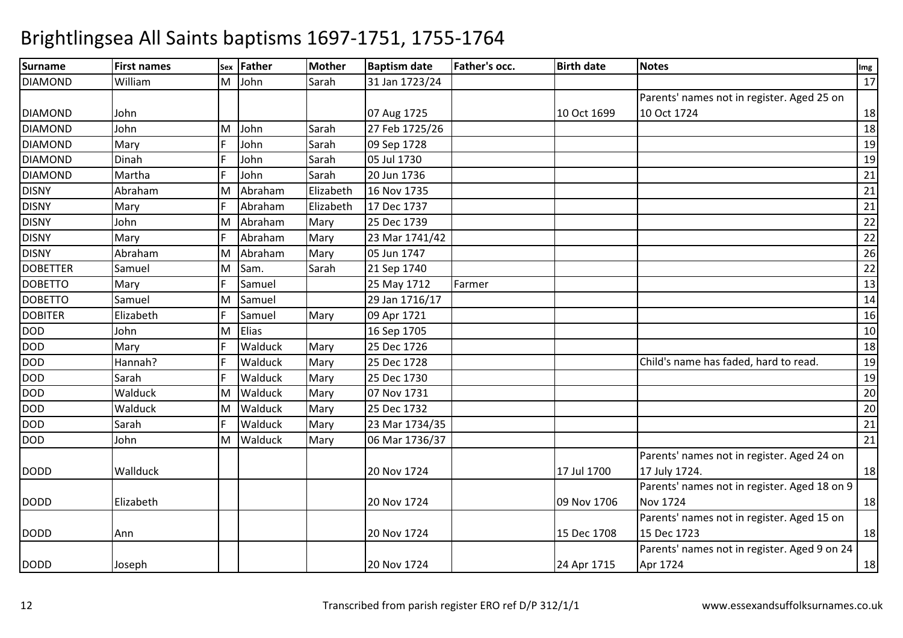# Brightlingsea All Saints baptisms 1697-1751, 1755-1764

| Surname | First names | Sex | Father | Mother | Baptism date | Father's occ. | Birth date | Notes | Img |
|---|---|---|---|---|---|---|---|---|---|
| DIAMOND | William | M | John | Sarah | 31 Jan 1723/24 | | | | 17 |
| DIAMOND | John | | | | 07 Aug 1725 | | 10 Oct 1699 | Parents' names not in register. Aged 25 on 10 Oct 1724 | 18 |
| DIAMOND | John | M | John | Sarah | 27 Feb 1725/26 | | | | 18 |
| DIAMOND | Mary | F | John | Sarah | 09 Sep 1728 | | | | 19 |
| DIAMOND | Dinah | F | John | Sarah | 05 Jul 1730 | | | | 19 |
| DIAMOND | Martha | F | John | Sarah | 20 Jun 1736 | | | | 21 |
| DISNY | Abraham | M | Abraham | Elizabeth | 16 Nov 1735 | | | | 21 |
| DISNY | Mary | F | Abraham | Elizabeth | 17 Dec 1737 | | | | 21 |
| DISNY | John | M | Abraham | Mary | 25 Dec 1739 | | | | 22 |
| DISNY | Mary | F | Abraham | Mary | 23 Mar 1741/42 | | | | 22 |
| DISNY | Abraham | M | Abraham | Mary | 05 Jun 1747 | | | | 26 |
| DOBETTER | Samuel | M | Sam. | Sarah | 21 Sep 1740 | | | | 22 |
| DOBETTO | Mary | F | Samuel | | 25 May 1712 | Farmer | | | 13 |
| DOBETTO | Samuel | M | Samuel | | 29 Jan 1716/17 | | | | 14 |
| DOBITER | Elizabeth | F | Samuel | Mary | 09 Apr 1721 | | | | 16 |
| DOD | John | M | Elias | | 16 Sep 1705 | | | | 10 |
| DOD | Mary | F | Walduck | Mary | 25 Dec 1726 | | | | 18 |
| DOD | Hannah? | F | Walduck | Mary | 25 Dec 1728 | | | Child's name has faded, hard to read. | 19 |
| DOD | Sarah | F | Walduck | Mary | 25 Dec 1730 | | | | 19 |
| DOD | Walduck | M | Walduck | Mary | 07 Nov 1731 | | | | 20 |
| DOD | Walduck | M | Walduck | Mary | 25 Dec 1732 | | | | 20 |
| DOD | Sarah | F | Walduck | Mary | 23 Mar 1734/35 | | | | 21 |
| DOD | John | M | Walduck | Mary | 06 Mar 1736/37 | | | | 21 |
| DODD | Wallduck | | | | 20 Nov 1724 | | 17 Jul 1700 | Parents' names not in register. Aged 24 on 17 July 1724. | 18 |
| DODD | Elizabeth | | | | 20 Nov 1724 | | 09 Nov 1706 | Parents' names not in register. Aged 18 on 9 Nov 1724 | 18 |
| DODD | Ann | | | | 20 Nov 1724 | | 15 Dec 1708 | Parents' names not in register. Aged 15 on 15 Dec 1723 | 18 |
| DODD | Joseph | | | | 20 Nov 1724 | | 24 Apr 1715 | Parents' names not in register. Aged 9 on 24 Apr 1724 | 18 |

Transcribed from parish register ERO ref D/P 312/1/1 www.essexandsuffolksurnames.co.uk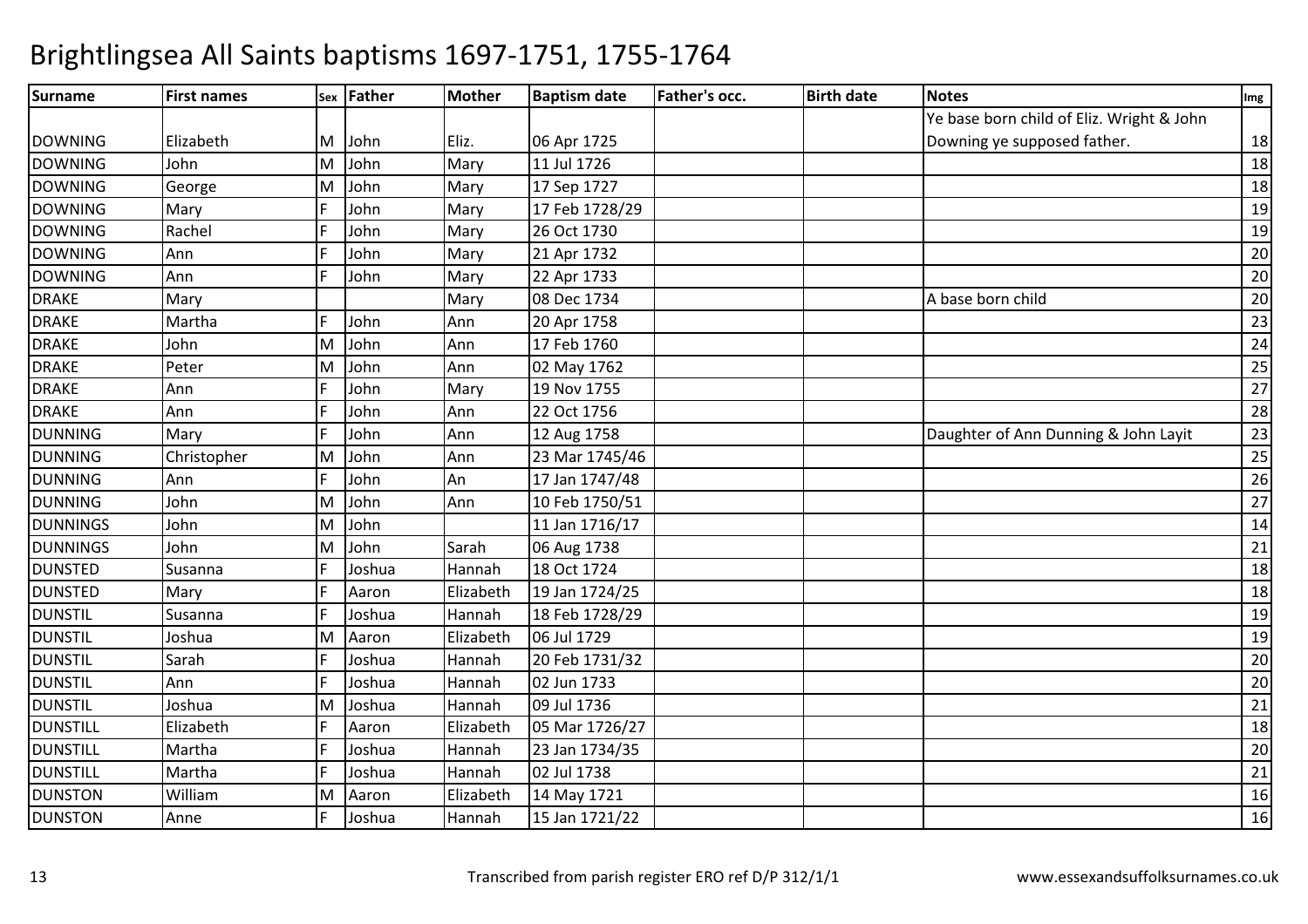# Brightlingsea All Saints baptisms 1697-1751, 1755-1764

| Surname | First names | Sex | Father | Mother | Baptism date | Father's occ. | Birth date | Notes | Img |
|---|---|---|---|---|---|---|---|---|---|
| DOWNING | Elizabeth | M | John | Eliz. | 06 Apr 1725 | | | Ye base born child of Eliz. Wright & John Downing ye supposed father. | 18 |
| DOWNING | John | M | John | Mary | 11 Jul 1726 | | | | 18 |
| DOWNING | George | M | John | Mary | 17 Sep 1727 | | | | 18 |
| DOWNING | Mary | F | John | Mary | 17 Feb 1728/29 | | | | 19 |
| DOWNING | Rachel | F | John | Mary | 26 Oct 1730 | | | | 19 |
| DOWNING | Ann | F | John | Mary | 21 Apr 1732 | | | | 20 |
| DOWNING | Ann | F | John | Mary | 22 Apr 1733 | | | | 20 |
| DRAKE | Mary | | | Mary | 08 Dec 1734 | | | A base born child | 20 |
| DRAKE | Martha | F | John | Ann | 20 Apr 1758 | | | | 23 |
| DRAKE | John | M | John | Ann | 17 Feb 1760 | | | | 24 |
| DRAKE | Peter | M | John | Ann | 02 May 1762 | | | | 25 |
| DRAKE | Ann | F | John | Mary | 19 Nov 1755 | | | | 27 |
| DRAKE | Ann | F | John | Ann | 22 Oct 1756 | | | | 28 |
| DUNNING | Mary | F | John | Ann | 12 Aug 1758 | | | Daughter of Ann Dunning & John Layit | 23 |
| DUNNING | Christopher | M | John | Ann | 23 Mar 1745/46 | | | | 25 |
| DUNNING | Ann | F | John | An | 17 Jan 1747/48 | | | | 26 |
| DUNNING | John | M | John | Ann | 10 Feb 1750/51 | | | | 27 |
| DUNNINGS | John | M | John | | 11 Jan 1716/17 | | | | 14 |
| DUNNINGS | John | M | John | Sarah | 06 Aug 1738 | | | | 21 |
| DUNSTED | Susanna | F | Joshua | Hannah | 18 Oct 1724 | | | | 18 |
| DUNSTED | Mary | F | Aaron | Elizabeth | 19 Jan 1724/25 | | | | 18 |
| DUNSTIL | Susanna | F | Joshua | Hannah | 18 Feb 1728/29 | | | | 19 |
| DUNSTIL | Joshua | M | Aaron | Elizabeth | 06 Jul 1729 | | | | 19 |
| DUNSTIL | Sarah | F | Joshua | Hannah | 20 Feb 1731/32 | | | | 20 |
| DUNSTIL | Ann | F | Joshua | Hannah | 02 Jun 1733 | | | | 20 |
| DUNSTIL | Joshua | M | Joshua | Hannah | 09 Jul 1736 | | | | 21 |
| DUNSTILL | Elizabeth | F | Aaron | Elizabeth | 05 Mar 1726/27 | | | | 18 |
| DUNSTILL | Martha | F | Joshua | Hannah | 23 Jan 1734/35 | | | | 20 |
| DUNSTILL | Martha | F | Joshua | Hannah | 02 Jul 1738 | | | | 21 |
| DUNSTON | William | M | Aaron | Elizabeth | 14 May 1721 | | | | 16 |
| DUNSTON | Anne | F | Joshua | Hannah | 15 Jan 1721/22 | | | | 16 |

Transcribed from parish register ERO ref D/P 312/1/1

www.essexandsuffolksurnames.co.uk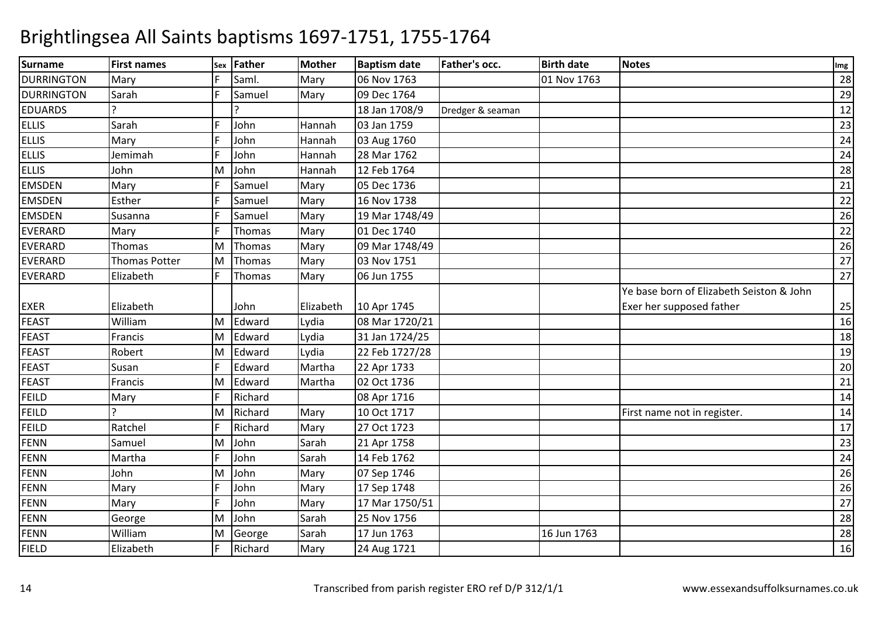# Brightlingsea All Saints baptisms 1697-1751, 1755-1764

| Surname | First names | Sex | Father | Mother | Baptism date | Father's occ. | Birth date | Notes | Img |
|---|---|---|---|---|---|---|---|---|---|
| DURRINGTON | Mary | F | Saml. | Mary | 06 Nov 1763 | | 01 Nov 1763 | | 28 |
| DURRINGTON | Sarah | F | Samuel | Mary | 09 Dec 1764 | | | | 29 |
| EDUARDS | ? | | ? | | 18 Jan 1708/9 | Dredger & seaman | | | 12 |
| ELLIS | Sarah | F | John | Hannah | 03 Jan 1759 | | | | 23 |
| ELLIS | Mary | F | John | Hannah | 03 Aug 1760 | | | | 24 |
| ELLIS | Jemimah | F | John | Hannah | 28 Mar 1762 | | | | 24 |
| ELLIS | John | M | John | Hannah | 12 Feb 1764 | | | | 28 |
| EMSDEN | Mary | F | Samuel | Mary | 05 Dec 1736 | | | | 21 |
| EMSDEN | Esther | F | Samuel | Mary | 16 Nov 1738 | | | | 22 |
| EMSDEN | Susanna | F | Samuel | Mary | 19 Mar 1748/49 | | | | 26 |
| EVERARD | Mary | F | Thomas | Mary | 01 Dec 1740 | | | | 22 |
| EVERARD | Thomas | M | Thomas | Mary | 09 Mar 1748/49 | | | | 26 |
| EVERARD | Thomas Potter | M | Thomas | Mary | 03 Nov 1751 | | | | 27 |
| EVERARD | Elizabeth | F | Thomas | Mary | 06 Jun 1755 | | | | 27 |
| EXER | Elizabeth | | John | Elizabeth | 10 Apr 1745 | | | Ye base born of Elizabeth Seiston & John Exer her supposed father | 25 |
| FEAST | William | M | Edward | Lydia | 08 Mar 1720/21 | | | | 16 |
| FEAST | Francis | M | Edward | Lydia | 31 Jan 1724/25 | | | | 18 |
| FEAST | Robert | M | Edward | Lydia | 22 Feb 1727/28 | | | | 19 |
| FEAST | Susan | F | Edward | Martha | 22 Apr 1733 | | | | 20 |
| FEAST | Francis | M | Edward | Martha | 02 Oct 1736 | | | | 21 |
| FEILD | Mary | F | Richard | | 08 Apr 1716 | | | | 14 |
| FEILD | ? | M | Richard | Mary | 10 Oct 1717 | | | First name not in register. | 14 |
| FEILD | Ratchel | F | Richard | Mary | 27 Oct 1723 | | | | 17 |
| FENN | Samuel | M | John | Sarah | 21 Apr 1758 | | | | 23 |
| FENN | Martha | F | John | Sarah | 14 Feb 1762 | | | | 24 |
| FENN | John | M | John | Mary | 07 Sep 1746 | | | | 26 |
| FENN | Mary | F | John | Mary | 17 Sep 1748 | | | | 26 |
| FENN | Mary | F | John | Mary | 17 Mar 1750/51 | | | | 27 |
| FENN | George | M | John | Sarah | 25 Nov 1756 | | | | 28 |
| FENN | William | M | George | Sarah | 17 Jun 1763 | | 16 Jun 1763 | | 28 |
| FIELD | Elizabeth | F | Richard | Mary | 24 Aug 1721 | | | | 16 |

Transcribed from parish register ERO ref D/P 312/1/1 www.essexandsuffolksurnames.co.uk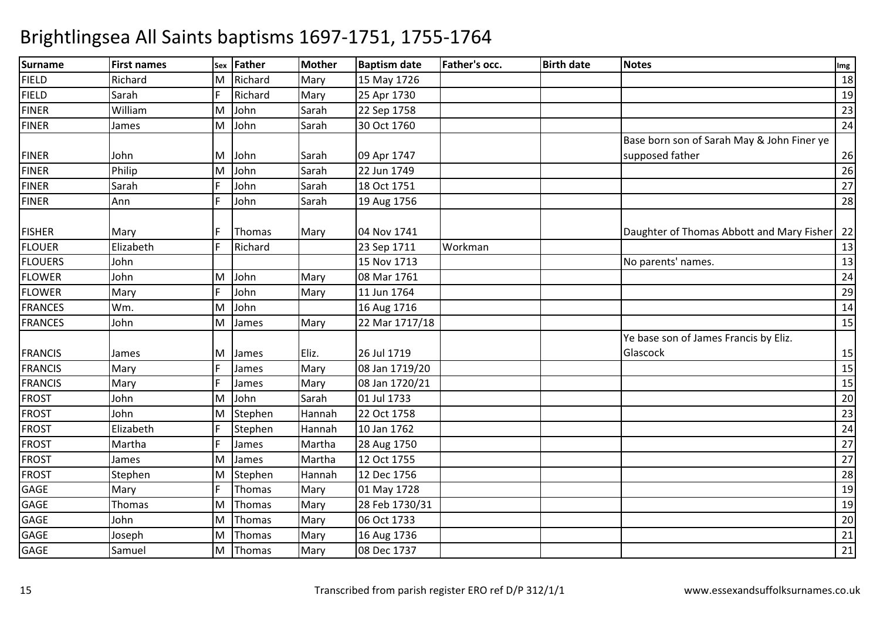# Brightlingsea All Saints baptisms 1697-1751, 1755-1764

| Surname | First names | Sex | Father | Mother | Baptism date | Father's occ. | Birth date | Notes | Img |
|---|---|---|---|---|---|---|---|---|---|
| FIELD | Richard | M | Richard | Mary | 15 May 1726 | | | | 18 |
| FIELD | Sarah | F | Richard | Mary | 25 Apr 1730 | | | | 19 |
| FINER | William | M | John | Sarah | 22 Sep 1758 | | | | 23 |
| FINER | James | M | John | Sarah | 30 Oct 1760 | | | | 24 |
| FINER | John | M | John | Sarah | 09 Apr 1747 | | | Base born son of Sarah May & John Finer ye supposed father | 26 |
| FINER | Philip | M | John | Sarah | 22 Jun 1749 | | | | 26 |
| FINER | Sarah | F | John | Sarah | 18 Oct 1751 | | | | 27 |
| FINER | Ann | F | John | Sarah | 19 Aug 1756 | | | | 28 |
| FISHER | Mary | F | Thomas | Mary | 04 Nov 1741 | | | Daughter of Thomas Abbott and Mary Fisher | 22 |
| FLOUER | Elizabeth | F | Richard | | 23 Sep 1711 | Workman | | | 13 |
| FLOUERS | John | | | | 15 Nov 1713 | | | No parents' names. | 13 |
| FLOWER | John | M | John | Mary | 08 Mar 1761 | | | | 24 |
| FLOWER | Mary | F | John | Mary | 11 Jun 1764 | | | | 29 |
| FRANCES | Wm. | M | John | | 16 Aug 1716 | | | | 14 |
| FRANCES | John | M | James | Mary | 22 Mar 1717/18 | | | | 15 |
| FRANCIS | James | M | James | Eliz. | 26 Jul 1719 | | | Ye base son of James Francis by Eliz. Glascock | 15 |
| FRANCIS | Mary | F | James | Mary | 08 Jan 1719/20 | | | | 15 |
| FRANCIS | Mary | F | James | Mary | 08 Jan 1720/21 | | | | 15 |
| FROST | John | M | John | Sarah | 01 Jul 1733 | | | | 20 |
| FROST | John | M | Stephen | Hannah | 22 Oct 1758 | | | | 23 |
| FROST | Elizabeth | F | Stephen | Hannah | 10 Jan 1762 | | | | 24 |
| FROST | Martha | F | James | Martha | 28 Aug 1750 | | | | 27 |
| FROST | James | M | James | Martha | 12 Oct 1755 | | | | 27 |
| FROST | Stephen | M | Stephen | Hannah | 12 Dec 1756 | | | | 28 |
| GAGE | Mary | F | Thomas | Mary | 01 May 1728 | | | | 19 |
| GAGE | Thomas | M | Thomas | Mary | 28 Feb 1730/31 | | | | 19 |
| GAGE | John | M | Thomas | Mary | 06 Oct 1733 | | | | 20 |
| GAGE | Joseph | M | Thomas | Mary | 16 Aug 1736 | | | | 21 |
| GAGE | Samuel | M | Thomas | Mary | 08 Dec 1737 | | | | 21 |

Transcribed from parish register ERO ref D/P 312/1/1

www.essexandsuffolksurnames.co.uk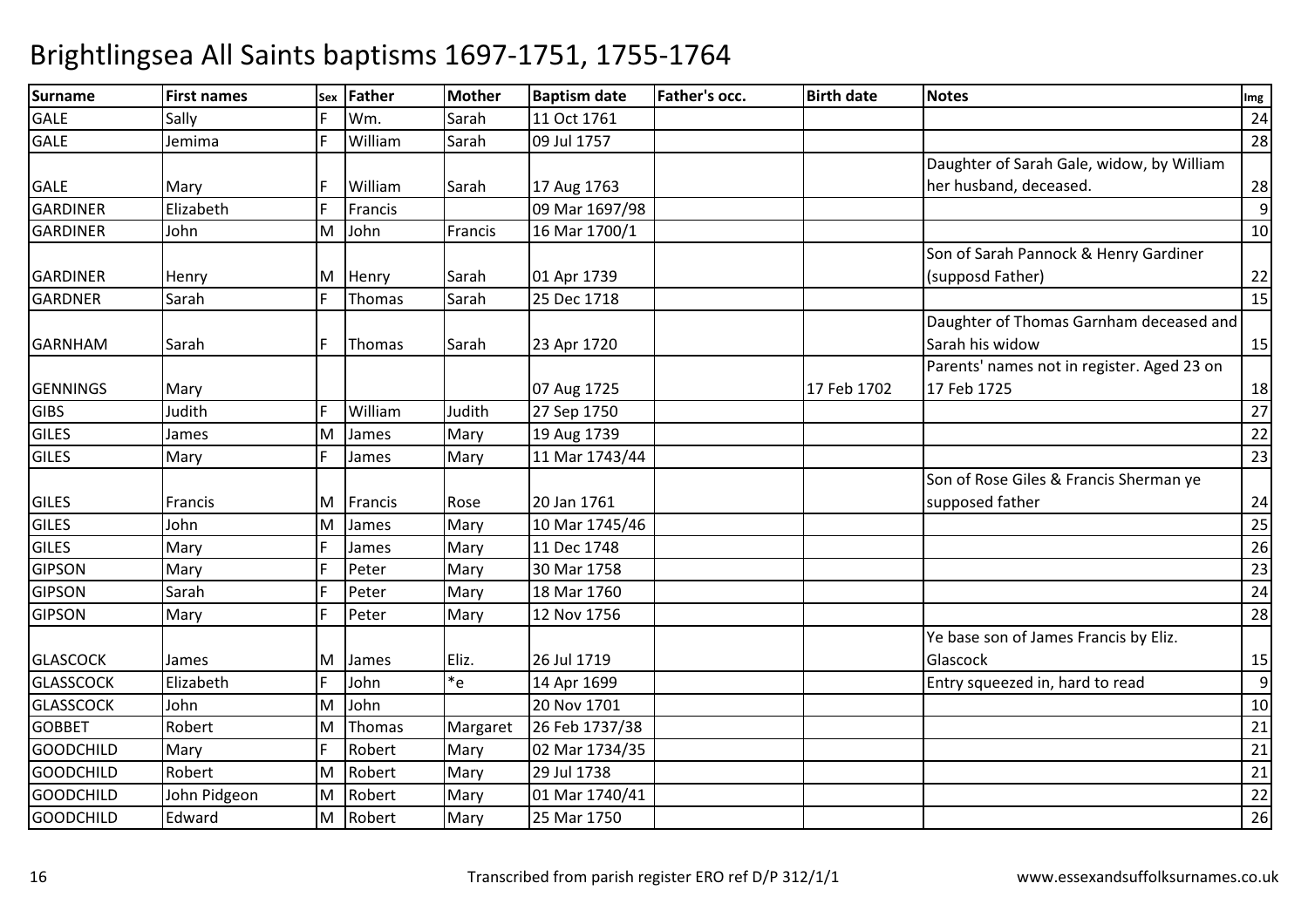# Brightlingsea All Saints baptisms 1697-1751, 1755-1764

| Surname | First names | Sex | Father | Mother | Baptism date | Father's occ. | Birth date | Notes | Img |
|---|---|---|---|---|---|---|---|---|---|
| GALE | Sally | F | Wm. | Sarah | 11 Oct 1761 | | | | 24 |
| GALE | Jemima | F | William | Sarah | 09 Jul 1757 | | | | 28 |
| GALE | Mary | F | William | Sarah | 17 Aug 1763 | | | Daughter of Sarah Gale, widow, by William her husband, deceased. | 28 |
| GARDINER | Elizabeth | F | Francis | | 09 Mar 1697/98 | | | | 9 |
| GARDINER | John | M | John | Francis | 16 Mar 1700/1 | | | | 10 |
| GARDINER | Henry | M | Henry | Sarah | 01 Apr 1739 | | | Son of Sarah Pannock & Henry Gardiner (supposd Father) | 22 |
| GARDNER | Sarah | F | Thomas | Sarah | 25 Dec 1718 | | | | 15 |
| GARNHAM | Sarah | F | Thomas | Sarah | 23 Apr 1720 | | | Daughter of Thomas Garnham deceased and Sarah his widow | 15 |
| GENNINGS | Mary | | | | 07 Aug 1725 | | 17 Feb 1702 | Parents' names not in register. Aged 23 on 17 Feb 1725 | 18 |
| GIBS | Judith | F | William | Judith | 27 Sep 1750 | | | | 27 |
| GILES | James | M | James | Mary | 19 Aug 1739 | | | | 22 |
| GILES | Mary | F | James | Mary | 11 Mar 1743/44 | | | | 23 |
| GILES | Francis | M | Francis | Rose | 20 Jan 1761 | | | Son of Rose Giles & Francis Sherman ye supposed father | 24 |
| GILES | John | M | James | Mary | 10 Mar 1745/46 | | | | 25 |
| GILES | Mary | F | James | Mary | 11 Dec 1748 | | | | 26 |
| GIPSON | Mary | F | Peter | Mary | 30 Mar 1758 | | | | 23 |
| GIPSON | Sarah | F | Peter | Mary | 18 Mar 1760 | | | | 24 |
| GIPSON | Mary | F | Peter | Mary | 12 Nov 1756 | | | | 28 |
| GLASCOCK | James | M | James | Eliz. | 26 Jul 1719 | | | Ye base son of James Francis by Eliz. Glascock | 15 |
| GLASSCOCK | Elizabeth | F | John | *e | 14 Apr 1699 | | | Entry squeezed in, hard to read | 9 |
| GLASSCOCK | John | M | John | | 20 Nov 1701 | | | | 10 |
| GOBBET | Robert | M | Thomas | Margaret | 26 Feb 1737/38 | | | | 21 |
| GOODCHILD | Mary | F | Robert | Mary | 02 Mar 1734/35 | | | | 21 |
| GOODCHILD | Robert | M | Robert | Mary | 29 Jul 1738 | | | | 21 |
| GOODCHILD | John Pidgeon | M | Robert | Mary | 01 Mar 1740/41 | | | | 22 |
| GOODCHILD | Edward | M | Robert | Mary | 25 Mar 1750 | | | | 26 |

Transcribed from parish register ERO ref D/P 312/1/1 www.essexandsuffolksurnames.co.uk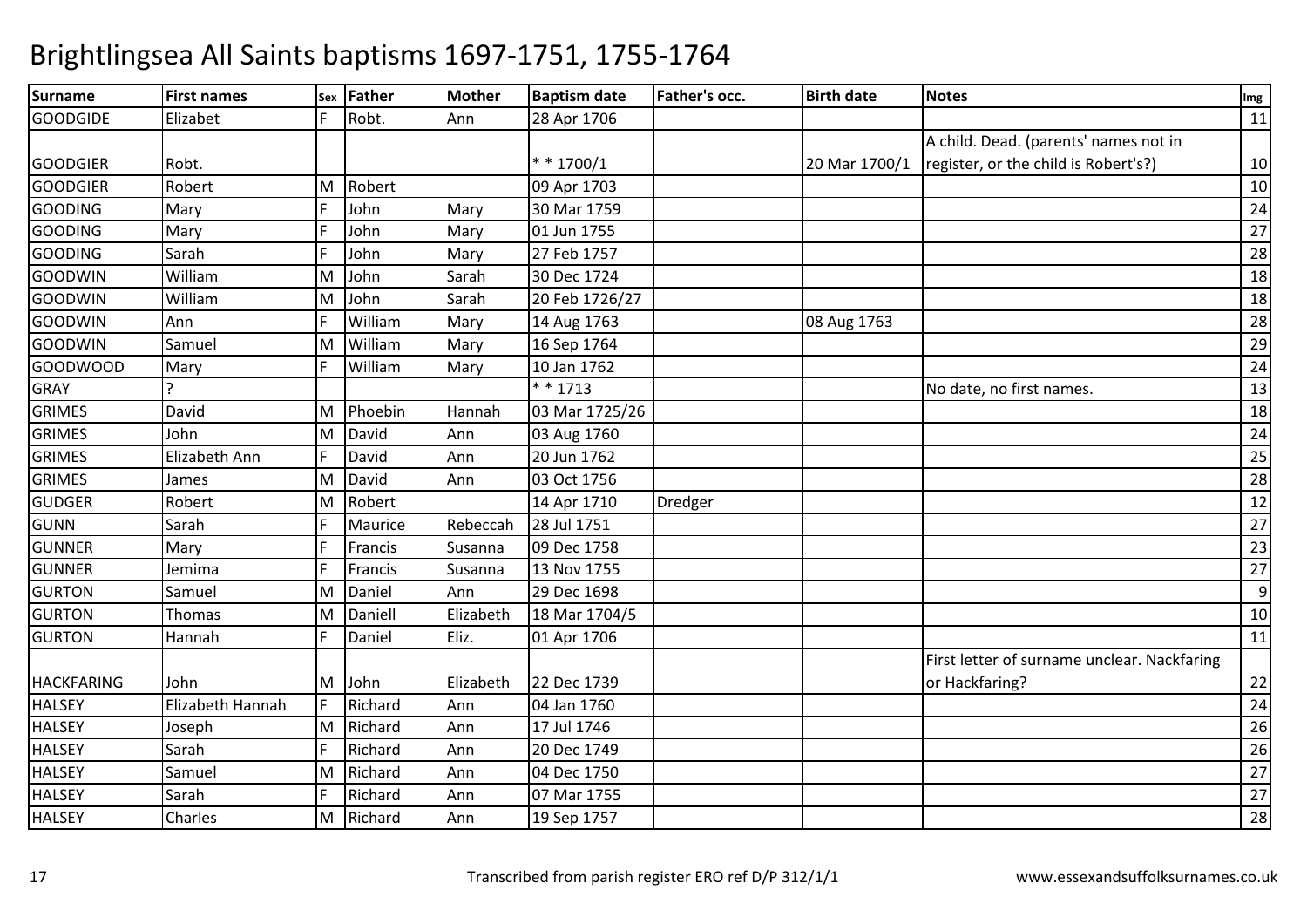# Brightlingsea All Saints baptisms 1697-1751, 1755-1764

| Surname | First names | Sex | Father | Mother | Baptism date | Father's occ. | Birth date | Notes | Img |
|---|---|---|---|---|---|---|---|---|---|
| GOODGIDE | Elizabet | F | Robt. | Ann | 28 Apr 1706 | | | | 11 |
| GOODGIER | Robt. | | | | * * 1700/1 | | 20 Mar 1700/1 | A child. Dead. (parents' names not in register, or the child is Robert's?) | 10 |
| GOODGIER | Robert | M | Robert | | 09 Apr 1703 | | | | 10 |
| GOODING | Mary | F | John | Mary | 30 Mar 1759 | | | | 24 |
| GOODING | Mary | F | John | Mary | 01 Jun 1755 | | | | 27 |
| GOODING | Sarah | F | John | Mary | 27 Feb 1757 | | | | 28 |
| GOODWIN | William | M | John | Sarah | 30 Dec 1724 | | | | 18 |
| GOODWIN | William | M | John | Sarah | 20 Feb 1726/27 | | | | 18 |
| GOODWIN | Ann | F | William | Mary | 14 Aug 1763 | | 08 Aug 1763 | | 28 |
| GOODWIN | Samuel | M | William | Mary | 16 Sep 1764 | | | | 29 |
| GOODWOOD | Mary | F | William | Mary | 10 Jan 1762 | | | | 24 |
| GRAY | ? | | | | * * 1713 | | | No date, no first names. | 13 |
| GRIMES | David | M | Phoebin | Hannah | 03 Mar 1725/26 | | | | 18 |
| GRIMES | John | M | David | Ann | 03 Aug 1760 | | | | 24 |
| GRIMES | Elizabeth Ann | F | David | Ann | 20 Jun 1762 | | | | 25 |
| GRIMES | James | M | David | Ann | 03 Oct 1756 | | | | 28 |
| GUDGER | Robert | M | Robert | | 14 Apr 1710 | Dredger | | | 12 |
| GUNN | Sarah | F | Maurice | Rebeccah | 28 Jul 1751 | | | | 27 |
| GUNNER | Mary | F | Francis | Susanna | 09 Dec 1758 | | | | 23 |
| GUNNER | Jemima | F | Francis | Susanna | 13 Nov 1755 | | | | 27 |
| GURTON | Samuel | M | Daniel | Ann | 29 Dec 1698 | | | | 9 |
| GURTON | Thomas | M | Daniell | Elizabeth | 18 Mar 1704/5 | | | | 10 |
| GURTON | Hannah | F | Daniel | Eliz. | 01 Apr 1706 | | | | 11 |
| HACKFARING | John | M | John | Elizabeth | 22 Dec 1739 | | | First letter of surname unclear. Nackfaring or Hackfaring? | 22 |
| HALSEY | Elizabeth Hannah | F | Richard | Ann | 04 Jan 1760 | | | | 24 |
| HALSEY | Joseph | M | Richard | Ann | 17 Jul 1746 | | | | 26 |
| HALSEY | Sarah | F | Richard | Ann | 20 Dec 1749 | | | | 26 |
| HALSEY | Samuel | M | Richard | Ann | 04 Dec 1750 | | | | 27 |
| HALSEY | Sarah | F | Richard | Ann | 07 Mar 1755 | | | | 27 |
| HALSEY | Charles | M | Richard | Ann | 19 Sep 1757 | | | | 28 |

Transcribed from parish register ERO ref D/P 312/1/1 www.essexandsuffolksurnames.co.uk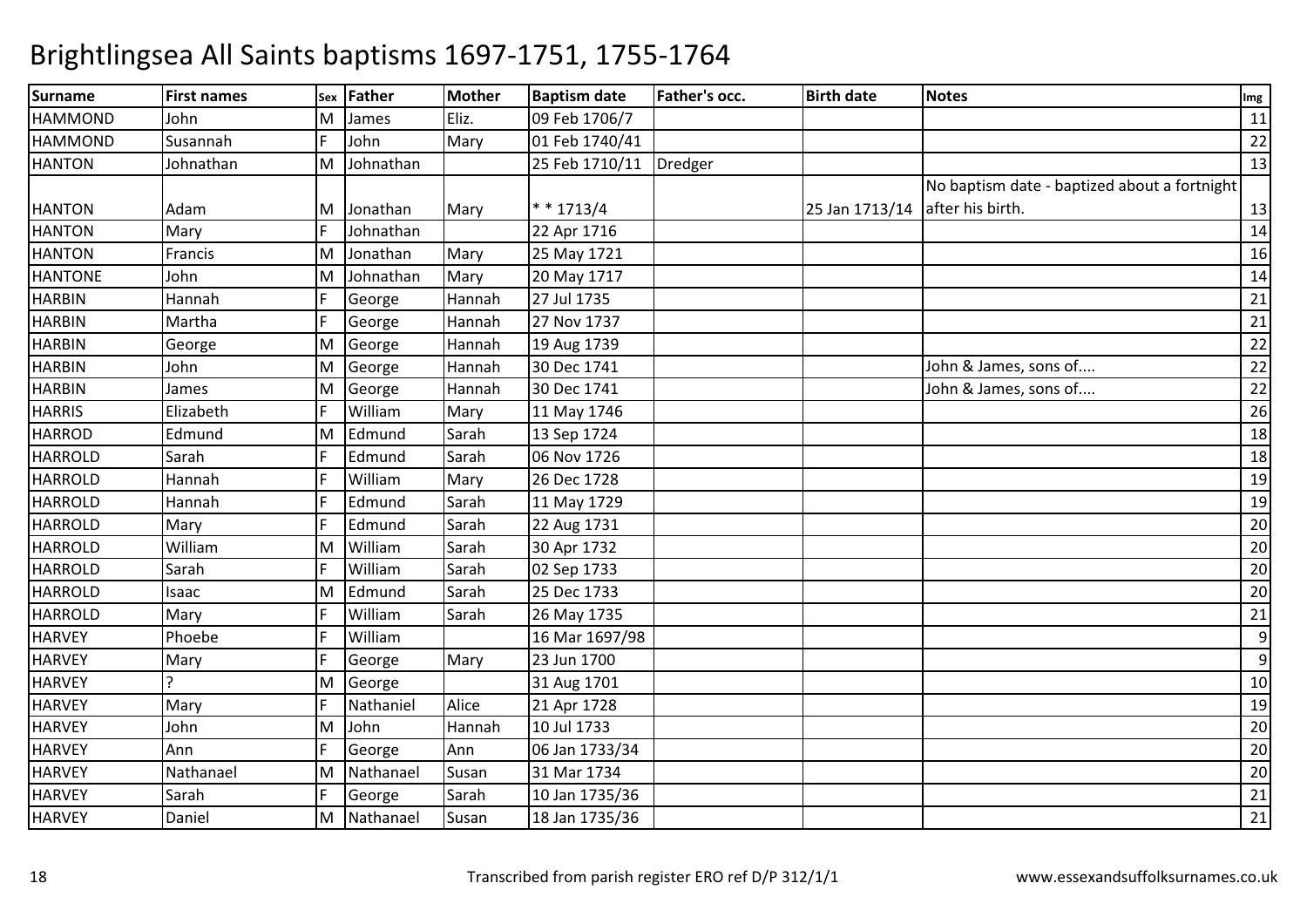# Brightlingsea All Saints baptisms 1697-1751, 1755-1764

| Surname | First names | Sex | Father | Mother | Baptism date | Father's occ. | Birth date | Notes | Img |
|---|---|---|---|---|---|---|---|---|---|
| HAMMOND | John | M | James | Eliz. | 09 Feb 1706/7 | | | | 11 |
| HAMMOND | Susannah | F | John | Mary | 01 Feb 1740/41 | | | | 22 |
| HANTON | Johnathan | M | Johnathan | | 25 Feb 1710/11 | Dredger | | | 13 |
| HANTON | Adam | M | Jonathan | Mary | * * 1713/4 | | 25 Jan 1713/14 | No baptism date - baptized about a fortnight after his birth. | 13 |
| HANTON | Mary | F | Johnathan | | 22 Apr 1716 | | | | 14 |
| HANTON | Francis | M | Jonathan | Mary | 25 May 1721 | | | | 16 |
| HANTONE | John | M | Johnathan | Mary | 20 May 1717 | | | | 14 |
| HARBIN | Hannah | F | George | Hannah | 27 Jul 1735 | | | | 21 |
| HARBIN | Martha | F | George | Hannah | 27 Nov 1737 | | | | 21 |
| HARBIN | George | M | George | Hannah | 19 Aug 1739 | | | | 22 |
| HARBIN | John | M | George | Hannah | 30 Dec 1741 | | | John & James, sons of.... | 22 |
| HARBIN | James | M | George | Hannah | 30 Dec 1741 | | | John & James, sons of.... | 22 |
| HARRIS | Elizabeth | F | William | Mary | 11 May 1746 | | | | 26 |
| HARROD | Edmund | M | Edmund | Sarah | 13 Sep 1724 | | | | 18 |
| HARROLD | Sarah | F | Edmund | Sarah | 06 Nov 1726 | | | | 18 |
| HARROLD | Hannah | F | William | Mary | 26 Dec 1728 | | | | 19 |
| HARROLD | Hannah | F | Edmund | Sarah | 11 May 1729 | | | | 19 |
| HARROLD | Mary | F | Edmund | Sarah | 22 Aug 1731 | | | | 20 |
| HARROLD | William | M | William | Sarah | 30 Apr 1732 | | | | 20 |
| HARROLD | Sarah | F | William | Sarah | 02 Sep 1733 | | | | 20 |
| HARROLD | Isaac | M | Edmund | Sarah | 25 Dec 1733 | | | | 20 |
| HARROLD | Mary | F | William | Sarah | 26 May 1735 | | | | 21 |
| HARVEY | Phoebe | F | William | | 16 Mar 1697/98 | | | | 9 |
| HARVEY | Mary | F | George | Mary | 23 Jun 1700 | | | | 9 |
| HARVEY | ? | M | George | | 31 Aug 1701 | | | | 10 |
| HARVEY | Mary | F | Nathaniel | Alice | 21 Apr 1728 | | | | 19 |
| HARVEY | John | M | John | Hannah | 10 Jul 1733 | | | | 20 |
| HARVEY | Ann | F | George | Ann | 06 Jan 1733/34 | | | | 20 |
| HARVEY | Nathanael | M | Nathanael | Susan | 31 Mar 1734 | | | | 20 |
| HARVEY | Sarah | F | George | Sarah | 10 Jan 1735/36 | | | | 21 |
| HARVEY | Daniel | M | Nathanael | Susan | 18 Jan 1735/36 | | | | 21 |

Transcribed from parish register ERO ref D/P 312/1/1

www.essexandsuffolksurnames.co.uk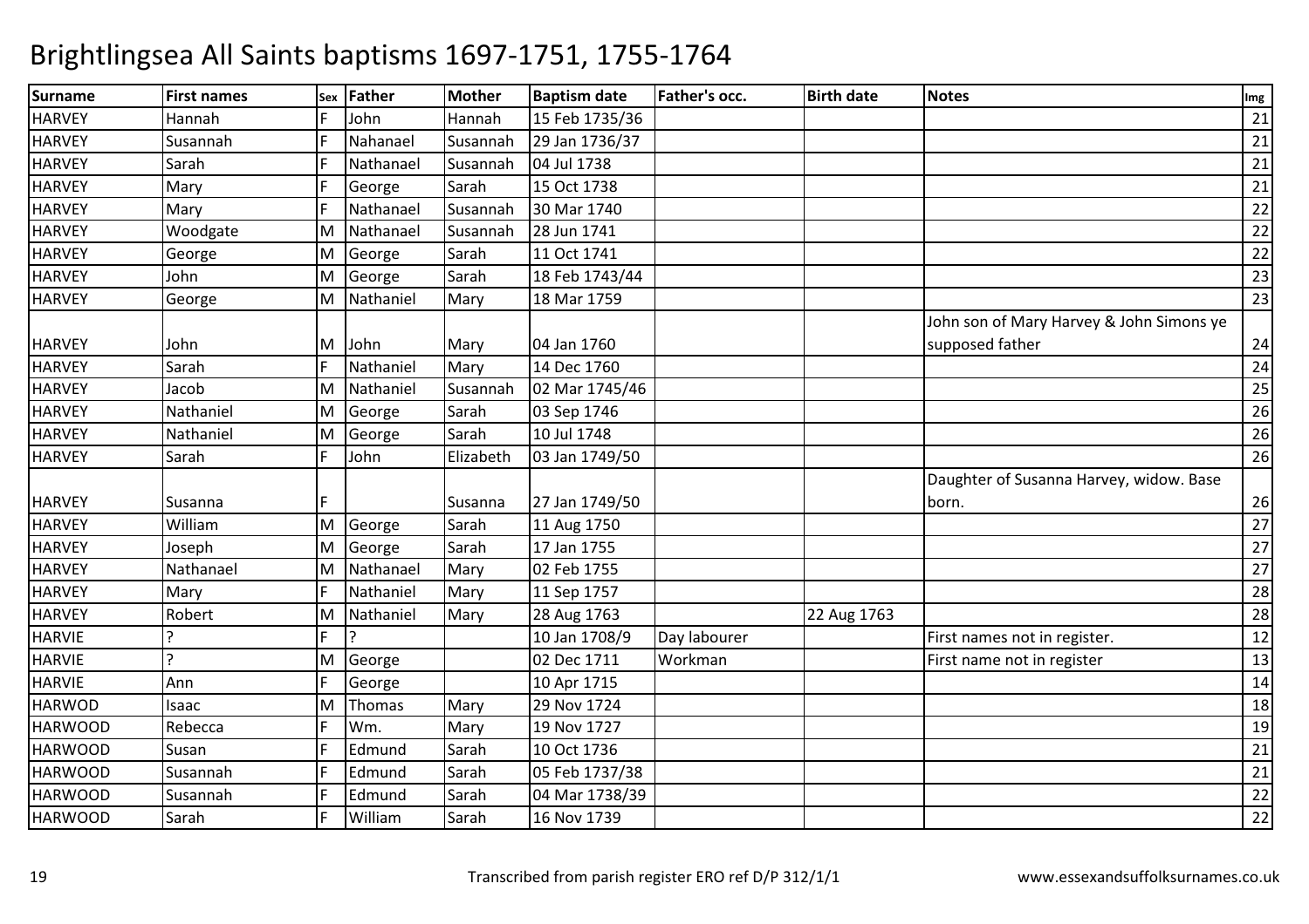# Brightlingsea All Saints baptisms 1697-1751, 1755-1764

| Surname | First names | Sex | Father | Mother | Baptism date | Father's occ. | Birth date | Notes | Img |
|---|---|---|---|---|---|---|---|---|---|
| HARVEY | Hannah | F | John | Hannah | 15 Feb 1735/36 | | | | 21 |
| HARVEY | Susannah | F | Nahanael | Susannah | 29 Jan 1736/37 | | | | 21 |
| HARVEY | Sarah | F | Nathanael | Susannah | 04 Jul 1738 | | | | 21 |
| HARVEY | Mary | F | George | Sarah | 15 Oct 1738 | | | | 21 |
| HARVEY | Mary | F | Nathanael | Susannah | 30 Mar 1740 | | | | 22 |
| HARVEY | Woodgate | M | Nathanael | Susannah | 28 Jun 1741 | | | | 22 |
| HARVEY | George | M | George | Sarah | 11 Oct 1741 | | | | 22 |
| HARVEY | John | M | George | Sarah | 18 Feb 1743/44 | | | | 23 |
| HARVEY | George | M | Nathaniel | Mary | 18 Mar 1759 | | | | 23 |
| HARVEY | John | M | John | Mary | 04 Jan 1760 | | | John son of Mary Harvey & John Simons ye supposed father | 24 |
| HARVEY | Sarah | F | Nathaniel | Mary | 14 Dec 1760 | | | | 24 |
| HARVEY | Jacob | M | Nathaniel | Susannah | 02 Mar 1745/46 | | | | 25 |
| HARVEY | Nathaniel | M | George | Sarah | 03 Sep 1746 | | | | 26 |
| HARVEY | Nathaniel | M | George | Sarah | 10 Jul 1748 | | | | 26 |
| HARVEY | Sarah | F | John | Elizabeth | 03 Jan 1749/50 | | | | 26 |
| HARVEY | Susanna | F | | Susanna | 27 Jan 1749/50 | | | Daughter of Susanna Harvey, widow. Base born. | 26 |
| HARVEY | William | M | George | Sarah | 11 Aug 1750 | | | | 27 |
| HARVEY | Joseph | M | George | Sarah | 17 Jan 1755 | | | | 27 |
| HARVEY | Nathanael | M | Nathanael | Mary | 02 Feb 1755 | | | | 27 |
| HARVEY | Mary | F | Nathaniel | Mary | 11 Sep 1757 | | | | 28 |
| HARVEY | Robert | M | Nathaniel | Mary | 28 Aug 1763 | | 22 Aug 1763 | | 28 |
| HARVIE | ? | F | ? | | 10 Jan 1708/9 | Day labourer | | First names not in register. | 12 |
| HARVIE | ? | M | George | | 02 Dec 1711 | Workman | | First name not in register | 13 |
| HARVIE | Ann | F | George | | 10 Apr 1715 | | | | 14 |
| HARWOD | Isaac | M | Thomas | Mary | 29 Nov 1724 | | | | 18 |
| HARWOOD | Rebecca | F | Wm. | Mary | 19 Nov 1727 | | | | 19 |
| HARWOOD | Susan | F | Edmund | Sarah | 10 Oct 1736 | | | | 21 |
| HARWOOD | Susannah | F | Edmund | Sarah | 05 Feb 1737/38 | | | | 21 |
| HARWOOD | Susannah | F | Edmund | Sarah | 04 Mar 1738/39 | | | | 22 |
| HARWOOD | Sarah | F | William | Sarah | 16 Nov 1739 | | | | 22 |

Transcribed from parish register ERO ref D/P 312/1/1 www.essexandsuffolksurnames.co.uk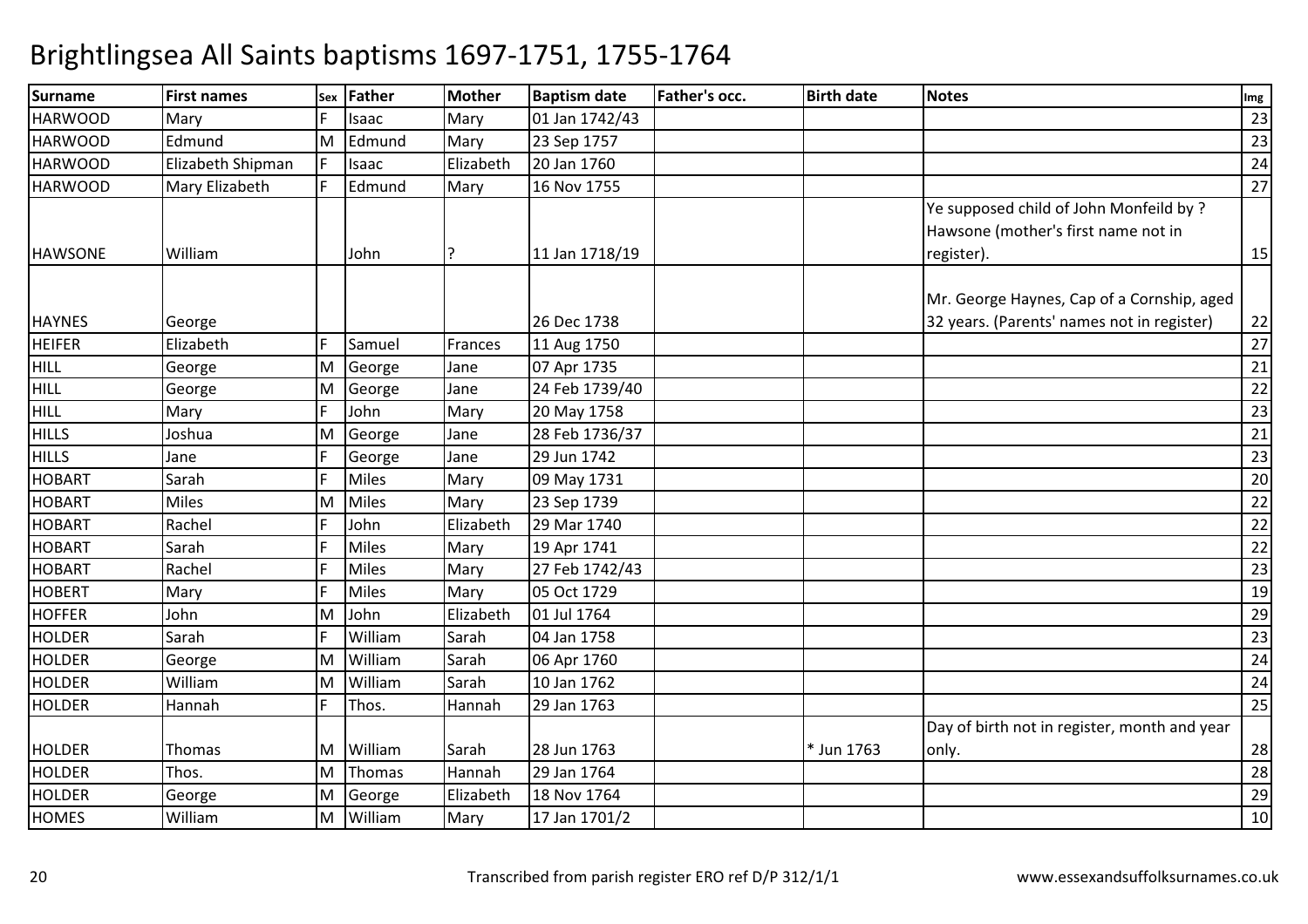# Brightlingsea All Saints baptisms 1697-1751, 1755-1764

| Surname | First names | Sex | Father | Mother | Baptism date | Father's occ. | Birth date | Notes | Img |
|---|---|---|---|---|---|---|---|---|---|
| HARWOOD | Mary | F | Isaac | Mary | 01 Jan 1742/43 | | | | 23 |
| HARWOOD | Edmund | M | Edmund | Mary | 23 Sep 1757 | | | | 23 |
| HARWOOD | Elizabeth Shipman | F | Isaac | Elizabeth | 20 Jan 1760 | | | | 24 |
| HARWOOD | Mary Elizabeth | F | Edmund | Mary | 16 Nov 1755 | | | | 27 |
| HAWSONE | William | | John | ? | 11 Jan 1718/19 | | | Ye supposed child of John Monfeild by ? Hawsone (mother's first name not in register). | 15 |
| HAYNES | George | | | | 26 Dec 1738 | | | Mr. George Haynes, Cap of a Cornship, aged 32 years. (Parents' names not in register) | 22 |
| HEIFER | Elizabeth | F | Samuel | Frances | 11 Aug 1750 | | | | 27 |
| HILL | George | M | George | Jane | 07 Apr 1735 | | | | 21 |
| HILL | George | M | George | Jane | 24 Feb 1739/40 | | | | 22 |
| HILL | Mary | F | John | Mary | 20 May 1758 | | | | 23 |
| HILLS | Joshua | M | George | Jane | 28 Feb 1736/37 | | | | 21 |
| HILLS | Jane | F | George | Jane | 29 Jun 1742 | | | | 23 |
| HOBART | Sarah | F | Miles | Mary | 09 May 1731 | | | | 20 |
| HOBART | Miles | M | Miles | Mary | 23 Sep 1739 | | | | 22 |
| HOBART | Rachel | F | John | Elizabeth | 29 Mar 1740 | | | | 22 |
| HOBART | Sarah | F | Miles | Mary | 19 Apr 1741 | | | | 22 |
| HOBART | Rachel | F | Miles | Mary | 27 Feb 1742/43 | | | | 23 |
| HOBERT | Mary | F | Miles | Mary | 05 Oct 1729 | | | | 19 |
| HOFFER | John | M | John | Elizabeth | 01 Jul 1764 | | | | 29 |
| HOLDER | Sarah | F | William | Sarah | 04 Jan 1758 | | | | 23 |
| HOLDER | George | M | William | Sarah | 06 Apr 1760 | | | | 24 |
| HOLDER | William | M | William | Sarah | 10 Jan 1762 | | | | 24 |
| HOLDER | Hannah | F | Thos. | Hannah | 29 Jan 1763 | | | | 25 |
| HOLDER | Thomas | M | William | Sarah | 28 Jun 1763 | | * Jun 1763 | Day of birth not in register, month and year only. | 28 |
| HOLDER | Thos. | M | Thomas | Hannah | 29 Jan 1764 | | | | 28 |
| HOLDER | George | M | George | Elizabeth | 18 Nov 1764 | | | | 29 |
| HOMES | William | M | William | Mary | 17 Jan 1701/2 | | | | 10 |

Transcribed from parish register ERO ref D/P 312/1/1

www.essexandsuffolksurnames.co.uk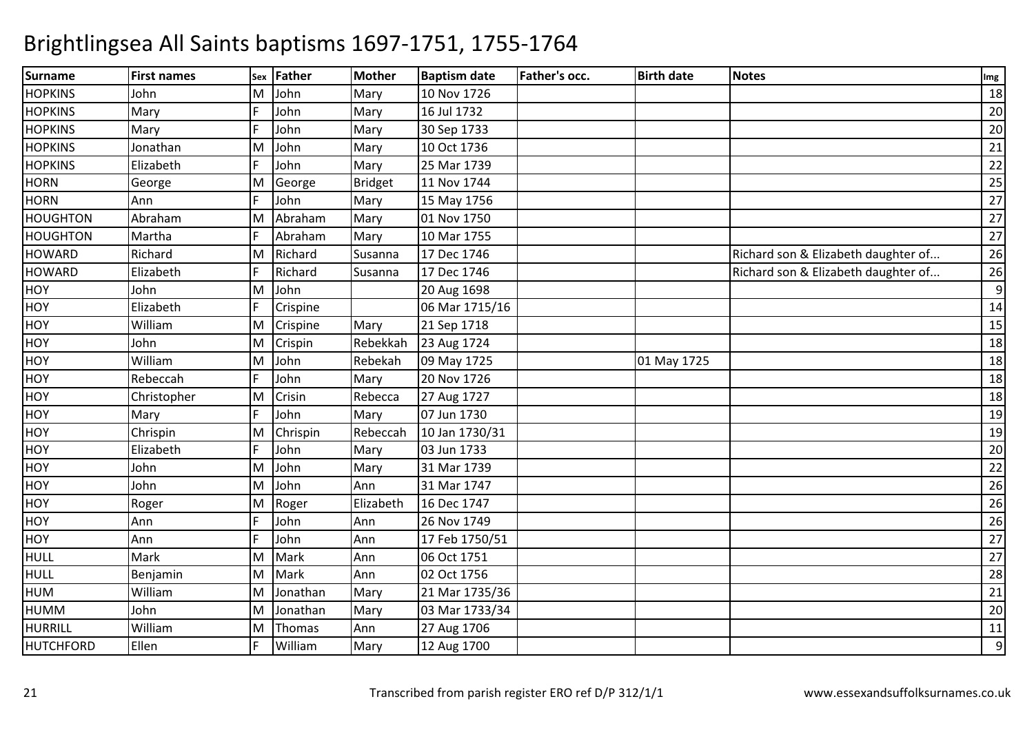# Brightlingsea All Saints baptisms 1697-1751, 1755-1764

| Surname | First names | Sex | Father | Mother | Baptism date | Father's occ. | Birth date | Notes | Img |
|---|---|---|---|---|---|---|---|---|---|
| HOPKINS | John | M | John | Mary | 10 Nov 1726 | | | | 18 |
| HOPKINS | Mary | F | John | Mary | 16 Jul 1732 | | | | 20 |
| HOPKINS | Mary | F | John | Mary | 30 Sep 1733 | | | | 20 |
| HOPKINS | Jonathan | M | John | Mary | 10 Oct 1736 | | | | 21 |
| HOPKINS | Elizabeth | F | John | Mary | 25 Mar 1739 | | | | 22 |
| HORN | George | M | George | Bridget | 11 Nov 1744 | | | | 25 |
| HORN | Ann | F | John | Mary | 15 May 1756 | | | | 27 |
| HOUGHTON | Abraham | M | Abraham | Mary | 01 Nov 1750 | | | | 27 |
| HOUGHTON | Martha | F | Abraham | Mary | 10 Mar 1755 | | | | 27 |
| HOWARD | Richard | M | Richard | Susanna | 17 Dec 1746 | | | Richard son & Elizabeth daughter of... | 26 |
| HOWARD | Elizabeth | F | Richard | Susanna | 17 Dec 1746 | | | Richard son & Elizabeth daughter of... | 26 |
| HOY | John | M | John | | 20 Aug 1698 | | | | 9 |
| HOY | Elizabeth | F | Crispine | | 06 Mar 1715/16 | | | | 14 |
| HOY | William | M | Crispine | Mary | 21 Sep 1718 | | | | 15 |
| HOY | John | M | Crispin | Rebekkah | 23 Aug 1724 | | | | 18 |
| HOY | William | M | John | Rebekah | 09 May 1725 | | 01 May 1725 | | 18 |
| HOY | Rebeccah | F | John | Mary | 20 Nov 1726 | | | | 18 |
| HOY | Christopher | M | Crisin | Rebecca | 27 Aug 1727 | | | | 18 |
| HOY | Mary | F | John | Mary | 07 Jun 1730 | | | | 19 |
| HOY | Chrispin | M | Chrispin | Rebeccah | 10 Jan 1730/31 | | | | 19 |
| HOY | Elizabeth | F | John | Mary | 03 Jun 1733 | | | | 20 |
| HOY | John | M | John | Mary | 31 Mar 1739 | | | | 22 |
| HOY | John | M | John | Ann | 31 Mar 1747 | | | | 26 |
| HOY | Roger | M | Roger | Elizabeth | 16 Dec 1747 | | | | 26 |
| HOY | Ann | F | John | Ann | 26 Nov 1749 | | | | 26 |
| HOY | Ann | F | John | Ann | 17 Feb 1750/51 | | | | 27 |
| HULL | Mark | M | Mark | Ann | 06 Oct 1751 | | | | 27 |
| HULL | Benjamin | M | Mark | Ann | 02 Oct 1756 | | | | 28 |
| HUM | William | M | Jonathan | Mary | 21 Mar 1735/36 | | | | 21 |
| HUMM | John | M | Jonathan | Mary | 03 Mar 1733/34 | | | | 20 |
| HURRILL | William | M | Thomas | Ann | 27 Aug 1706 | | | | 11 |
| HUTCHFORD | Ellen | F | William | Mary | 12 Aug 1700 | | | | 9 |

Transcribed from parish register ERO ref D/P 312/1/1

www.essexandsuffolksurnames.co.uk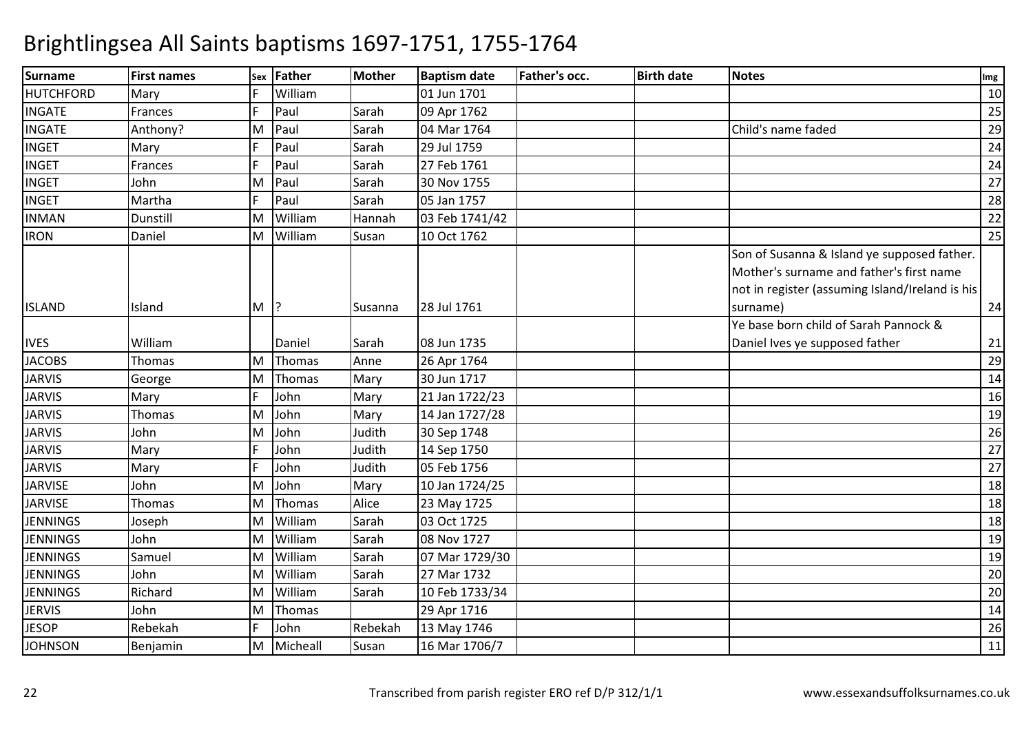# Brightlingsea All Saints baptisms 1697-1751, 1755-1764

| Surname | First names | Sex | Father | Mother | Baptism date | Father's occ. | Birth date | Notes | Img |
|---|---|---|---|---|---|---|---|---|---|
| HUTCHFORD | Mary | F | William | | 01 Jun 1701 | | | | 10 |
| INGATE | Frances | F | Paul | Sarah | 09 Apr 1762 | | | | 25 |
| INGATE | Anthony? | M | Paul | Sarah | 04 Mar 1764 | | | Child's name faded | 29 |
| INGET | Mary | F | Paul | Sarah | 29 Jul 1759 | | | | 24 |
| INGET | Frances | F | Paul | Sarah | 27 Feb 1761 | | | | 24 |
| INGET | John | M | Paul | Sarah | 30 Nov 1755 | | | | 27 |
| INGET | Martha | F | Paul | Sarah | 05 Jan 1757 | | | | 28 |
| INMAN | Dunstill | M | William | Hannah | 03 Feb 1741/42 | | | | 22 |
| IRON | Daniel | M | William | Susan | 10 Oct 1762 | | | | 25 |
| ISLAND | Island | M | ? | Susanna | 28 Jul 1761 | | | Son of Susanna & Island ye supposed father. Mother's surname and father's first name not in register (assuming Island/Ireland is his surname) | 24 |
| IVES | William | | Daniel | Sarah | 08 Jun 1735 | | | Ye base born child of Sarah Pannock & Daniel Ives ye supposed father | 21 |
| JACOBS | Thomas | M | Thomas | Anne | 26 Apr 1764 | | | | 29 |
| JARVIS | George | M | Thomas | Mary | 30 Jun 1717 | | | | 14 |
| JARVIS | Mary | F | John | Mary | 21 Jan 1722/23 | | | | 16 |
| JARVIS | Thomas | M | John | Mary | 14 Jan 1727/28 | | | | 19 |
| JARVIS | John | M | John | Judith | 30 Sep 1748 | | | | 26 |
| JARVIS | Mary | F | John | Judith | 14 Sep 1750 | | | | 27 |
| JARVIS | Mary | F | John | Judith | 05 Feb 1756 | | | | 27 |
| JARVISE | John | M | John | Mary | 10 Jan 1724/25 | | | | 18 |
| JARVISE | Thomas | M | Thomas | Alice | 23 May 1725 | | | | 18 |
| JENNINGS | Joseph | M | William | Sarah | 03 Oct 1725 | | | | 18 |
| JENNINGS | John | M | William | Sarah | 08 Nov 1727 | | | | 19 |
| JENNINGS | Samuel | M | William | Sarah | 07 Mar 1729/30 | | | | 19 |
| JENNINGS | John | M | William | Sarah | 27 Mar 1732 | | | | 20 |
| JENNINGS | Richard | M | William | Sarah | 10 Feb 1733/34 | | | | 20 |
| JERVIS | John | M | Thomas | | 29 Apr 1716 | | | | 14 |
| JESOP | Rebekah | F | John | Rebekah | 13 May 1746 | | | | 26 |
| JOHNSON | Benjamin | M | Micheall | Susan | 16 Mar 1706/7 | | | | 11 |

Transcribed from parish register ERO ref D/P 312/1/1 www.essexandsuffolksurnames.co.uk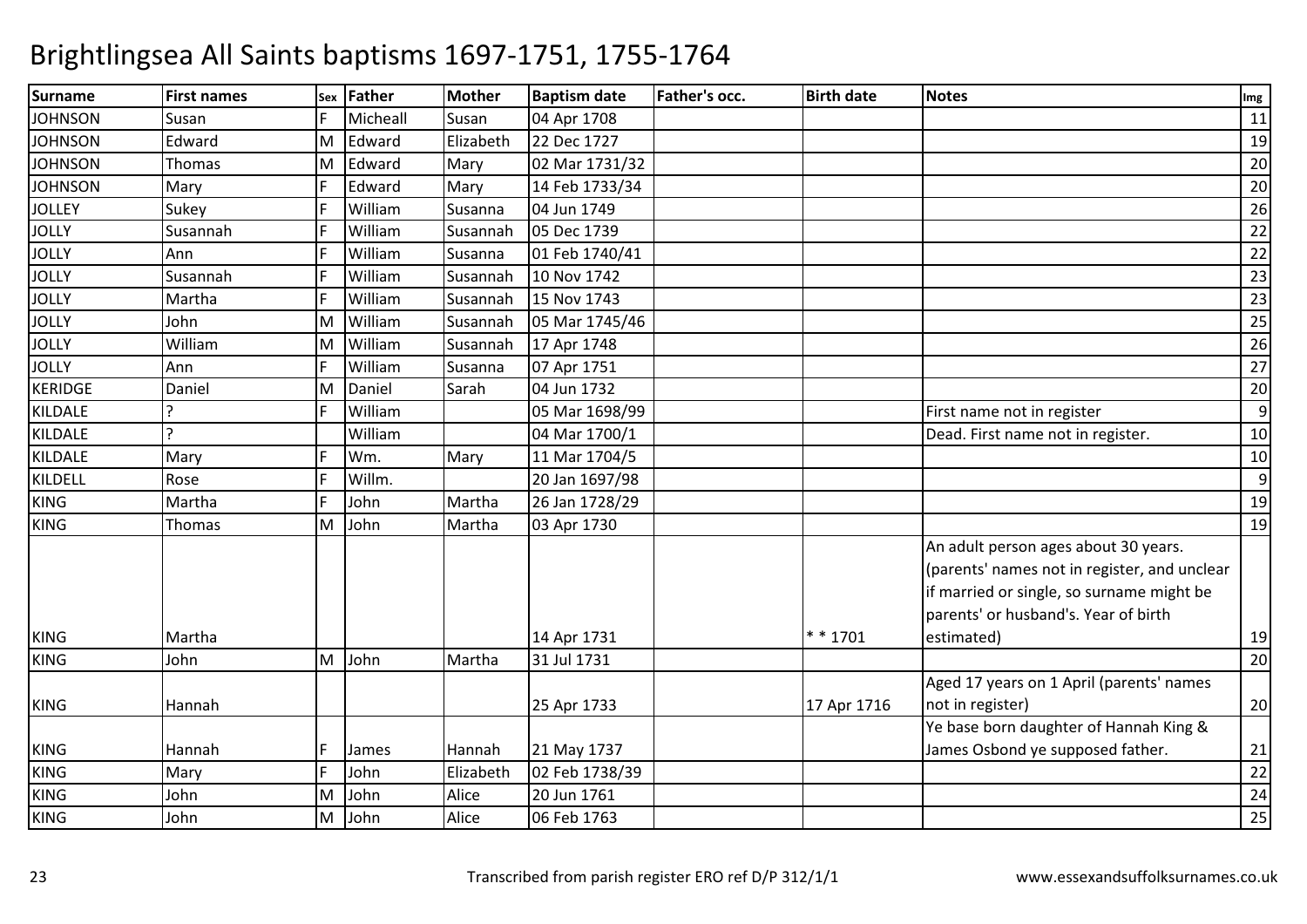# Brightlingsea All Saints baptisms 1697-1751, 1755-1764

| Surname | First names | Sex | Father | Mother | Baptism date | Father's occ. | Birth date | Notes | Img |
|---|---|---|---|---|---|---|---|---|---|
| JOHNSON | Susan | F | Micheall | Susan | 04 Apr 1708 | | | | 11 |
| JOHNSON | Edward | M | Edward | Elizabeth | 22 Dec 1727 | | | | 19 |
| JOHNSON | Thomas | M | Edward | Mary | 02 Mar 1731/32 | | | | 20 |
| JOHNSON | Mary | F | Edward | Mary | 14 Feb 1733/34 | | | | 20 |
| JOLLEY | Sukey | F | William | Susanna | 04 Jun 1749 | | | | 26 |
| JOLLY | Susannah | F | William | Susannah | 05 Dec 1739 | | | | 22 |
| JOLLY | Ann | F | William | Susanna | 01 Feb 1740/41 | | | | 22 |
| JOLLY | Susannah | F | William | Susannah | 10 Nov 1742 | | | | 23 |
| JOLLY | Martha | F | William | Susannah | 15 Nov 1743 | | | | 23 |
| JOLLY | John | M | William | Susannah | 05 Mar 1745/46 | | | | 25 |
| JOLLY | William | M | William | Susannah | 17 Apr 1748 | | | | 26 |
| JOLLY | Ann | F | William | Susanna | 07 Apr 1751 | | | | 27 |
| KERIDGE | Daniel | M | Daniel | Sarah | 04 Jun 1732 | | | | 20 |
| KILDALE | ? | F | William | | 05 Mar 1698/99 | | | First name not in register | 9 |
| KILDALE | ? | | William | | 04 Mar 1700/1 | | | Dead. First name not in register. | 10 |
| KILDALE | Mary | F | Wm. | Mary | 11 Mar 1704/5 | | | | 10 |
| KILDELL | Rose | F | Willm. | | 20 Jan 1697/98 | | | | 9 |
| KING | Martha | F | John | Martha | 26 Jan 1728/29 | | | | 19 |
| KING | Thomas | M | John | Martha | 03 Apr 1730 | | | | 19 |
| KING | Martha | | | | 14 Apr 1731 | | * * 1701 | An adult person ages about 30 years. (parents' names not in register, and unclear if married or single, so surname might be parents' or husband's. Year of birth estimated) | 19 |
| KING | John | M | John | Martha | 31 Jul 1731 | | | | 20 |
| KING | Hannah | | | | 25 Apr 1733 | | 17 Apr 1716 | Aged 17 years on 1 April (parents' names not in register) | 20 |
| KING | Hannah | F | James | Hannah | 21 May 1737 | | | Ye base born daughter of Hannah King & James Osbond ye supposed father. | 21 |
| KING | Mary | F | John | Elizabeth | 02 Feb 1738/39 | | | | 22 |
| KING | John | M | John | Alice | 20 Jun 1761 | | | | 24 |
| KING | John | M | John | Alice | 06 Feb 1763 | | | | 25 |

Transcribed from parish register ERO ref D/P 312/1/1

www.essexandsuffolksurnames.co.uk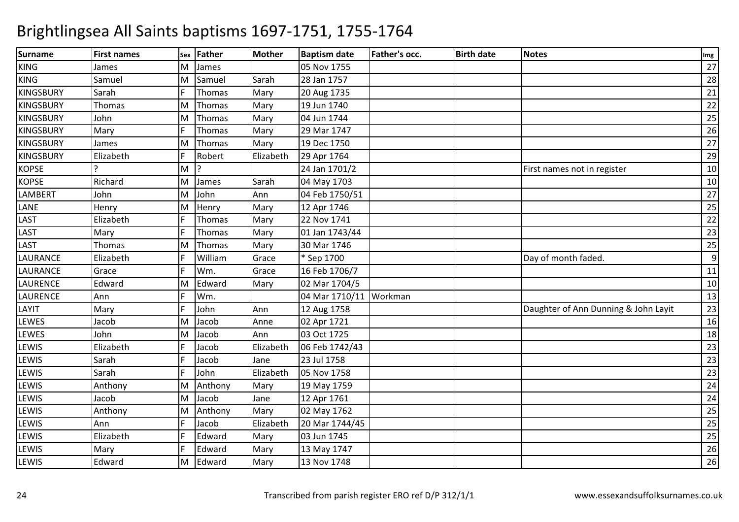# Brightlingsea All Saints baptisms 1697-1751, 1755-1764

| Surname | First names | Sex | Father | Mother | Baptism date | Father's occ. | Birth date | Notes | Img |
|---|---|---|---|---|---|---|---|---|---|
| KING | James | M | James | | 05 Nov 1755 | | | | 27 |
| KING | Samuel | M | Samuel | Sarah | 28 Jan 1757 | | | | 28 |
| KINGSBURY | Sarah | F | Thomas | Mary | 20 Aug 1735 | | | | 21 |
| KINGSBURY | Thomas | M | Thomas | Mary | 19 Jun 1740 | | | | 22 |
| KINGSBURY | John | M | Thomas | Mary | 04 Jun 1744 | | | | 25 |
| KINGSBURY | Mary | F | Thomas | Mary | 29 Mar 1747 | | | | 26 |
| KINGSBURY | James | M | Thomas | Mary | 19 Dec 1750 | | | | 27 |
| KINGSBURY | Elizabeth | F | Robert | Elizabeth | 29 Apr 1764 | | | | 29 |
| KOPSE | ? | M | ? | | 24 Jan 1701/2 | | | First names not in register | 10 |
| KOPSE | Richard | M | James | Sarah | 04 May 1703 | | | | 10 |
| LAMBERT | John | M | John | Ann | 04 Feb 1750/51 | | | | 27 |
| LANE | Henry | M | Henry | Mary | 12 Apr 1746 | | | | 25 |
| LAST | Elizabeth | F | Thomas | Mary | 22 Nov 1741 | | | | 22 |
| LAST | Mary | F | Thomas | Mary | 01 Jan 1743/44 | | | | 23 |
| LAST | Thomas | M | Thomas | Mary | 30 Mar 1746 | | | | 25 |
| LAURANCE | Elizabeth | F | William | Grace | * Sep 1700 | | | Day of month faded. | 9 |
| LAURANCE | Grace | F | Wm. | Grace | 16 Feb 1706/7 | | | | 11 |
| LAURENCE | Edward | M | Edward | Mary | 02 Mar 1704/5 | | | | 10 |
| LAURENCE | Ann | F | Wm. | | 04 Mar 1710/11 | Workman | | | 13 |
| LAYIT | Mary | F | John | Ann | 12 Aug 1758 | | | Daughter of Ann Dunning & John Layit | 23 |
| LEWES | Jacob | M | Jacob | Anne | 02 Apr 1721 | | | | 16 |
| LEWES | John | M | Jacob | Ann | 03 Oct 1725 | | | | 18 |
| LEWIS | Elizabeth | F | Jacob | Elizabeth | 06 Feb 1742/43 | | | | 23 |
| LEWIS | Sarah | F | Jacob | Jane | 23 Jul 1758 | | | | 23 |
| LEWIS | Sarah | F | John | Elizabeth | 05 Nov 1758 | | | | 23 |
| LEWIS | Anthony | M | Anthony | Mary | 19 May 1759 | | | | 24 |
| LEWIS | Jacob | M | Jacob | Jane | 12 Apr 1761 | | | | 24 |
| LEWIS | Anthony | M | Anthony | Mary | 02 May 1762 | | | | 25 |
| LEWIS | Ann | F | Jacob | Elizabeth | 20 Mar 1744/45 | | | | 25 |
| LEWIS | Elizabeth | F | Edward | Mary | 03 Jun 1745 | | | | 25 |
| LEWIS | Mary | F | Edward | Mary | 13 May 1747 | | | | 26 |
| LEWIS | Edward | M | Edward | Mary | 13 Nov 1748 | | | | 26 |

Transcribed from parish register ERO ref D/P 312/1/1

www.essexandsuffolksurnames.co.uk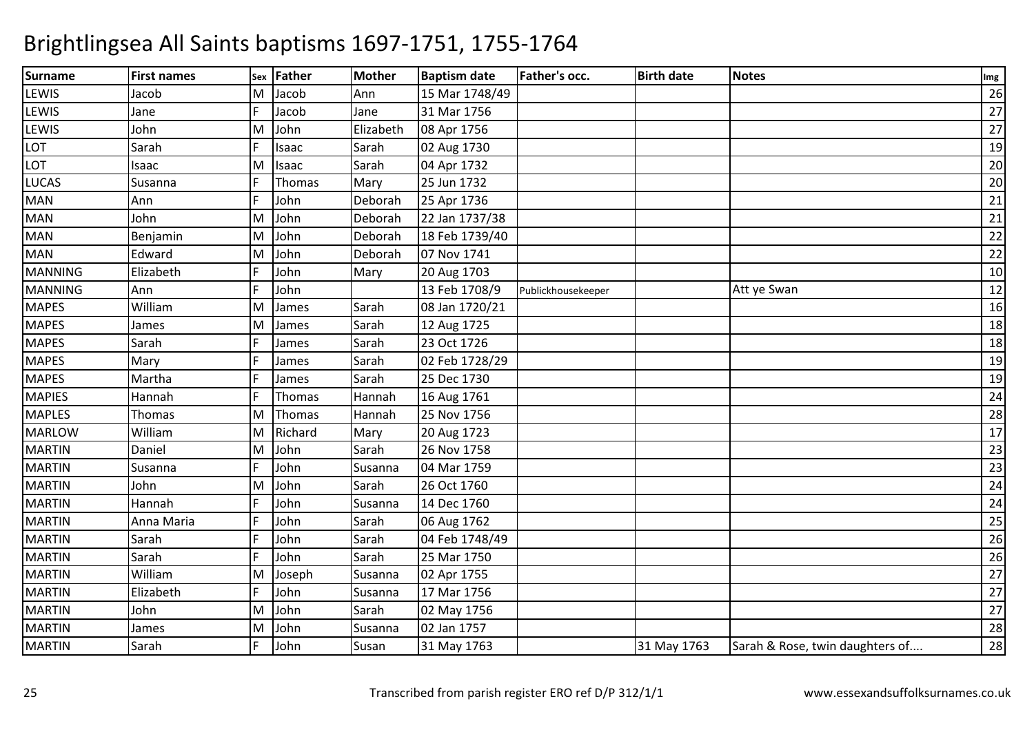# Brightlingsea All Saints baptisms 1697-1751, 1755-1764

| Surname | First names | Sex | Father | Mother | Baptism date | Father's occ. | Birth date | Notes | Img |
|---|---|---|---|---|---|---|---|---|---|
| LEWIS | Jacob | M | Jacob | Ann | 15 Mar 1748/49 | | | | 26 |
| LEWIS | Jane | F | Jacob | Jane | 31 Mar 1756 | | | | 27 |
| LEWIS | John | M | John | Elizabeth | 08 Apr 1756 | | | | 27 |
| LOT | Sarah | F | Isaac | Sarah | 02 Aug 1730 | | | | 19 |
| LOT | Isaac | M | Isaac | Sarah | 04 Apr 1732 | | | | 20 |
| LUCAS | Susanna | F | Thomas | Mary | 25 Jun 1732 | | | | 20 |
| MAN | Ann | F | John | Deborah | 25 Apr 1736 | | | | 21 |
| MAN | John | M | John | Deborah | 22 Jan 1737/38 | | | | 21 |
| MAN | Benjamin | M | John | Deborah | 18 Feb 1739/40 | | | | 22 |
| MAN | Edward | M | John | Deborah | 07 Nov 1741 | | | | 22 |
| MANNING | Elizabeth | F | John | Mary | 20 Aug 1703 | | | | 10 |
| MANNING | Ann | F | John | | 13 Feb 1708/9 | Publickhousekeeper | | Att ye Swan | 12 |
| MAPES | William | M | James | Sarah | 08 Jan 1720/21 | | | | 16 |
| MAPES | James | M | James | Sarah | 12 Aug 1725 | | | | 18 |
| MAPES | Sarah | F | James | Sarah | 23 Oct 1726 | | | | 18 |
| MAPES | Mary | F | James | Sarah | 02 Feb 1728/29 | | | | 19 |
| MAPES | Martha | F | James | Sarah | 25 Dec 1730 | | | | 19 |
| MAPIES | Hannah | F | Thomas | Hannah | 16 Aug 1761 | | | | 24 |
| MAPLES | Thomas | M | Thomas | Hannah | 25 Nov 1756 | | | | 28 |
| MARLOW | William | M | Richard | Mary | 20 Aug 1723 | | | | 17 |
| MARTIN | Daniel | M | John | Sarah | 26 Nov 1758 | | | | 23 |
| MARTIN | Susanna | F | John | Susanna | 04 Mar 1759 | | | | 23 |
| MARTIN | John | M | John | Sarah | 26 Oct 1760 | | | | 24 |
| MARTIN | Hannah | F | John | Susanna | 14 Dec 1760 | | | | 24 |
| MARTIN | Anna Maria | F | John | Sarah | 06 Aug 1762 | | | | 25 |
| MARTIN | Sarah | F | John | Sarah | 04 Feb 1748/49 | | | | 26 |
| MARTIN | Sarah | F | John | Sarah | 25 Mar 1750 | | | | 26 |
| MARTIN | William | M | Joseph | Susanna | 02 Apr 1755 | | | | 27 |
| MARTIN | Elizabeth | F | John | Susanna | 17 Mar 1756 | | | | 27 |
| MARTIN | John | M | John | Sarah | 02 May 1756 | | | | 27 |
| MARTIN | James | M | John | Susanna | 02 Jan 1757 | | | | 28 |
| MARTIN | Sarah | F | John | Susan | 31 May 1763 | | 31 May 1763 | Sarah & Rose, twin daughters of.... | 28 |

Transcribed from parish register ERO ref D/P 312/1/1

www.essexandsuffolksurnames.co.uk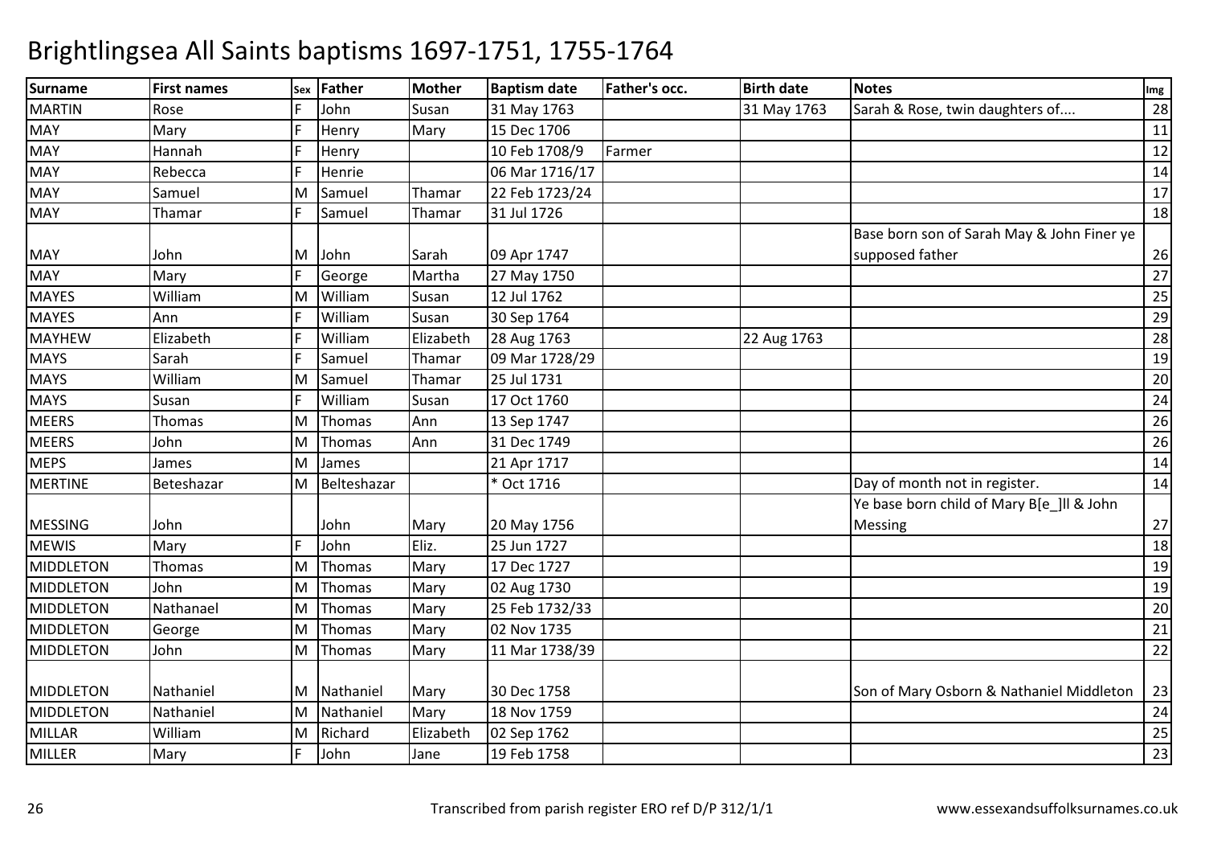# Brightlingsea All Saints baptisms 1697-1751, 1755-1764

| Surname | First names | Sex | Father | Mother | Baptism date | Father's occ. | Birth date | Notes | Img |
|---|---|---|---|---|---|---|---|---|---|
| MARTIN | Rose | F | John | Susan | 31 May 1763 | | 31 May 1763 | Sarah & Rose, twin daughters of.... | 28 |
| MAY | Mary | F | Henry | Mary | 15 Dec 1706 | | | | 11 |
| MAY | Hannah | F | Henry | | 10 Feb 1708/9 | Farmer | | | 12 |
| MAY | Rebecca | F | Henrie | | 06 Mar 1716/17 | | | | 14 |
| MAY | Samuel | M | Samuel | Thamar | 22 Feb 1723/24 | | | | 17 |
| MAY | Thamar | F | Samuel | Thamar | 31 Jul 1726 | | | | 18 |
| MAY | John | M | John | Sarah | 09 Apr 1747 | | | Base born son of Sarah May & John Finer ye supposed father | 26 |
| MAY | Mary | F | George | Martha | 27 May 1750 | | | | 27 |
| MAYES | William | M | William | Susan | 12 Jul 1762 | | | | 25 |
| MAYES | Ann | F | William | Susan | 30 Sep 1764 | | | | 29 |
| MAYHEW | Elizabeth | F | William | Elizabeth | 28 Aug 1763 | | 22 Aug 1763 | | 28 |
| MAYS | Sarah | F | Samuel | Thamar | 09 Mar 1728/29 | | | | 19 |
| MAYS | William | M | Samuel | Thamar | 25 Jul 1731 | | | | 20 |
| MAYS | Susan | F | William | Susan | 17 Oct 1760 | | | | 24 |
| MEERS | Thomas | M | Thomas | Ann | 13 Sep 1747 | | | | 26 |
| MEERS | John | M | Thomas | Ann | 31 Dec 1749 | | | | 26 |
| MEPS | James | M | James | | 21 Apr 1717 | | | | 14 |
| MERTINE | Beteshazar | M | Belteshazar | | * Oct 1716 | | | Day of month not in register. | 14 |
| MESSING | John | | John | Mary | 20 May 1756 | | | Ye base born child of Mary B[e_]ll & John Messing | 27 |
| MEWIS | Mary | F | John | Eliz. | 25 Jun 1727 | | | | 18 |
| MIDDLETON | Thomas | M | Thomas | Mary | 17 Dec 1727 | | | | 19 |
| MIDDLETON | John | M | Thomas | Mary | 02 Aug 1730 | | | | 19 |
| MIDDLETON | Nathanael | M | Thomas | Mary | 25 Feb 1732/33 | | | | 20 |
| MIDDLETON | George | M | Thomas | Mary | 02 Nov 1735 | | | | 21 |
| MIDDLETON | John | M | Thomas | Mary | 11 Mar 1738/39 | | | | 22 |
| MIDDLETON | Nathaniel | M | Nathaniel | Mary | 30 Dec 1758 | | | Son of Mary Osborn & Nathaniel Middleton | 23 |
| MIDDLETON | Nathaniel | M | Nathaniel | Mary | 18 Nov 1759 | | | | 24 |
| MILLAR | William | M | Richard | Elizabeth | 02 Sep 1762 | | | | 25 |
| MILLER | Mary | F | John | Jane | 19 Feb 1758 | | | | 23 |

Transcribed from parish register ERO ref D/P 312/1/1

www.essexandsuffolksurnames.co.uk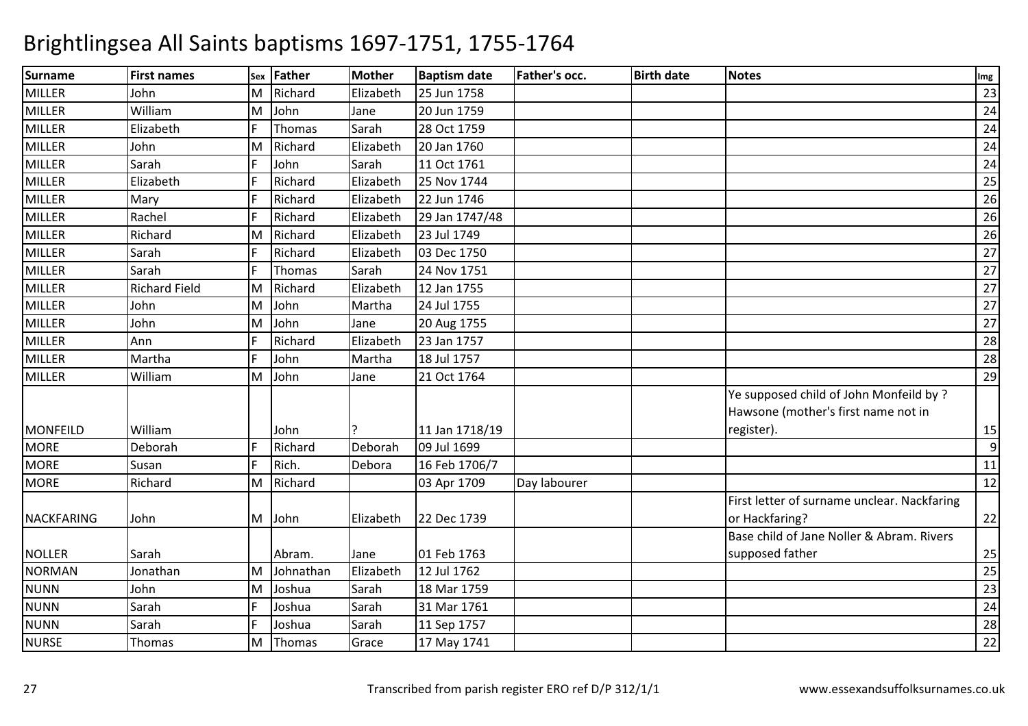# Brightlingsea All Saints baptisms 1697-1751, 1755-1764

| Surname | First names | Sex | Father | Mother | Baptism date | Father's occ. | Birth date | Notes | Img |
|---|---|---|---|---|---|---|---|---|---|
| MILLER | John | M | Richard | Elizabeth | 25 Jun 1758 | | | | 23 |
| MILLER | William | M | John | Jane | 20 Jun 1759 | | | | 24 |
| MILLER | Elizabeth | F | Thomas | Sarah | 28 Oct 1759 | | | | 24 |
| MILLER | John | M | Richard | Elizabeth | 20 Jan 1760 | | | | 24 |
| MILLER | Sarah | F | John | Sarah | 11 Oct 1761 | | | | 24 |
| MILLER | Elizabeth | F | Richard | Elizabeth | 25 Nov 1744 | | | | 25 |
| MILLER | Mary | F | Richard | Elizabeth | 22 Jun 1746 | | | | 26 |
| MILLER | Rachel | F | Richard | Elizabeth | 29 Jan 1747/48 | | | | 26 |
| MILLER | Richard | M | Richard | Elizabeth | 23 Jul 1749 | | | | 26 |
| MILLER | Sarah | F | Richard | Elizabeth | 03 Dec 1750 | | | | 27 |
| MILLER | Sarah | F | Thomas | Sarah | 24 Nov 1751 | | | | 27 |
| MILLER | Richard Field | M | Richard | Elizabeth | 12 Jan 1755 | | | | 27 |
| MILLER | John | M | John | Martha | 24 Jul 1755 | | | | 27 |
| MILLER | John | M | John | Jane | 20 Aug 1755 | | | | 27 |
| MILLER | Ann | F | Richard | Elizabeth | 23 Jan 1757 | | | | 28 |
| MILLER | Martha | F | John | Martha | 18 Jul 1757 | | | | 28 |
| MILLER | William | M | John | Jane | 21 Oct 1764 | | | | 29 |
| MONFEILD | William | | John | ? | 11 Jan 1718/19 | | | Ye supposed child of John Monfeild by ? Hawsone (mother's first name not in register). | 15 |
| MORE | Deborah | F | Richard | Deborah | 09 Jul 1699 | | | | 9 |
| MORE | Susan | F | Rich. | Debora | 16 Feb 1706/7 | | | | 11 |
| MORE | Richard | M | Richard | | 03 Apr 1709 | Day labourer | | | 12 |
| NACKFARING | John | M | John | Elizabeth | 22 Dec 1739 | | | First letter of surname unclear. Nackfaring or Hackfaring? | 22 |
| NOLLER | Sarah | | Abram. | Jane | 01 Feb 1763 | | | Base child of Jane Noller & Abram. Rivers supposed father | 25 |
| NORMAN | Jonathan | M | Johnathan | Elizabeth | 12 Jul 1762 | | | | 25 |
| NUNN | John | M | Joshua | Sarah | 18 Mar 1759 | | | | 23 |
| NUNN | Sarah | F | Joshua | Sarah | 31 Mar 1761 | | | | 24 |
| NUNN | Sarah | F | Joshua | Sarah | 11 Sep 1757 | | | | 28 |
| NURSE | Thomas | M | Thomas | Grace | 17 May 1741 | | | | 22 |

Transcribed from parish register ERO ref D/P 312/1/1 www.essexandsuffolksurnames.co.uk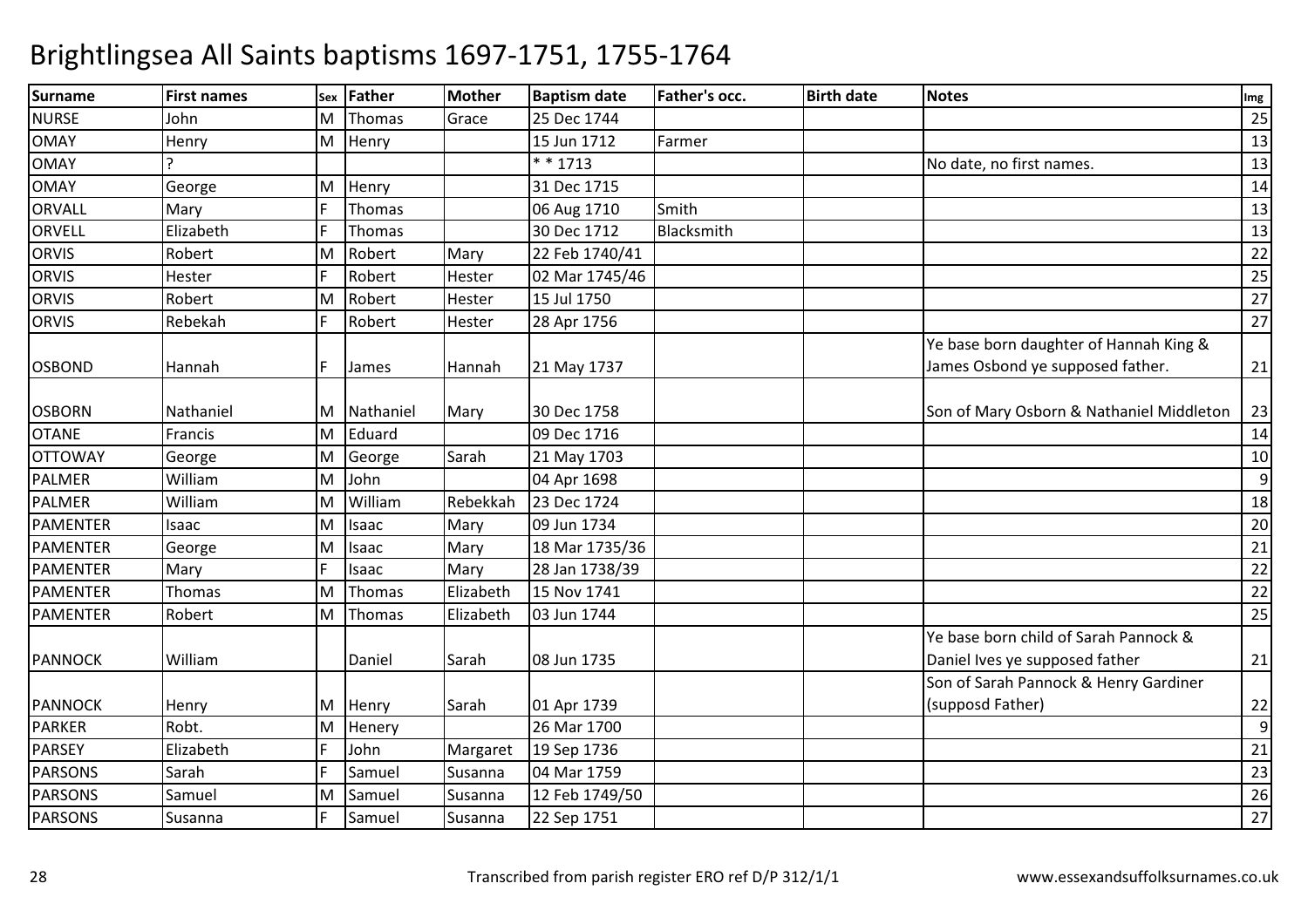# Brightlingsea All Saints baptisms 1697-1751, 1755-1764

| Surname | First names | Sex | Father | Mother | Baptism date | Father's occ. | Birth date | Notes | Img |
|---|---|---|---|---|---|---|---|---|---|
| NURSE | John | M | Thomas | Grace | 25 Dec 1744 | | | | 25 |
| OMAY | Henry | M | Henry | | 15 Jun 1712 | Farmer | | | 13 |
| OMAY | ? | | | | * * 1713 | | | No date, no first names. | 13 |
| OMAY | George | M | Henry | | 31 Dec 1715 | | | | 14 |
| ORVALL | Mary | F | Thomas | | 06 Aug 1710 | Smith | | | 13 |
| ORVELL | Elizabeth | F | Thomas | | 30 Dec 1712 | Blacksmith | | | 13 |
| ORVIS | Robert | M | Robert | Mary | 22 Feb 1740/41 | | | | 22 |
| ORVIS | Hester | F | Robert | Hester | 02 Mar 1745/46 | | | | 25 |
| ORVIS | Robert | M | Robert | Hester | 15 Jul 1750 | | | | 27 |
| ORVIS | Rebekah | F | Robert | Hester | 28 Apr 1756 | | | | 27 |
| OSBOND | Hannah | F | James | Hannah | 21 May 1737 | | | Ye base born daughter of Hannah King & James Osbond ye supposed father. | 21 |
| OSBORN | Nathaniel | M | Nathaniel | Mary | 30 Dec 1758 | | | Son of Mary Osborn & Nathaniel Middleton | 23 |
| OTANE | Francis | M | Eduard | | 09 Dec 1716 | | | | 14 |
| OTTOWAY | George | M | George | Sarah | 21 May 1703 | | | | 10 |
| PALMER | William | M | John | | 04 Apr 1698 | | | | 9 |
| PALMER | William | M | William | Rebekkah | 23 Dec 1724 | | | | 18 |
| PAMENTER | Isaac | M | Isaac | Mary | 09 Jun 1734 | | | | 20 |
| PAMENTER | George | M | Isaac | Mary | 18 Mar 1735/36 | | | | 21 |
| PAMENTER | Mary | F | Isaac | Mary | 28 Jan 1738/39 | | | | 22 |
| PAMENTER | Thomas | M | Thomas | Elizabeth | 15 Nov 1741 | | | | 22 |
| PAMENTER | Robert | M | Thomas | Elizabeth | 03 Jun 1744 | | | | 25 |
| PANNOCK | William | | Daniel | Sarah | 08 Jun 1735 | | | Ye base born child of Sarah Pannock & Daniel Ives ye supposed father | 21 |
| PANNOCK | Henry | M | Henry | Sarah | 01 Apr 1739 | | | Son of Sarah Pannock & Henry Gardiner (supposd Father) | 22 |
| PARKER | Robt. | M | Henery | | 26 Mar 1700 | | | | 9 |
| PARSEY | Elizabeth | F | John | Margaret | 19 Sep 1736 | | | | 21 |
| PARSONS | Sarah | F | Samuel | Susanna | 04 Mar 1759 | | | | 23 |
| PARSONS | Samuel | M | Samuel | Susanna | 12 Feb 1749/50 | | | | 26 |
| PARSONS | Susanna | F | Samuel | Susanna | 22 Sep 1751 | | | | 27 |

Transcribed from parish register ERO ref D/P 312/1/1

www.essexandsuffolksurnames.co.uk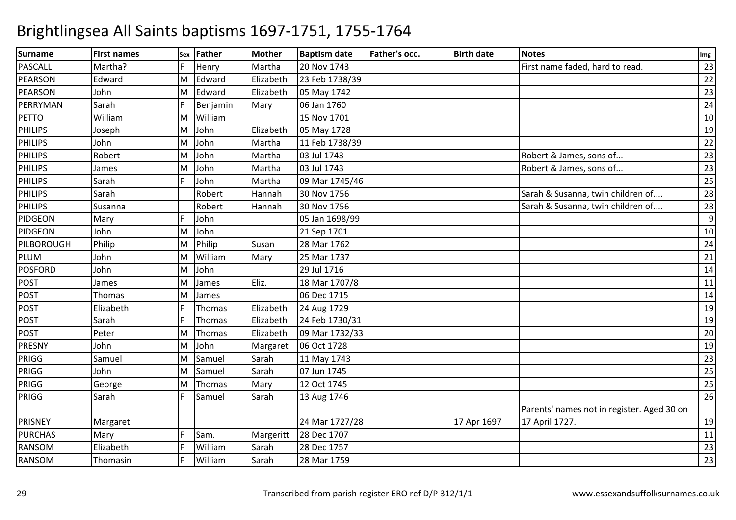# Brightlingsea All Saints baptisms 1697-1751, 1755-1764

| Surname | First names | Sex | Father | Mother | Baptism date | Father's occ. | Birth date | Notes | Img |
|---|---|---|---|---|---|---|---|---|---|
| PASCALL | Martha? | F | Henry | Martha | 20 Nov 1743 | | | First name faded, hard to read. | 23 |
| PEARSON | Edward | M | Edward | Elizabeth | 23 Feb 1738/39 | | | | 22 |
| PEARSON | John | M | Edward | Elizabeth | 05 May 1742 | | | | 23 |
| PERRYMAN | Sarah | F | Benjamin | Mary | 06 Jan 1760 | | | | 24 |
| PETTO | William | M | William | | 15 Nov 1701 | | | | 10 |
| PHILIPS | Joseph | M | John | Elizabeth | 05 May 1728 | | | | 19 |
| PHILIPS | John | M | John | Martha | 11 Feb 1738/39 | | | | 22 |
| PHILIPS | Robert | M | John | Martha | 03 Jul 1743 | | | Robert & James, sons of... | 23 |
| PHILIPS | James | M | John | Martha | 03 Jul 1743 | | | Robert & James, sons of... | 23 |
| PHILIPS | Sarah | F | John | Martha | 09 Mar 1745/46 | | | | 25 |
| PHILIPS | Sarah | | Robert | Hannah | 30 Nov 1756 | | | Sarah & Susanna, twin children of.... | 28 |
| PHILIPS | Susanna | | Robert | Hannah | 30 Nov 1756 | | | Sarah & Susanna, twin children of.... | 28 |
| PIDGEON | Mary | F | John | | 05 Jan 1698/99 | | | | 9 |
| PIDGEON | John | M | John | | 21 Sep 1701 | | | | 10 |
| PILBOROUGH | Philip | M | Philip | Susan | 28 Mar 1762 | | | | 24 |
| PLUM | John | M | William | Mary | 25 Mar 1737 | | | | 21 |
| POSFORD | John | M | John | | 29 Jul 1716 | | | | 14 |
| POST | James | M | James | Eliz. | 18 Mar 1707/8 | | | | 11 |
| POST | Thomas | M | James | | 06 Dec 1715 | | | | 14 |
| POST | Elizabeth | F | Thomas | Elizabeth | 24 Aug 1729 | | | | 19 |
| POST | Sarah | F | Thomas | Elizabeth | 24 Feb 1730/31 | | | | 19 |
| POST | Peter | M | Thomas | Elizabeth | 09 Mar 1732/33 | | | | 20 |
| PRESNY | John | M | John | Margaret | 06 Oct 1728 | | | | 19 |
| PRIGG | Samuel | M | Samuel | Sarah | 11 May 1743 | | | | 23 |
| PRIGG | John | M | Samuel | Sarah | 07 Jun 1745 | | | | 25 |
| PRIGG | George | M | Thomas | Mary | 12 Oct 1745 | | | | 25 |
| PRIGG | Sarah | F | Samuel | Sarah | 13 Aug 1746 | | | | 26 |
| PRISNEY | Margaret | | | | 24 Mar 1727/28 | | 17 Apr 1697 | Parents' names not in register. Aged 30 on 17 April 1727. | 19 |
| PURCHAS | Mary | F | Sam. | Margeritt | 28 Dec 1707 | | | | 11 |
| RANSOM | Elizabeth | F | William | Sarah | 28 Dec 1757 | | | | 23 |
| RANSOM | Thomasin | F | William | Sarah | 28 Mar 1759 | | | | 23 |

Transcribed from parish register ERO ref D/P 312/1/1

www.essexandsuffolksurnames.co.uk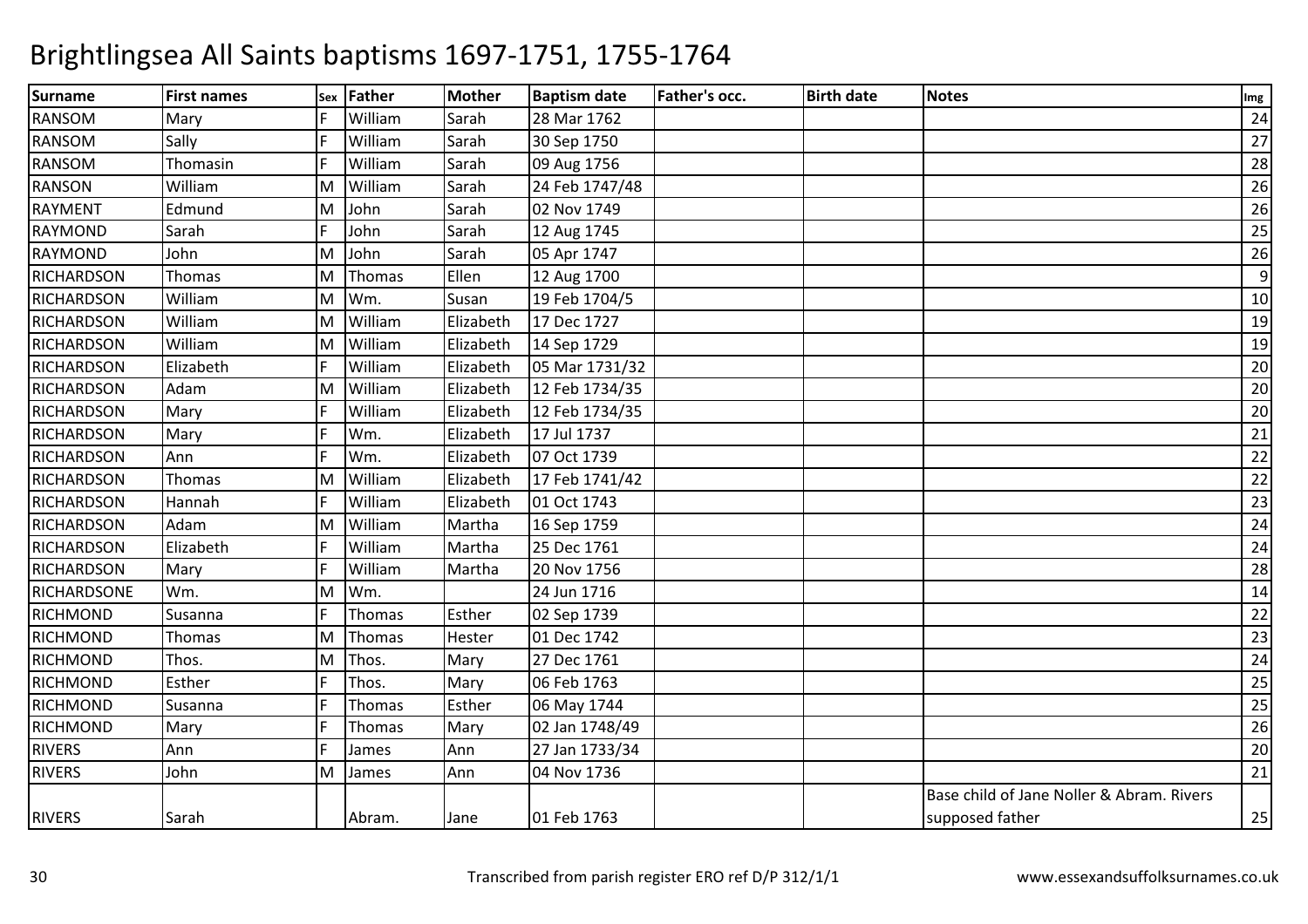# Brightlingsea All Saints baptisms 1697-1751, 1755-1764

| Surname | First names | Sex | Father | Mother | Baptism date | Father's occ. | Birth date | Notes | Img |
|---|---|---|---|---|---|---|---|---|---|
| RANSOM | Mary | F | William | Sarah | 28 Mar 1762 | | | | 24 |
| RANSOM | Sally | F | William | Sarah | 30 Sep 1750 | | | | 27 |
| RANSOM | Thomasin | F | William | Sarah | 09 Aug 1756 | | | | 28 |
| RANSON | William | M | William | Sarah | 24 Feb 1747/48 | | | | 26 |
| RAYMENT | Edmund | M | John | Sarah | 02 Nov 1749 | | | | 26 |
| RAYMOND | Sarah | F | John | Sarah | 12 Aug 1745 | | | | 25 |
| RAYMOND | John | M | John | Sarah | 05 Apr 1747 | | | | 26 |
| RICHARDSON | Thomas | M | Thomas | Ellen | 12 Aug 1700 | | | | 9 |
| RICHARDSON | William | M | Wm. | Susan | 19 Feb 1704/5 | | | | 10 |
| RICHARDSON | William | M | William | Elizabeth | 17 Dec 1727 | | | | 19 |
| RICHARDSON | William | M | William | Elizabeth | 14 Sep 1729 | | | | 19 |
| RICHARDSON | Elizabeth | F | William | Elizabeth | 05 Mar 1731/32 | | | | 20 |
| RICHARDSON | Adam | M | William | Elizabeth | 12 Feb 1734/35 | | | | 20 |
| RICHARDSON | Mary | F | William | Elizabeth | 12 Feb 1734/35 | | | | 20 |
| RICHARDSON | Mary | F | Wm. | Elizabeth | 17 Jul 1737 | | | | 21 |
| RICHARDSON | Ann | F | Wm. | Elizabeth | 07 Oct 1739 | | | | 22 |
| RICHARDSON | Thomas | M | William | Elizabeth | 17 Feb 1741/42 | | | | 22 |
| RICHARDSON | Hannah | F | William | Elizabeth | 01 Oct 1743 | | | | 23 |
| RICHARDSON | Adam | M | William | Martha | 16 Sep 1759 | | | | 24 |
| RICHARDSON | Elizabeth | F | William | Martha | 25 Dec 1761 | | | | 24 |
| RICHARDSON | Mary | F | William | Martha | 20 Nov 1756 | | | | 28 |
| RICHARDSONE | Wm. | M | Wm. | | 24 Jun 1716 | | | | 14 |
| RICHMOND | Susanna | F | Thomas | Esther | 02 Sep 1739 | | | | 22 |
| RICHMOND | Thomas | M | Thomas | Hester | 01 Dec 1742 | | | | 23 |
| RICHMOND | Thos. | M | Thos. | Mary | 27 Dec 1761 | | | | 24 |
| RICHMOND | Esther | F | Thos. | Mary | 06 Feb 1763 | | | | 25 |
| RICHMOND | Susanna | F | Thomas | Esther | 06 May 1744 | | | | 25 |
| RICHMOND | Mary | F | Thomas | Mary | 02 Jan 1748/49 | | | | 26 |
| RIVERS | Ann | F | James | Ann | 27 Jan 1733/34 | | | | 20 |
| RIVERS | John | M | James | Ann | 04 Nov 1736 | | | | 21 |
| RIVERS | Sarah | | Abram. | Jane | 01 Feb 1763 | | | Base child of Jane Noller & Abram. Rivers supposed father | 25 |

Transcribed from parish register ERO ref D/P 312/1/1

www.essexandsuffolksurnames.co.uk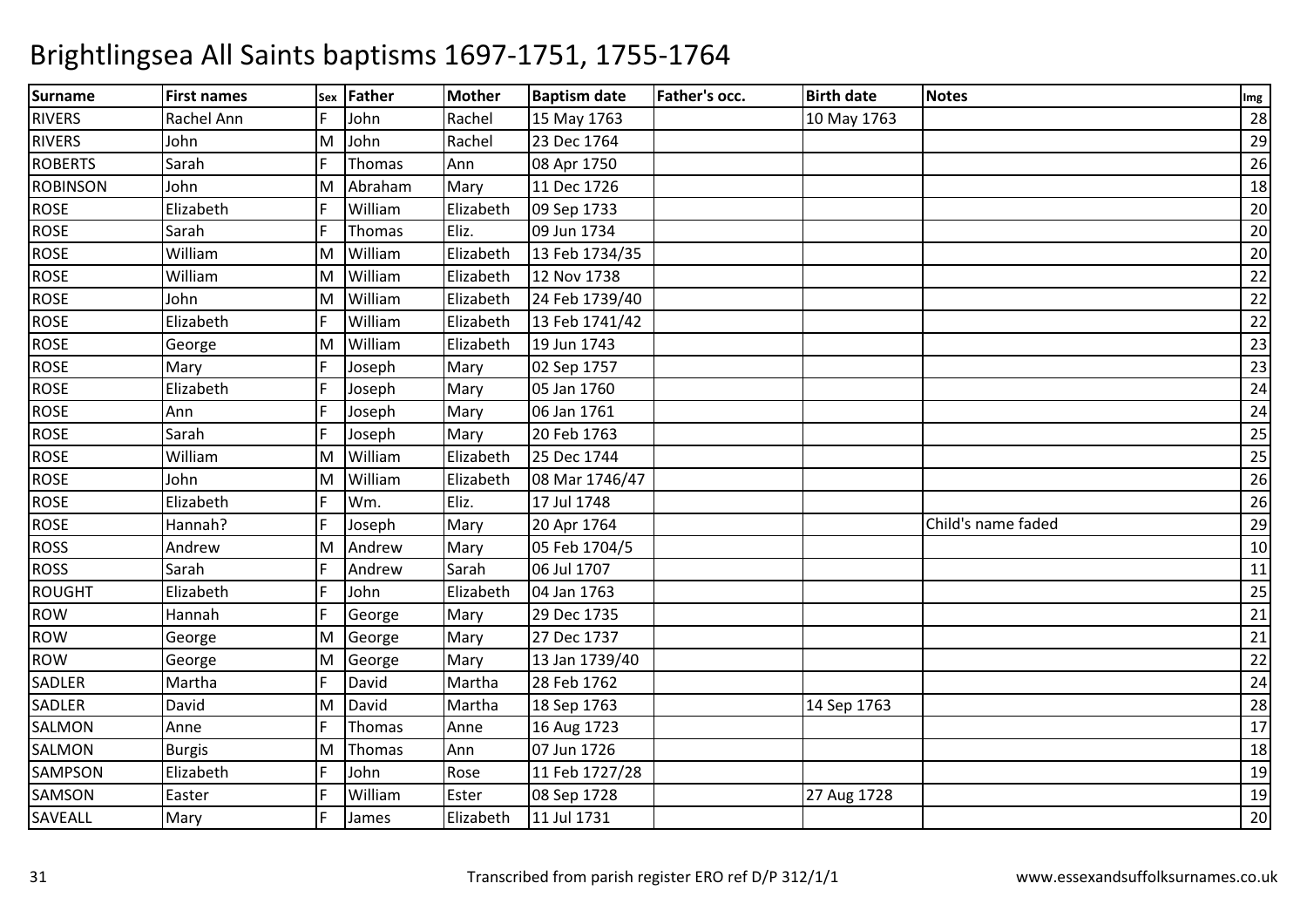# Brightlingsea All Saints baptisms 1697-1751, 1755-1764

| Surname | First names | Sex | Father | Mother | Baptism date | Father's occ. | Birth date | Notes | Img |
|---|---|---|---|---|---|---|---|---|---|
| RIVERS | Rachel Ann | F | John | Rachel | 15 May 1763 | | 10 May 1763 | | 28 |
| RIVERS | John | M | John | Rachel | 23 Dec 1764 | | | | 29 |
| ROBERTS | Sarah | F | Thomas | Ann | 08 Apr 1750 | | | | 26 |
| ROBINSON | John | M | Abraham | Mary | 11 Dec 1726 | | | | 18 |
| ROSE | Elizabeth | F | William | Elizabeth | 09 Sep 1733 | | | | 20 |
| ROSE | Sarah | F | Thomas | Eliz. | 09 Jun 1734 | | | | 20 |
| ROSE | William | M | William | Elizabeth | 13 Feb 1734/35 | | | | 20 |
| ROSE | William | M | William | Elizabeth | 12 Nov 1738 | | | | 22 |
| ROSE | John | M | William | Elizabeth | 24 Feb 1739/40 | | | | 22 |
| ROSE | Elizabeth | F | William | Elizabeth | 13 Feb 1741/42 | | | | 22 |
| ROSE | George | M | William | Elizabeth | 19 Jun 1743 | | | | 23 |
| ROSE | Mary | F | Joseph | Mary | 02 Sep 1757 | | | | 23 |
| ROSE | Elizabeth | F | Joseph | Mary | 05 Jan 1760 | | | | 24 |
| ROSE | Ann | F | Joseph | Mary | 06 Jan 1761 | | | | 24 |
| ROSE | Sarah | F | Joseph | Mary | 20 Feb 1763 | | | | 25 |
| ROSE | William | M | William | Elizabeth | 25 Dec 1744 | | | | 25 |
| ROSE | John | M | William | Elizabeth | 08 Mar 1746/47 | | | | 26 |
| ROSE | Elizabeth | F | Wm. | Eliz. | 17 Jul 1748 | | | | 26 |
| ROSE | Hannah? | F | Joseph | Mary | 20 Apr 1764 | | | Child's name faded | 29 |
| ROSS | Andrew | M | Andrew | Mary | 05 Feb 1704/5 | | | | 10 |
| ROSS | Sarah | F | Andrew | Sarah | 06 Jul 1707 | | | | 11 |
| ROUGHT | Elizabeth | F | John | Elizabeth | 04 Jan 1763 | | | | 25 |
| ROW | Hannah | F | George | Mary | 29 Dec 1735 | | | | 21 |
| ROW | George | M | George | Mary | 27 Dec 1737 | | | | 21 |
| ROW | George | M | George | Mary | 13 Jan 1739/40 | | | | 22 |
| SADLER | Martha | F | David | Martha | 28 Feb 1762 | | | | 24 |
| SADLER | David | M | David | Martha | 18 Sep 1763 | | 14 Sep 1763 | | 28 |
| SALMON | Anne | F | Thomas | Anne | 16 Aug 1723 | | | | 17 |
| SALMON | Burgis | M | Thomas | Ann | 07 Jun 1726 | | | | 18 |
| SAMPSON | Elizabeth | F | John | Rose | 11 Feb 1727/28 | | | | 19 |
| SAMSON | Easter | F | William | Ester | 08 Sep 1728 | | 27 Aug 1728 | | 19 |
| SAVEALL | Mary | F | James | Elizabeth | 11 Jul 1731 | | | | 20 |

Transcribed from parish register ERO ref D/P 312/1/1 www.essexandsuffolksurnames.co.uk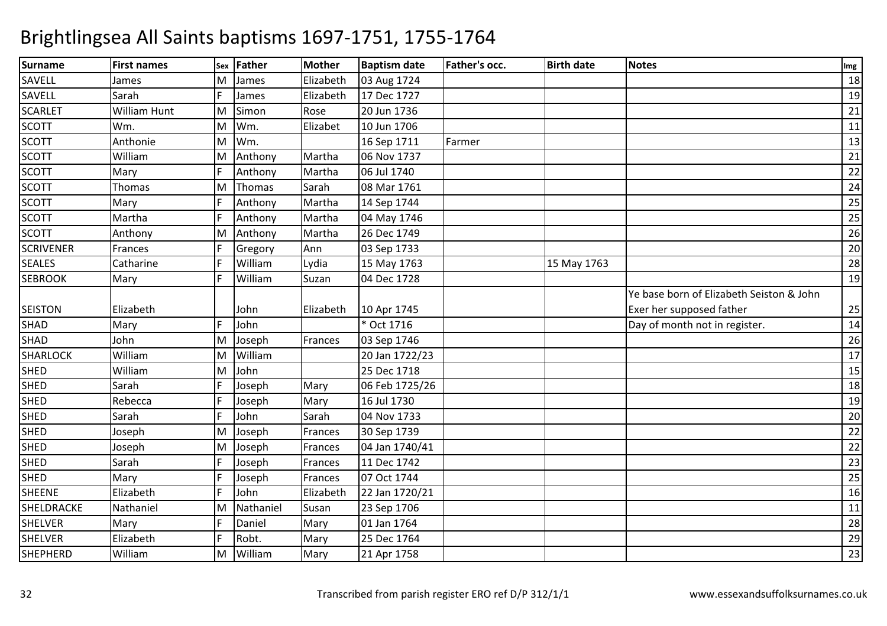# Brightlingsea All Saints baptisms 1697-1751, 1755-1764

| Surname | First names | Sex | Father | Mother | Baptism date | Father's occ. | Birth date | Notes | Img |
|---|---|---|---|---|---|---|---|---|---|
| SAVELL | James | M | James | Elizabeth | 03 Aug 1724 | | | | 18 |
| SAVELL | Sarah | F | James | Elizabeth | 17 Dec 1727 | | | | 19 |
| SCARLET | William Hunt | M | Simon | Rose | 20 Jun 1736 | | | | 21 |
| SCOTT | Wm. | M | Wm. | Elizabet | 10 Jun 1706 | | | | 11 |
| SCOTT | Anthonie | M | Wm. | | 16 Sep 1711 | Farmer | | | 13 |
| SCOTT | William | M | Anthony | Martha | 06 Nov 1737 | | | | 21 |
| SCOTT | Mary | F | Anthony | Martha | 06 Jul 1740 | | | | 22 |
| SCOTT | Thomas | M | Thomas | Sarah | 08 Mar 1761 | | | | 24 |
| SCOTT | Mary | F | Anthony | Martha | 14 Sep 1744 | | | | 25 |
| SCOTT | Martha | F | Anthony | Martha | 04 May 1746 | | | | 25 |
| SCOTT | Anthony | M | Anthony | Martha | 26 Dec 1749 | | | | 26 |
| SCRIVENER | Frances | F | Gregory | Ann | 03 Sep 1733 | | | | 20 |
| SEALES | Catharine | F | William | Lydia | 15 May 1763 | | 15 May 1763 | | 28 |
| SEBROOK | Mary | F | William | Suzan | 04 Dec 1728 | | | | 19 |
| SEISTON | Elizabeth | | John | Elizabeth | 10 Apr 1745 | | | Ye base born of Elizabeth Seiston & John Exer her supposed father | 25 |
| SHAD | Mary | F | John | | * Oct 1716 | | | Day of month not in register. | 14 |
| SHAD | John | M | Joseph | Frances | 03 Sep 1746 | | | | 26 |
| SHARLOCK | William | M | William | | 20 Jan 1722/23 | | | | 17 |
| SHED | William | M | John | | 25 Dec 1718 | | | | 15 |
| SHED | Sarah | F | Joseph | Mary | 06 Feb 1725/26 | | | | 18 |
| SHED | Rebecca | F | Joseph | Mary | 16 Jul 1730 | | | | 19 |
| SHED | Sarah | F | John | Sarah | 04 Nov 1733 | | | | 20 |
| SHED | Joseph | M | Joseph | Frances | 30 Sep 1739 | | | | 22 |
| SHED | Joseph | M | Joseph | Frances | 04 Jan 1740/41 | | | | 22 |
| SHED | Sarah | F | Joseph | Frances | 11 Dec 1742 | | | | 23 |
| SHED | Mary | F | Joseph | Frances | 07 Oct 1744 | | | | 25 |
| SHEENE | Elizabeth | F | John | Elizabeth | 22 Jan 1720/21 | | | | 16 |
| SHELDRACKE | Nathaniel | M | Nathaniel | Susan | 23 Sep 1706 | | | | 11 |
| SHELVER | Mary | F | Daniel | Mary | 01 Jan 1764 | | | | 28 |
| SHELVER | Elizabeth | F | Robt. | Mary | 25 Dec 1764 | | | | 29 |
| SHEPHERD | William | M | William | Mary | 21 Apr 1758 | | | | 23 |

Transcribed from parish register ERO ref D/P 312/1/1 www.essexandsuffolksurnames.co.uk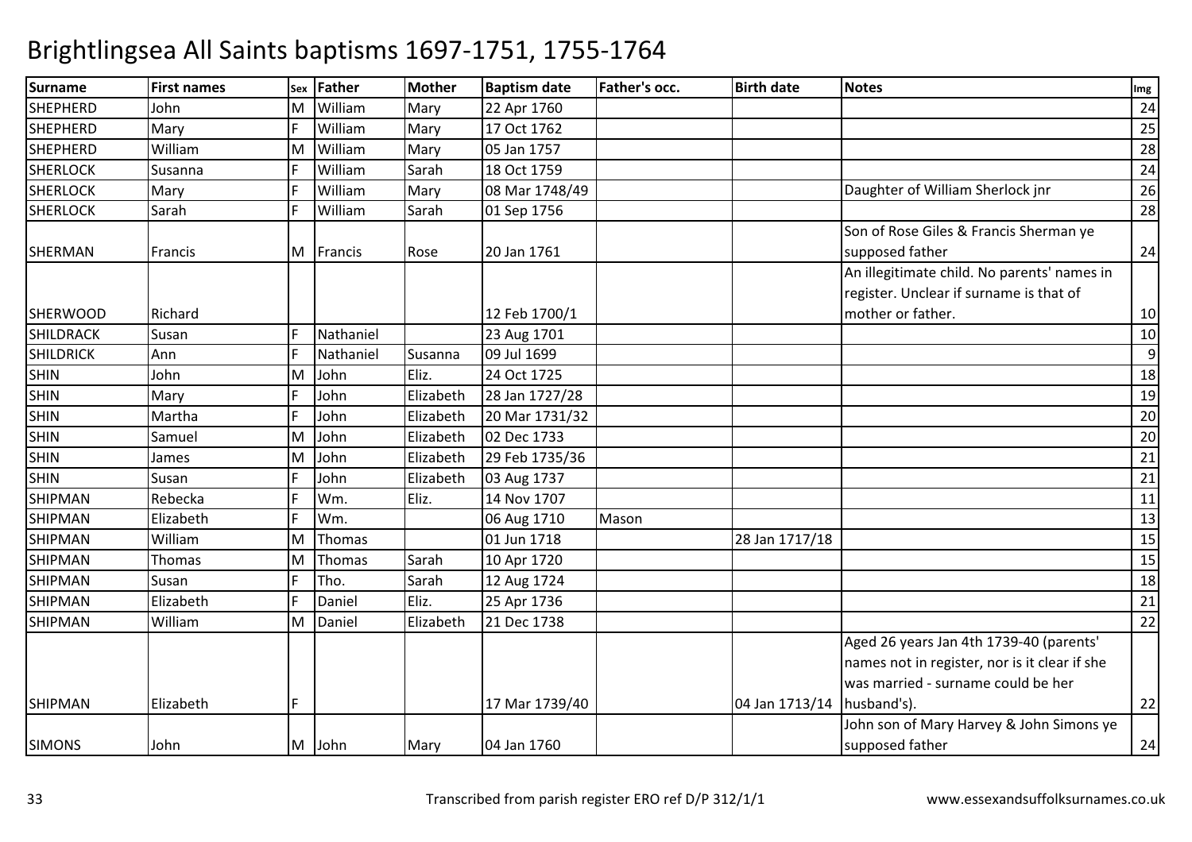# Brightlingsea All Saints baptisms 1697-1751, 1755-1764

| Surname | First names | Sex | Father | Mother | Baptism date | Father's occ. | Birth date | Notes | Img |
|---|---|---|---|---|---|---|---|---|---|
| SHEPHERD | John | M | William | Mary | 22 Apr 1760 | | | | 24 |
| SHEPHERD | Mary | F | William | Mary | 17 Oct 1762 | | | | 25 |
| SHEPHERD | William | M | William | Mary | 05 Jan 1757 | | | | 28 |
| SHERLOCK | Susanna | F | William | Sarah | 18 Oct 1759 | | | | 24 |
| SHERLOCK | Mary | F | William | Mary | 08 Mar 1748/49 | | | Daughter of William Sherlock jnr | 26 |
| SHERLOCK | Sarah | F | William | Sarah | 01 Sep 1756 | | | | 28 |
| SHERMAN | Francis | M | Francis | Rose | 20 Jan 1761 | | | Son of Rose Giles & Francis Sherman ye supposed father | 24 |
| SHERWOOD | Richard | | | | 12 Feb 1700/1 | | | An illegitimate child. No parents' names in register. Unclear if surname is that of mother or father. | 10 |
| SHILDRACK | Susan | F | Nathaniel | | 23 Aug 1701 | | | | 10 |
| SHILDRICK | Ann | F | Nathaniel | Susanna | 09 Jul 1699 | | | | 9 |
| SHIN | John | M | John | Eliz. | 24 Oct 1725 | | | | 18 |
| SHIN | Mary | F | John | Elizabeth | 28 Jan 1727/28 | | | | 19 |
| SHIN | Martha | F | John | Elizabeth | 20 Mar 1731/32 | | | | 20 |
| SHIN | Samuel | M | John | Elizabeth | 02 Dec 1733 | | | | 20 |
| SHIN | James | M | John | Elizabeth | 29 Feb 1735/36 | | | | 21 |
| SHIN | Susan | F | John | Elizabeth | 03 Aug 1737 | | | | 21 |
| SHIPMAN | Rebecka | F | Wm. | Eliz. | 14 Nov 1707 | | | | 11 |
| SHIPMAN | Elizabeth | F | Wm. | | 06 Aug 1710 | Mason | | | 13 |
| SHIPMAN | William | M | Thomas | | 01 Jun 1718 | | 28 Jan 1717/18 | | 15 |
| SHIPMAN | Thomas | M | Thomas | Sarah | 10 Apr 1720 | | | | 15 |
| SHIPMAN | Susan | F | Tho. | Sarah | 12 Aug 1724 | | | | 18 |
| SHIPMAN | Elizabeth | F | Daniel | Eliz. | 25 Apr 1736 | | | | 21 |
| SHIPMAN | William | M | Daniel | Elizabeth | 21 Dec 1738 | | | | 22 |
| SHIPMAN | Elizabeth | F | | | 17 Mar 1739/40 | | 04 Jan 1713/14 | Aged 26 years Jan 4th 1739-40 (parents' names not in register, nor is it clear if she was married - surname could be her husband's). | 22 |
| SIMONS | John | M | John | Mary | 04 Jan 1760 | | | John son of Mary Harvey & John Simons ye supposed father | 24 |

Transcribed from parish register ERO ref D/P 312/1/1 www.essexandsuffolksurnames.co.uk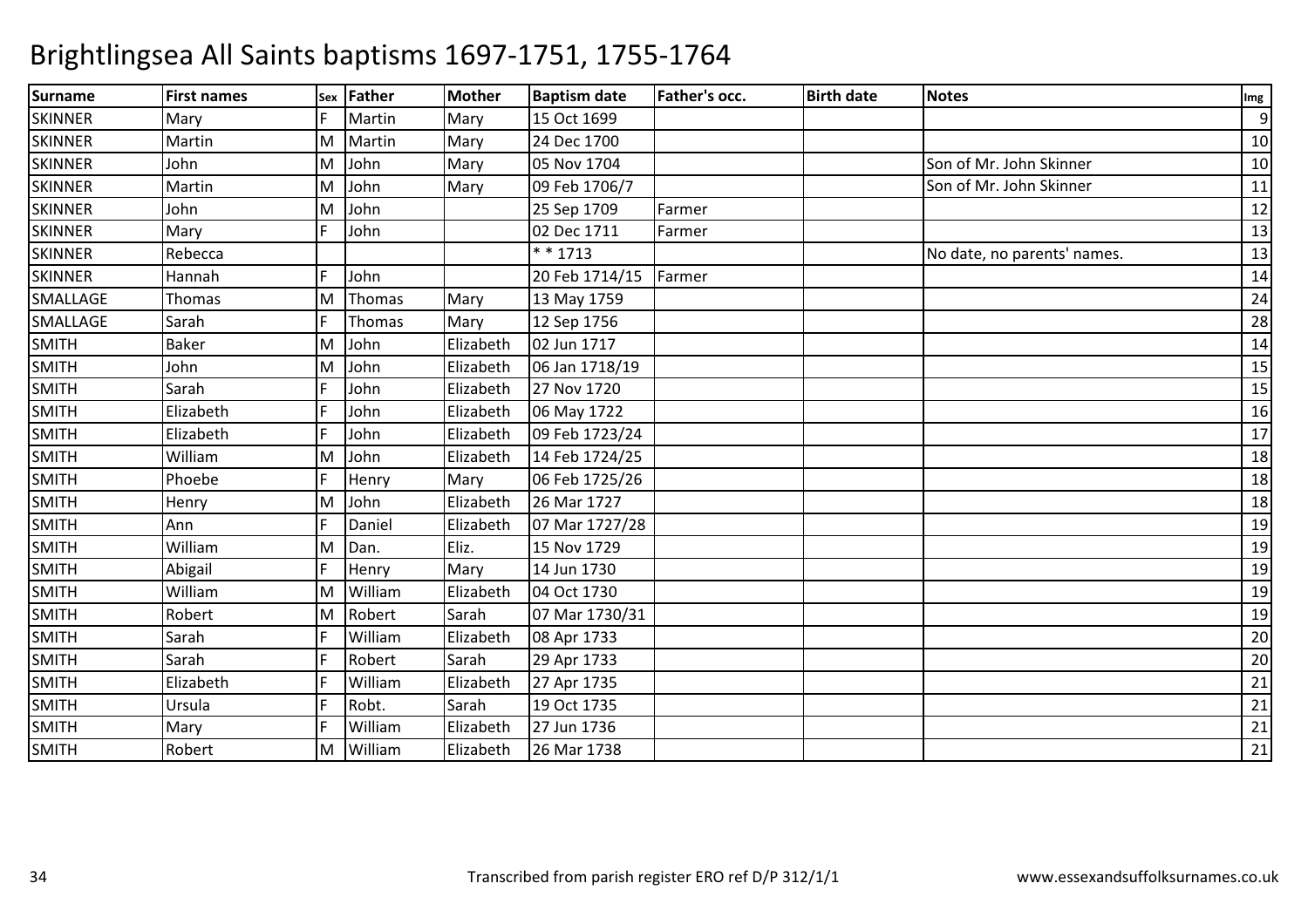# Brightlingsea All Saints baptisms 1697-1751, 1755-1764

| Surname | First names | Sex | Father | Mother | Baptism date | Father's occ. | Birth date | Notes | Img |
|---|---|---|---|---|---|---|---|---|---|
| SKINNER | Mary | F | Martin | Mary | 15 Oct 1699 | | | | 9 |
| SKINNER | Martin | M | Martin | Mary | 24 Dec 1700 | | | | 10 |
| SKINNER | John | M | John | Mary | 05 Nov 1704 | | | Son of Mr. John Skinner | 10 |
| SKINNER | Martin | M | John | Mary | 09 Feb 1706/7 | | | Son of Mr. John Skinner | 11 |
| SKINNER | John | M | John | | 25 Sep 1709 | Farmer | | | 12 |
| SKINNER | Mary | F | John | | 02 Dec 1711 | Farmer | | | 13 |
| SKINNER | Rebecca | | | | * * 1713 | | | No date, no parents' names. | 13 |
| SKINNER | Hannah | F | John | | 20 Feb 1714/15 | Farmer | | | 14 |
| SMALLAGE | Thomas | M | Thomas | Mary | 13 May 1759 | | | | 24 |
| SMALLAGE | Sarah | F | Thomas | Mary | 12 Sep 1756 | | | | 28 |
| SMITH | Baker | M | John | Elizabeth | 02 Jun 1717 | | | | 14 |
| SMITH | John | M | John | Elizabeth | 06 Jan 1718/19 | | | | 15 |
| SMITH | Sarah | F | John | Elizabeth | 27 Nov 1720 | | | | 15 |
| SMITH | Elizabeth | F | John | Elizabeth | 06 May 1722 | | | | 16 |
| SMITH | Elizabeth | F | John | Elizabeth | 09 Feb 1723/24 | | | | 17 |
| SMITH | William | M | John | Elizabeth | 14 Feb 1724/25 | | | | 18 |
| SMITH | Phoebe | F | Henry | Mary | 06 Feb 1725/26 | | | | 18 |
| SMITH | Henry | M | John | Elizabeth | 26 Mar 1727 | | | | 18 |
| SMITH | Ann | F | Daniel | Elizabeth | 07 Mar 1727/28 | | | | 19 |
| SMITH | William | M | Dan. | Eliz. | 15 Nov 1729 | | | | 19 |
| SMITH | Abigail | F | Henry | Mary | 14 Jun 1730 | | | | 19 |
| SMITH | William | M | William | Elizabeth | 04 Oct 1730 | | | | 19 |
| SMITH | Robert | M | Robert | Sarah | 07 Mar 1730/31 | | | | 19 |
| SMITH | Sarah | F | William | Elizabeth | 08 Apr 1733 | | | | 20 |
| SMITH | Sarah | F | Robert | Sarah | 29 Apr 1733 | | | | 20 |
| SMITH | Elizabeth | F | William | Elizabeth | 27 Apr 1735 | | | | 21 |
| SMITH | Ursula | F | Robt. | Sarah | 19 Oct 1735 | | | | 21 |
| SMITH | Mary | F | William | Elizabeth | 27 Jun 1736 | | | | 21 |
| SMITH | Robert | M | William | Elizabeth | 26 Mar 1738 | | | | 21 |

Transcribed from parish register ERO ref D/P 312/1/1 www.essexandsuffolksurnames.co.uk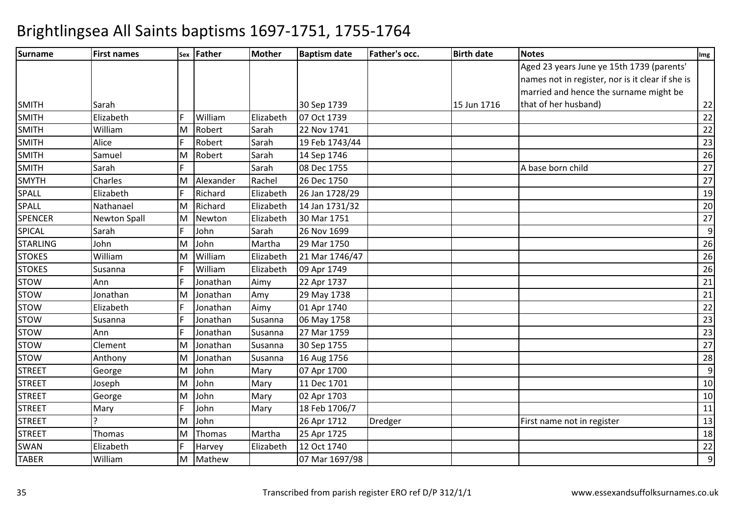# Brightlingsea All Saints baptisms 1697-1751, 1755-1764

| Surname | First names | Sex | Father | Mother | Baptism date | Father's occ. | Birth date | Notes | Img |
|---|---|---|---|---|---|---|---|---|---|
| SMITH | Sarah | | | | 30 Sep 1739 | | 15 Jun 1716 | Aged 23 years June ye 15th 1739 (parents' names not in register, nor is it clear if she is married and hence the surname might be that of her husband) | 22 |
| SMITH | Elizabeth | F | William | Elizabeth | 07 Oct 1739 | | | | 22 |
| SMITH | William | M | Robert | Sarah | 22 Nov 1741 | | | | 22 |
| SMITH | Alice | F | Robert | Sarah | 19 Feb 1743/44 | | | | 23 |
| SMITH | Samuel | M | Robert | Sarah | 14 Sep 1746 | | | | 26 |
| SMITH | Sarah | F | | Sarah | 08 Dec 1755 | | | A base born child | 27 |
| SMYTH | Charles | M | Alexander | Rachel | 26 Dec 1750 | | | | 27 |
| SPALL | Elizabeth | F | Richard | Elizabeth | 26 Jan 1728/29 | | | | 19 |
| SPALL | Nathanael | M | Richard | Elizabeth | 14 Jan 1731/32 | | | | 20 |
| SPENCER | Newton Spall | M | Newton | Elizabeth | 30 Mar 1751 | | | | 27 |
| SPICAL | Sarah | F | John | Sarah | 26 Nov 1699 | | | | 9 |
| STARLING | John | M | John | Martha | 29 Mar 1750 | | | | 26 |
| STOKES | William | M | William | Elizabeth | 21 Mar 1746/47 | | | | 26 |
| STOKES | Susanna | F | William | Elizabeth | 09 Apr 1749 | | | | 26 |
| STOW | Ann | F | Jonathan | Aimy | 22 Apr 1737 | | | | 21 |
| STOW | Jonathan | M | Jonathan | Amy | 29 May 1738 | | | | 21 |
| STOW | Elizabeth | F | Jonathan | Aimy | 01 Apr 1740 | | | | 22 |
| STOW | Susanna | F | Jonathan | Susanna | 06 May 1758 | | | | 23 |
| STOW | Ann | F | Jonathan | Susanna | 27 Mar 1759 | | | | 23 |
| STOW | Clement | M | Jonathan | Susanna | 30 Sep 1755 | | | | 27 |
| STOW | Anthony | M | Jonathan | Susanna | 16 Aug 1756 | | | | 28 |
| STREET | George | M | John | Mary | 07 Apr 1700 | | | | 9 |
| STREET | Joseph | M | John | Mary | 11 Dec 1701 | | | | 10 |
| STREET | George | M | John | Mary | 02 Apr 1703 | | | | 10 |
| STREET | Mary | F | John | Mary | 18 Feb 1706/7 | | | | 11 |
| STREET | ? | M | John | | 26 Apr 1712 | Dredger | | First name not in register | 13 |
| STREET | Thomas | M | Thomas | Martha | 25 Apr 1725 | | | | 18 |
| SWAN | Elizabeth | F | Harvey | Elizabeth | 12 Oct 1740 | | | | 22 |
| TABER | William | M | Mathew | | 07 Mar 1697/98 | | | | 9 |

Transcribed from parish register ERO ref D/P 312/1/1 www.essexandsuffolksurnames.co.uk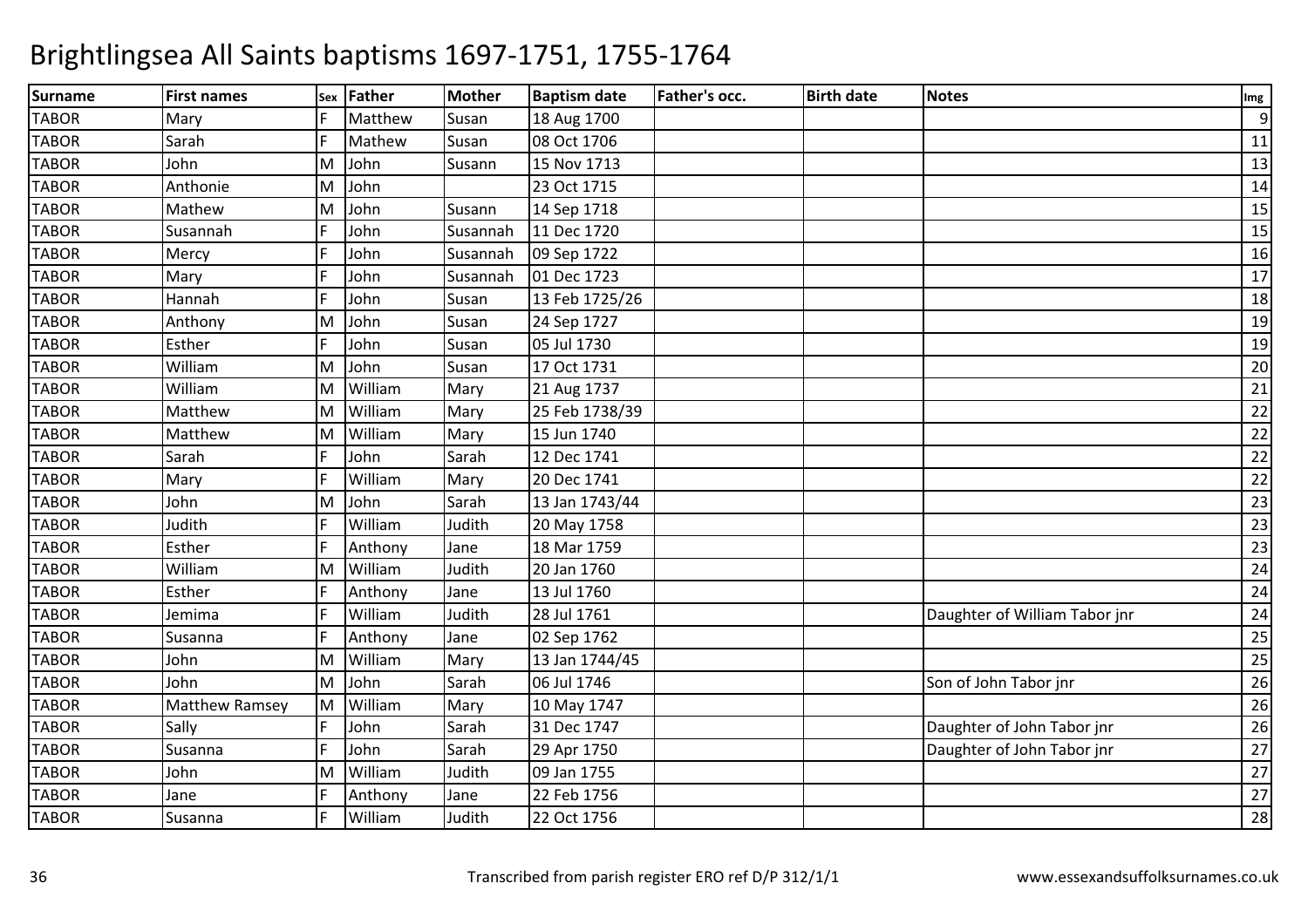# Brightlingsea All Saints baptisms 1697-1751, 1755-1764

| Surname | First names | Sex | Father | Mother | Baptism date | Father's occ. | Birth date | Notes | Img |
|---|---|---|---|---|---|---|---|---|---|
| TABOR | Mary | F | Matthew | Susan | 18 Aug 1700 | | | | 9 |
| TABOR | Sarah | F | Mathew | Susan | 08 Oct 1706 | | | | 11 |
| TABOR | John | M | John | Susann | 15 Nov 1713 | | | | 13 |
| TABOR | Anthonie | M | John | | 23 Oct 1715 | | | | 14 |
| TABOR | Mathew | M | John | Susann | 14 Sep 1718 | | | | 15 |
| TABOR | Susannah | F | John | Susannah | 11 Dec 1720 | | | | 15 |
| TABOR | Mercy | F | John | Susannah | 09 Sep 1722 | | | | 16 |
| TABOR | Mary | F | John | Susannah | 01 Dec 1723 | | | | 17 |
| TABOR | Hannah | F | John | Susan | 13 Feb 1725/26 | | | | 18 |
| TABOR | Anthony | M | John | Susan | 24 Sep 1727 | | | | 19 |
| TABOR | Esther | F | John | Susan | 05 Jul 1730 | | | | 19 |
| TABOR | William | M | John | Susan | 17 Oct 1731 | | | | 20 |
| TABOR | William | M | William | Mary | 21 Aug 1737 | | | | 21 |
| TABOR | Matthew | M | William | Mary | 25 Feb 1738/39 | | | | 22 |
| TABOR | Matthew | M | William | Mary | 15 Jun 1740 | | | | 22 |
| TABOR | Sarah | F | John | Sarah | 12 Dec 1741 | | | | 22 |
| TABOR | Mary | F | William | Mary | 20 Dec 1741 | | | | 22 |
| TABOR | John | M | John | Sarah | 13 Jan 1743/44 | | | | 23 |
| TABOR | Judith | F | William | Judith | 20 May 1758 | | | | 23 |
| TABOR | Esther | F | Anthony | Jane | 18 Mar 1759 | | | | 23 |
| TABOR | William | M | William | Judith | 20 Jan 1760 | | | | 24 |
| TABOR | Esther | F | Anthony | Jane | 13 Jul 1760 | | | | 24 |
| TABOR | Jemima | F | William | Judith | 28 Jul 1761 | | | Daughter of William Tabor jnr | 24 |
| TABOR | Susanna | F | Anthony | Jane | 02 Sep 1762 | | | | 25 |
| TABOR | John | M | William | Mary | 13 Jan 1744/45 | | | | 25 |
| TABOR | John | M | John | Sarah | 06 Jul 1746 | | | Son of John Tabor jnr | 26 |
| TABOR | Matthew Ramsey | M | William | Mary | 10 May 1747 | | | | 26 |
| TABOR | Sally | F | John | Sarah | 31 Dec 1747 | | | Daughter of John Tabor jnr | 26 |
| TABOR | Susanna | F | John | Sarah | 29 Apr 1750 | | | Daughter of John Tabor jnr | 27 |
| TABOR | John | M | William | Judith | 09 Jan 1755 | | | | 27 |
| TABOR | Jane | F | Anthony | Jane | 22 Feb 1756 | | | | 27 |
| TABOR | Susanna | F | William | Judith | 22 Oct 1756 | | | | 28 |

Transcribed from parish register ERO ref D/P 312/1/1

www.essexandsuffolksurnames.co.uk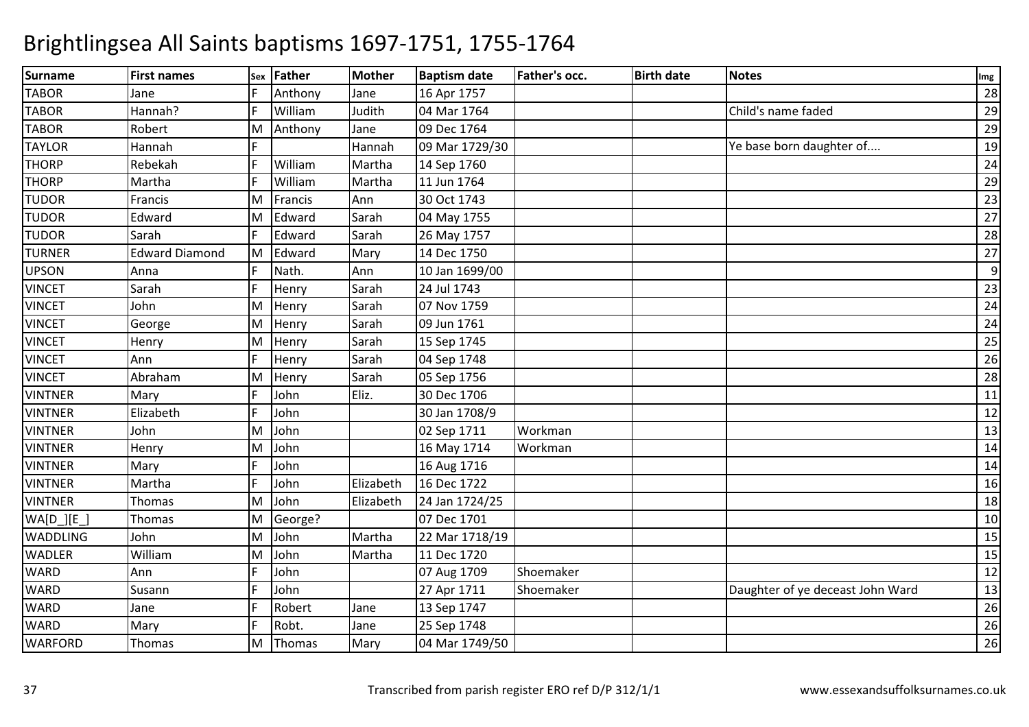# Brightlingsea All Saints baptisms 1697-1751, 1755-1764

| Surname | First names | Sex | Father | Mother | Baptism date | Father's occ. | Birth date | Notes | Img |
|---|---|---|---|---|---|---|---|---|---|
| TABOR | Jane | F | Anthony | Jane | 16 Apr 1757 | | | | 28 |
| TABOR | Hannah? | F | William | Judith | 04 Mar 1764 | | | Child's name faded | 29 |
| TABOR | Robert | M | Anthony | Jane | 09 Dec 1764 | | | | 29 |
| TAYLOR | Hannah | F | | Hannah | 09 Mar 1729/30 | | | Ye base born daughter of.... | 19 |
| THORP | Rebekah | F | William | Martha | 14 Sep 1760 | | | | 24 |
| THORP | Martha | F | William | Martha | 11 Jun 1764 | | | | 29 |
| TUDOR | Francis | M | Francis | Ann | 30 Oct 1743 | | | | 23 |
| TUDOR | Edward | M | Edward | Sarah | 04 May 1755 | | | | 27 |
| TUDOR | Sarah | F | Edward | Sarah | 26 May 1757 | | | | 28 |
| TURNER | Edward Diamond | M | Edward | Mary | 14 Dec 1750 | | | | 27 |
| UPSON | Anna | F | Nath. | Ann | 10 Jan 1699/00 | | | | 9 |
| VINCET | Sarah | F | Henry | Sarah | 24 Jul 1743 | | | | 23 |
| VINCET | John | M | Henry | Sarah | 07 Nov 1759 | | | | 24 |
| VINCET | George | M | Henry | Sarah | 09 Jun 1761 | | | | 24 |
| VINCET | Henry | M | Henry | Sarah | 15 Sep 1745 | | | | 25 |
| VINCET | Ann | F | Henry | Sarah | 04 Sep 1748 | | | | 26 |
| VINCET | Abraham | M | Henry | Sarah | 05 Sep 1756 | | | | 28 |
| VINTNER | Mary | F | John | Eliz. | 30 Dec 1706 | | | | 11 |
| VINTNER | Elizabeth | F | John | | 30 Jan 1708/9 | | | | 12 |
| VINTNER | John | M | John | | 02 Sep 1711 | Workman | | | 13 |
| VINTNER | Henry | M | John | | 16 May 1714 | Workman | | | 14 |
| VINTNER | Mary | F | John | | 16 Aug 1716 | | | | 14 |
| VINTNER | Martha | F | John | Elizabeth | 16 Dec 1722 | | | | 16 |
| VINTNER | Thomas | M | John | Elizabeth | 24 Jan 1724/25 | | | | 18 |
| WA[D_][E_] | Thomas | M | George? | | 07 Dec 1701 | | | | 10 |
| WADDLING | John | M | John | Martha | 22 Mar 1718/19 | | | | 15 |
| WADLER | William | M | John | Martha | 11 Dec 1720 | | | | 15 |
| WARD | Ann | F | John | | 07 Aug 1709 | Shoemaker | | | 12 |
| WARD | Susann | F | John | | 27 Apr 1711 | Shoemaker | | Daughter of ye deceast John Ward | 13 |
| WARD | Jane | F | Robert | Jane | 13 Sep 1747 | | | | 26 |
| WARD | Mary | F | Robt. | Jane | 25 Sep 1748 | | | | 26 |
| WARFORD | Thomas | M | Thomas | Mary | 04 Mar 1749/50 | | | | 26 |

Transcribed from parish register ERO ref D/P 312/1/1

www.essexandsuffolksurnames.co.uk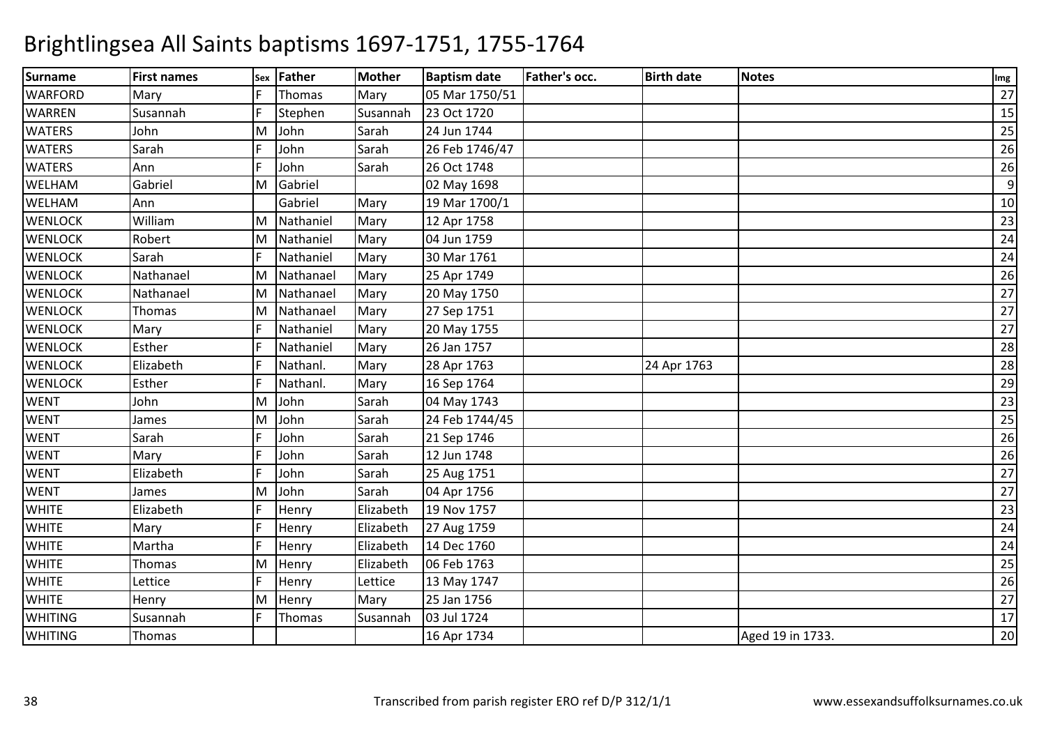# Brightlingsea All Saints baptisms 1697-1751, 1755-1764

| Surname | First names | Sex | Father | Mother | Baptism date | Father's occ. | Birth date | Notes | Img |
|---|---|---|---|---|---|---|---|---|---|
| WARFORD | Mary | F | Thomas | Mary | 05 Mar 1750/51 | | | | 27 |
| WARREN | Susannah | F | Stephen | Susannah | 23 Oct 1720 | | | | 15 |
| WATERS | John | M | John | Sarah | 24 Jun 1744 | | | | 25 |
| WATERS | Sarah | F | John | Sarah | 26 Feb 1746/47 | | | | 26 |
| WATERS | Ann | F | John | Sarah | 26 Oct 1748 | | | | 26 |
| WELHAM | Gabriel | M | Gabriel | | 02 May 1698 | | | | 9 |
| WELHAM | Ann | | Gabriel | Mary | 19 Mar 1700/1 | | | | 10 |
| WENLOCK | William | M | Nathaniel | Mary | 12 Apr 1758 | | | | 23 |
| WENLOCK | Robert | M | Nathaniel | Mary | 04 Jun 1759 | | | | 24 |
| WENLOCK | Sarah | F | Nathaniel | Mary | 30 Mar 1761 | | | | 24 |
| WENLOCK | Nathanael | M | Nathanael | Mary | 25 Apr 1749 | | | | 26 |
| WENLOCK | Nathanael | M | Nathanael | Mary | 20 May 1750 | | | | 27 |
| WENLOCK | Thomas | M | Nathanael | Mary | 27 Sep 1751 | | | | 27 |
| WENLOCK | Mary | F | Nathaniel | Mary | 20 May 1755 | | | | 27 |
| WENLOCK | Esther | F | Nathaniel | Mary | 26 Jan 1757 | | | | 28 |
| WENLOCK | Elizabeth | F | Nathanl. | Mary | 28 Apr 1763 | | 24 Apr 1763 | | 28 |
| WENLOCK | Esther | F | Nathanl. | Mary | 16 Sep 1764 | | | | 29 |
| WENT | John | M | John | Sarah | 04 May 1743 | | | | 23 |
| WENT | James | M | John | Sarah | 24 Feb 1744/45 | | | | 25 |
| WENT | Sarah | F | John | Sarah | 21 Sep 1746 | | | | 26 |
| WENT | Mary | F | John | Sarah | 12 Jun 1748 | | | | 26 |
| WENT | Elizabeth | F | John | Sarah | 25 Aug 1751 | | | | 27 |
| WENT | James | M | John | Sarah | 04 Apr 1756 | | | | 27 |
| WHITE | Elizabeth | F | Henry | Elizabeth | 19 Nov 1757 | | | | 23 |
| WHITE | Mary | F | Henry | Elizabeth | 27 Aug 1759 | | | | 24 |
| WHITE | Martha | F | Henry | Elizabeth | 14 Dec 1760 | | | | 24 |
| WHITE | Thomas | M | Henry | Elizabeth | 06 Feb 1763 | | | | 25 |
| WHITE | Lettice | F | Henry | Lettice | 13 May 1747 | | | | 26 |
| WHITE | Henry | M | Henry | Mary | 25 Jan 1756 | | | | 27 |
| WHITING | Susannah | F | Thomas | Susannah | 03 Jul 1724 | | | | 17 |
| WHITING | Thomas | | | | 16 Apr 1734 | | | Aged 19 in 1733. | 20 |

Transcribed from parish register ERO ref D/P 312/1/1

www.essexandsuffolksurnames.co.uk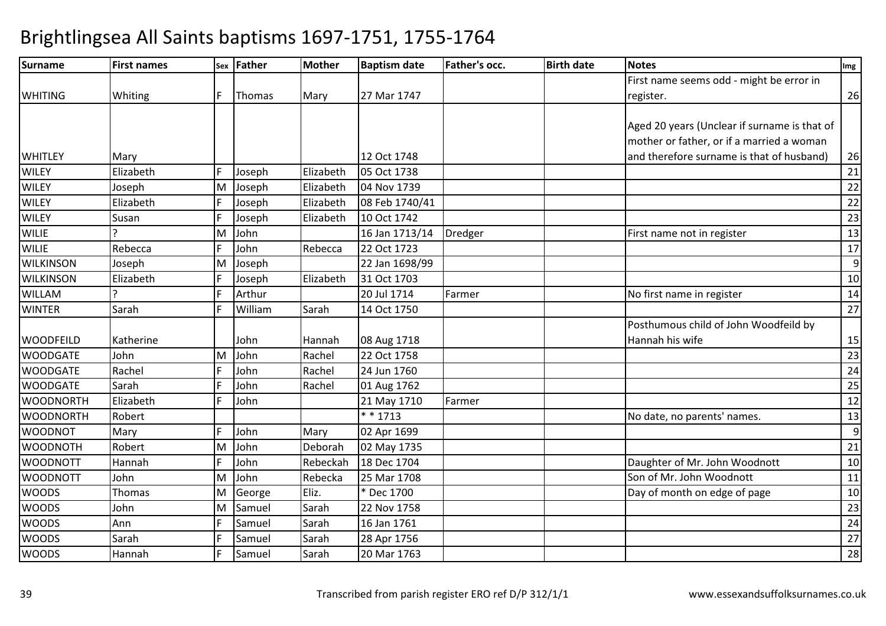# Brightlingsea All Saints baptisms 1697-1751, 1755-1764

| Surname | First names | Sex | Father | Mother | Baptism date | Father's occ. | Birth date | Notes | Img |
|---|---|---|---|---|---|---|---|---|---|
| WHITING | Whiting | F | Thomas | Mary | 27 Mar 1747 | | | First name seems odd - might be error in register. | 26 |
| WHITLEY | Mary | | | | 12 Oct 1748 | | | Aged 20 years (Unclear if surname is that of mother or father, or if a married a woman and therefore surname is that of husband) | 26 |
| WILEY | Elizabeth | F | Joseph | Elizabeth | 05 Oct 1738 | | | | 21 |
| WILEY | Joseph | M | Joseph | Elizabeth | 04 Nov 1739 | | | | 22 |
| WILEY | Elizabeth | F | Joseph | Elizabeth | 08 Feb 1740/41 | | | | 22 |
| WILEY | Susan | F | Joseph | Elizabeth | 10 Oct 1742 | | | | 23 |
| WILIE | ? | M | John | | 16 Jan 1713/14 | Dredger | | First name not in register | 13 |
| WILIE | Rebecca | F | John | Rebecca | 22 Oct 1723 | | | | 17 |
| WILKINSON | Joseph | M | Joseph | | 22 Jan 1698/99 | | | | 9 |
| WILKINSON | Elizabeth | F | Joseph | Elizabeth | 31 Oct 1703 | | | | 10 |
| WILLAM | ? | F | Arthur | | 20 Jul 1714 | Farmer | | No first name in register | 14 |
| WINTER | Sarah | F | William | Sarah | 14 Oct 1750 | | | | 27 |
| WOODFEILD | Katherine | | John | Hannah | 08 Aug 1718 | | | Posthumous child of John Woodfeild by Hannah his wife | 15 |
| WOODGATE | John | M | John | Rachel | 22 Oct 1758 | | | | 23 |
| WOODGATE | Rachel | F | John | Rachel | 24 Jun 1760 | | | | 24 |
| WOODGATE | Sarah | F | John | Rachel | 01 Aug 1762 | | | | 25 |
| WOODNORTH | Elizabeth | F | John | | 21 May 1710 | Farmer | | | 12 |
| WOODNORTH | Robert | | | | * * 1713 | | | No date, no parents' names. | 13 |
| WOODNOT | Mary | F | John | Mary | 02 Apr 1699 | | | | 9 |
| WOODNOTH | Robert | M | John | Deborah | 02 May 1735 | | | | 21 |
| WOODNOTT | Hannah | F | John | Rebeckah | 18 Dec 1704 | | | Daughter of Mr. John Woodnott | 10 |
| WOODNOTT | John | M | John | Rebecka | 25 Mar 1708 | | | Son of Mr. John Woodnott | 11 |
| WOODS | Thomas | M | George | Eliz. | * Dec 1700 | | | Day of month on edge of page | 10 |
| WOODS | John | M | Samuel | Sarah | 22 Nov 1758 | | | | 23 |
| WOODS | Ann | F | Samuel | Sarah | 16 Jan 1761 | | | | 24 |
| WOODS | Sarah | F | Samuel | Sarah | 28 Apr 1756 | | | | 27 |
| WOODS | Hannah | F | Samuel | Sarah | 20 Mar 1763 | | | | 28 |

Transcribed from parish register ERO ref D/P 312/1/1 www.essexandsuffolksurnames.co.uk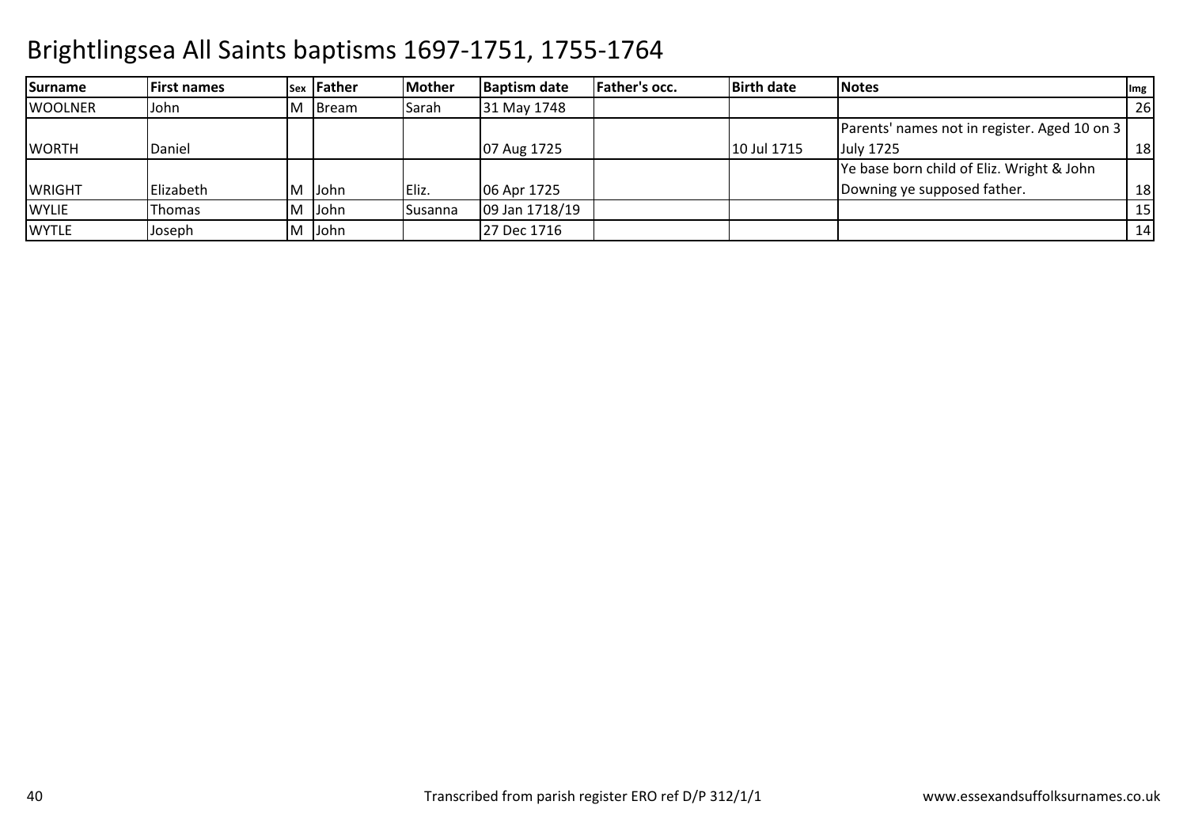# Brightlingsea All Saints baptisms 1697-1751, 1755-1764

| Surname | First names | Sex | Father | Mother | Baptism date | Father's occ. | Birth date | Notes | Img |
|---|---|---|---|---|---|---|---|---|---|
| WOOLNER | John | M | Bream | Sarah | 31 May 1748 | | | | 26 |
| WORTH | Daniel | | | | 07 Aug 1725 | | 10 Jul 1715 | Parents' names not in register. Aged 10 on 3 July 1725 | 18 |
| WRIGHT | Elizabeth | M | John | Eliz. | 06 Apr 1725 | | | Ye base born child of Eliz. Wright & John Downing ye supposed father. | 18 |
| WYLIE | Thomas | M | John | Susanna | 09 Jan 1718/19 | | | | 15 |
| WYTLE | Joseph | M | John | | 27 Dec 1716 | | | | 14 |

Transcribed from parish register ERO ref D/P 312/1/1

www.essexandsuffolksurnames.co.uk